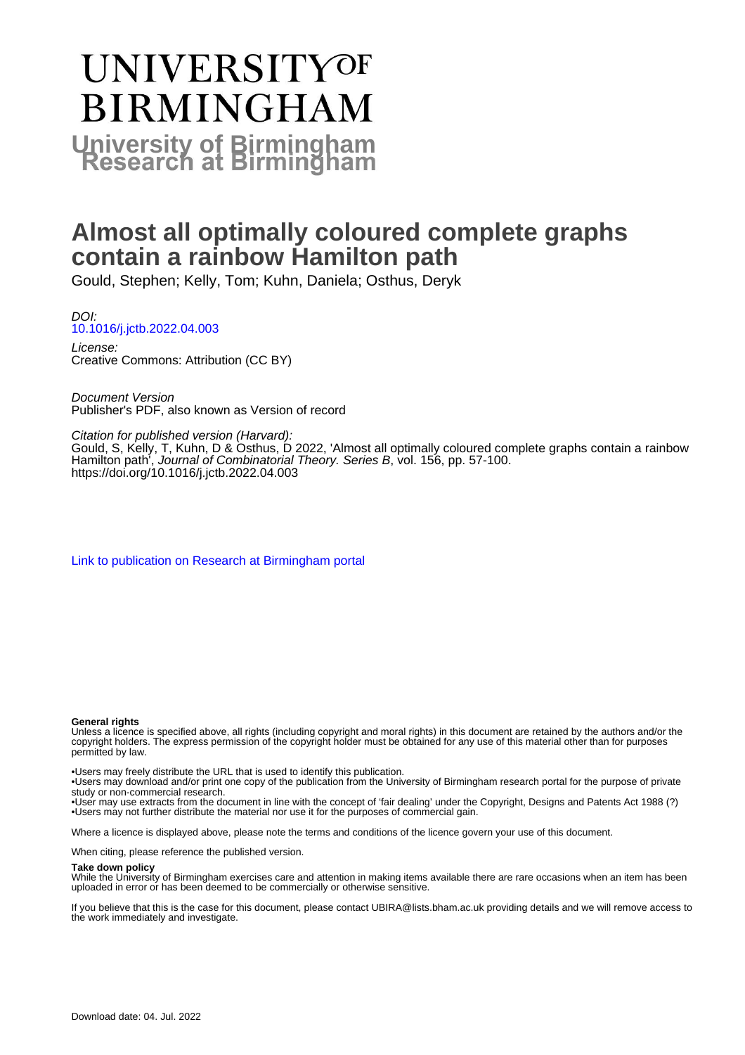# UNIVERSITY OF BIRMINGHAM

## University of Birmingham Research at Birmingham

# Almost all optimally coloured complete graphs contain a rainbow Hamilton path

Gould, Stephen; Kelly, Tom; Kuhn, Daniela; Osthus, Deryk

*DOI:*
[10.1016/j.jctb.2022.04.003](https://doi.org/10.1016/j.jctb.2022.04.003)

*License:*
Creative Commons: Attribution (CC BY)

*Document Version*
Publisher's PDF, also known as Version of record

*Citation for published version (Harvard):*
Gould, S, Kelly, T, Kuhn, D & Osthus, D 2022, 'Almost all optimally coloured complete graphs contain a rainbow Hamilton path', *Journal of Combinatorial Theory. Series B*, vol. 156, pp. 57-100. https://doi.org/10.1016/j.jctb.2022.04.003

[Link to publication on Research at Birmingham portal](#)

**General rights**
Unless a licence is specified above, all rights (including copyright and moral rights) in this document are retained by the authors and/or the copyright holders. The express permission of the copyright holder must be obtained for any use of this material other than for purposes permitted by law.

•Users may freely distribute the URL that is used to identify this publication.
•Users may download and/or print one copy of the publication from the University of Birmingham research portal for the purpose of private study or non-commercial research.
•User may use extracts from the document in line with the concept of 'fair dealing' under the Copyright, Designs and Patents Act 1988 (?)
•Users may not further distribute the material nor use it for the purposes of commercial gain.

Where a licence is displayed above, please note the terms and conditions of the licence govern your use of this document.

When citing, please reference the published version.

**Take down policy**
While the University of Birmingham exercises care and attention in making items available there are rare occasions when an item has been uploaded in error or has been deemed to be commercially or otherwise sensitive.

If you believe that this is the case for this document, please contact UBIRA@lists.bham.ac.uk providing details and we will remove access to the work immediately and investigate.

Download date: 04. Jul. 2022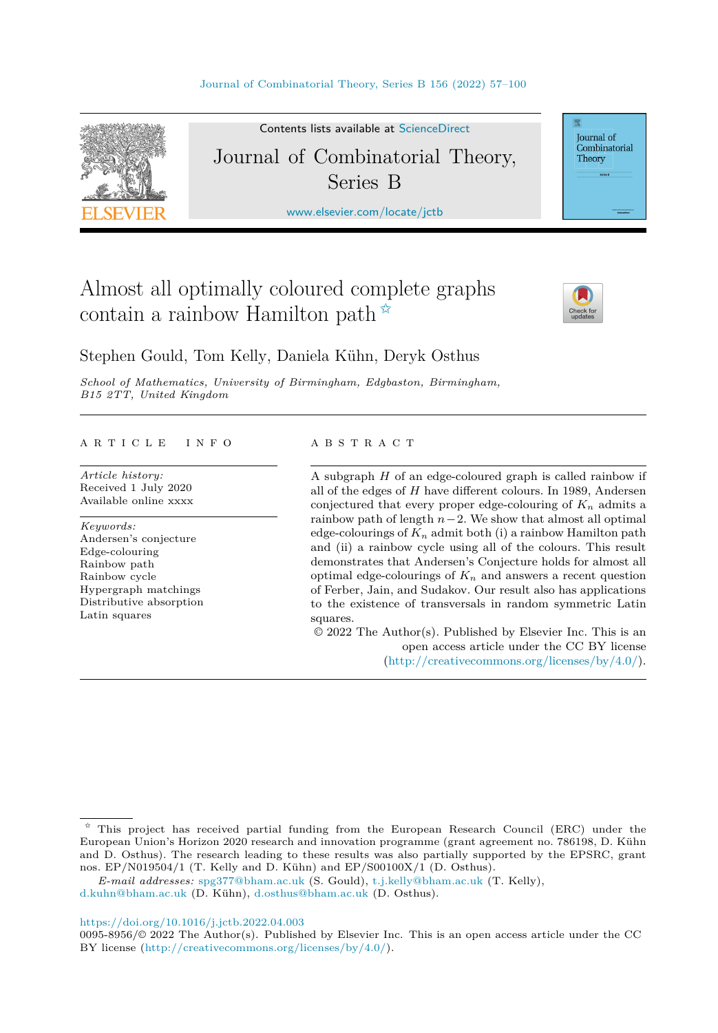# Almost all optimally coloured complete graphs contain a rainbow Hamilton path ☆

Stephen Gould, Tom Kelly, Daniela Kühn, Deryk Osthus

*School of Mathematics, University of Birmingham, Edgbaston, Birmingham, B15 2TT, United Kingdom*

## ARTICLE INFO

*Article history:*
Received 1 July 2020
Available online xxxx

*Keywords:*
Andersen's conjecture
Edge-colouring
Rainbow path
Rainbow cycle
Hypergraph matchings
Distributive absorption
Latin squares

## ABSTRACT

A subgraph $H$ of an edge-coloured graph is called rainbow if all of the edges of $H$ have different colours. In 1989, Andersen conjectured that every proper edge-colouring of $K_n$ admits a rainbow path of length $n-2$. We show that almost all optimal edge-colourings of $K_n$ admit both (i) a rainbow Hamilton path and (ii) a rainbow cycle using all of the colours. This result demonstrates that Andersen's Conjecture holds for almost all optimal edge-colourings of $K_n$ and answers a recent question of Ferber, Jain, and Sudakov. Our result also has applications to the existence of transversals in random symmetric Latin squares.

© 2022 The Author(s). Published by Elsevier Inc. This is an open access article under the CC BY license (http://creativecommons.org/licenses/by/4.0/).

---

☆ This project has received partial funding from the European Research Council (ERC) under the European Union's Horizon 2020 research and innovation programme (grant agreement no. 786198, D. Kühn and D. Osthus). The research leading to these results was also partially supported by the EPSRC, grant nos. EP/N019504/1 (T. Kelly and D. Kühn) and EP/S00100X/1 (D. Osthus).

*E-mail addresses:* spg377@bham.ac.uk (S. Gould), t.j.kelly@bham.ac.uk (T. Kelly), d.kuhn@bham.ac.uk (D. Kühn), d.osthus@bham.ac.uk (D. Osthus).

https://doi.org/10.1016/j.jctb.2022.04.003
0095-8956/© 2022 The Author(s). Published by Elsevier Inc. This is an open access article under the CC BY license (http://creativecommons.org/licenses/by/4.0/).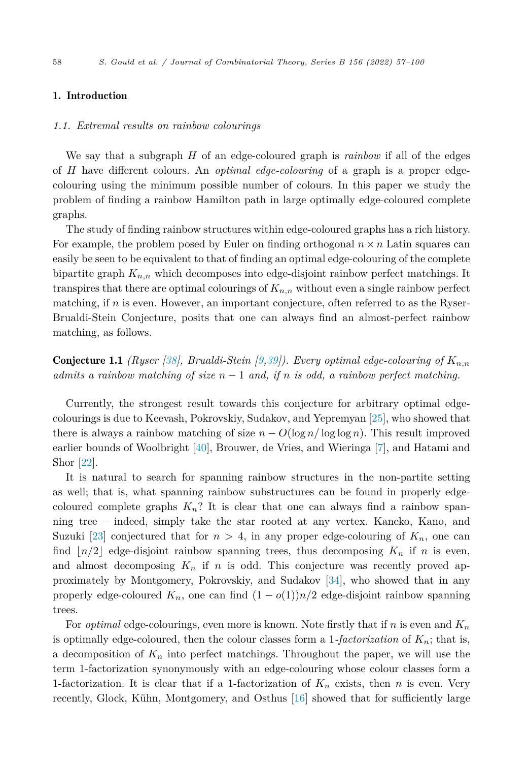## 1. Introduction

### 1.1. Extremal results on rainbow colourings

We say that a subgraph $H$ of an edge-coloured graph is *rainbow* if all of the edges of $H$ have different colours. An *optimal edge-colouring* of a graph is a proper edge-colouring using the minimum possible number of colours. In this paper we study the problem of finding a rainbow Hamilton path in large optimally edge-coloured complete graphs.

The study of finding rainbow structures within edge-coloured graphs has a rich history. For example, the problem posed by Euler on finding orthogonal $n \times n$ Latin squares can easily be seen to be equivalent to that of finding an optimal edge-colouring of the complete bipartite graph $K_{n,n}$ which decomposes into edge-disjoint rainbow perfect matchings. It transpires that there are optimal colourings of $K_{n,n}$ without even a single rainbow perfect matching, if $n$ is even. However, an important conjecture, often referred to as the Ryser-Brualdi-Stein Conjecture, posits that one can always find an almost-perfect rainbow matching, as follows.

**Conjecture 1.1** *(Ryser [38], Brualdi-Stein [9,39]). Every optimal edge-colouring of $K_{n,n}$ admits a rainbow matching of size $n-1$ and, if $n$ is odd, a rainbow perfect matching.*

Currently, the strongest result towards this conjecture for arbitrary optimal edge-colourings is due to Keevash, Pokrovskiy, Sudakov, and Yepremyan [25], who showed that there is always a rainbow matching of size $n - O(\log n/ \log\log n)$. This result improved earlier bounds of Woolbright [40], Brouwer, de Vries, and Wieringa [7], and Hatami and Shor [22].

It is natural to search for spanning rainbow structures in the non-partite setting as well; that is, what spanning rainbow substructures can be found in properly edge-coloured complete graphs $K_n$? It is clear that one can always find a rainbow spanning tree – indeed, simply take the star rooted at any vertex. Kaneko, Kano, and Suzuki [23] conjectured that for $n > 4$, in any proper edge-colouring of $K_n$, one can find $\lfloor n/2 \rfloor$ edge-disjoint rainbow spanning trees, thus decomposing $K_n$ if $n$ is even, and almost decomposing $K_n$ if $n$ is odd. This conjecture was recently proved approximately by Montgomery, Pokrovskiy, and Sudakov [34], who showed that in any properly edge-coloured $K_n$, one can find $(1 - o(1))n/2$ edge-disjoint rainbow spanning trees.

For *optimal* edge-colourings, even more is known. Note firstly that if $n$ is even and $K_n$ is optimally edge-coloured, then the colour classes form a 1-*factorization* of $K_n$; that is, a decomposition of $K_n$ into perfect matchings. Throughout the paper, we will use the term 1-factorization synonymously with an edge-colouring whose colour classes form a 1-factorization. It is clear that if a 1-factorization of $K_n$ exists, then $n$ is even. Very recently, Glock, Kühn, Montgomery, and Osthus [16] showed that for sufficiently large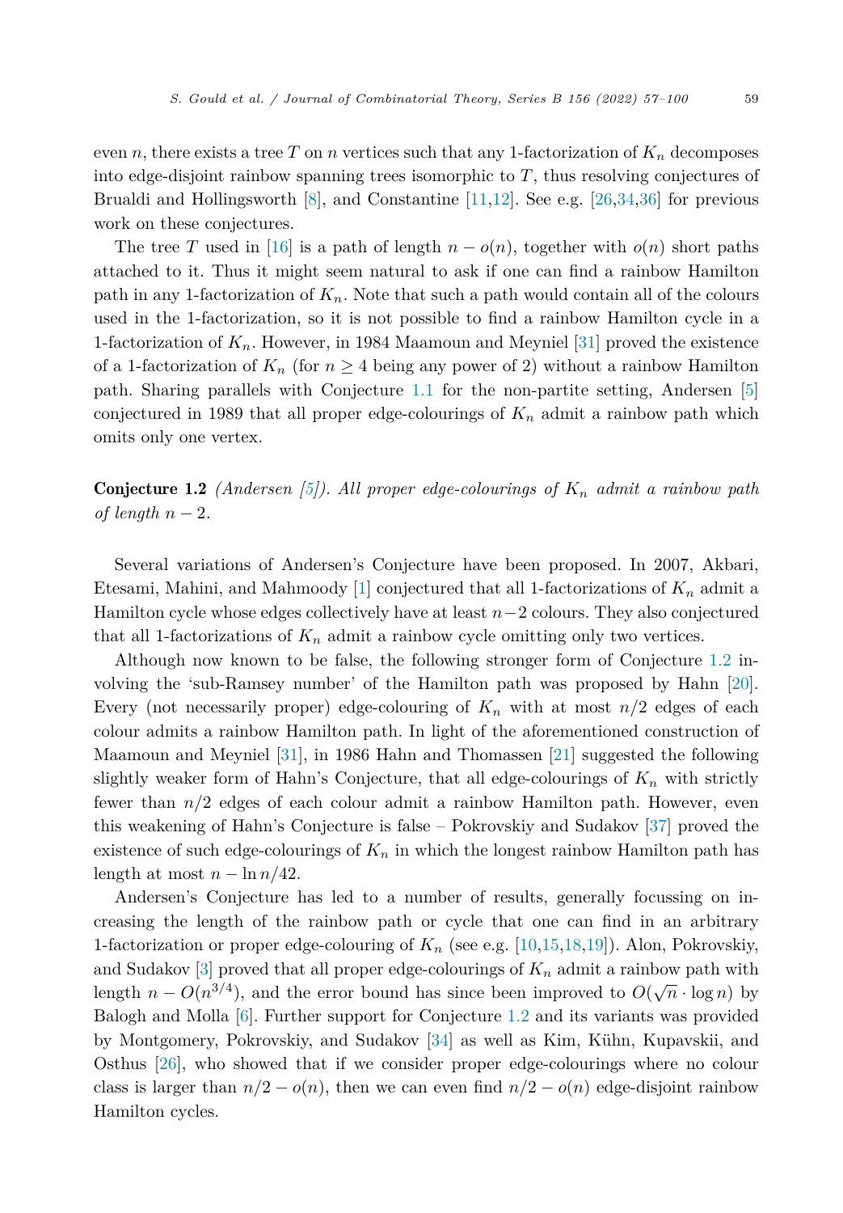even $n$, there exists a tree $T$ on $n$ vertices such that any 1-factorization of $K_n$ decomposes into edge-disjoint rainbow spanning trees isomorphic to $T$, thus resolving conjectures of Brualdi and Hollingsworth [8], and Constantine [11,12]. See e.g. [26,34,36] for previous work on these conjectures.

The tree $T$ used in [16] is a path of length $n - o(n)$, together with $o(n)$ short paths attached to it. Thus it might seem natural to ask if one can find a rainbow Hamilton path in any 1-factorization of $K_n$. Note that such a path would contain all of the colours used in the 1-factorization, so it is not possible to find a rainbow Hamilton cycle in a 1-factorization of $K_n$. However, in 1984 Maamoun and Meyniel [31] proved the existence of a 1-factorization of $K_n$ (for $n \geq 4$ being any power of 2) without a rainbow Hamilton path. Sharing parallels with Conjecture 1.1 for the non-partite setting, Andersen [5] conjectured in 1989 that all proper edge-colourings of $K_n$ admit a rainbow path which omits only one vertex.

**Conjecture 1.2** *(Andersen [5]). All proper edge-colourings of $K_n$ admit a rainbow path of length $n - 2$.*

Several variations of Andersen's Conjecture have been proposed. In 2007, Akbari, Etesami, Mahini, and Mahmoody [1] conjectured that all 1-factorizations of $K_n$ admit a Hamilton cycle whose edges collectively have at least $n-2$ colours. They also conjectured that all 1-factorizations of $K_n$ admit a rainbow cycle omitting only two vertices.

Although now known to be false, the following stronger form of Conjecture 1.2 involving the 'sub-Ramsey number' of the Hamilton path was proposed by Hahn [20]. Every (not necessarily proper) edge-colouring of $K_n$ with at most $n/2$ edges of each colour admits a rainbow Hamilton path. In light of the aforementioned construction of Maamoun and Meyniel [31], in 1986 Hahn and Thomassen [21] suggested the following slightly weaker form of Hahn's Conjecture, that all edge-colourings of $K_n$ with strictly fewer than $n/2$ edges of each colour admit a rainbow Hamilton path. However, even this weakening of Hahn's Conjecture is false – Pokrovskiy and Sudakov [37] proved the existence of such edge-colourings of $K_n$ in which the longest rainbow Hamilton path has length at most $n - \ln n/42$.

Andersen's Conjecture has led to a number of results, generally focussing on increasing the length of the rainbow path or cycle that one can find in an arbitrary 1-factorization or proper edge-colouring of $K_n$ (see e.g. [10,15,18,19]). Alon, Pokrovskiy, and Sudakov [3] proved that all proper edge-colourings of $K_n$ admit a rainbow path with length $n - O(n^{3/4})$, and the error bound has since been improved to $O(\sqrt{n} \cdot \log n)$ by Balogh and Molla [6]. Further support for Conjecture 1.2 and its variants was provided by Montgomery, Pokrovskiy, and Sudakov [34] as well as Kim, Kühn, Kupavskii, and Osthus [26], who showed that if we consider proper edge-colourings where no colour class is larger than $n/2 - o(n)$, then we can even find $n/2 - o(n)$ edge-disjoint rainbow Hamilton cycles.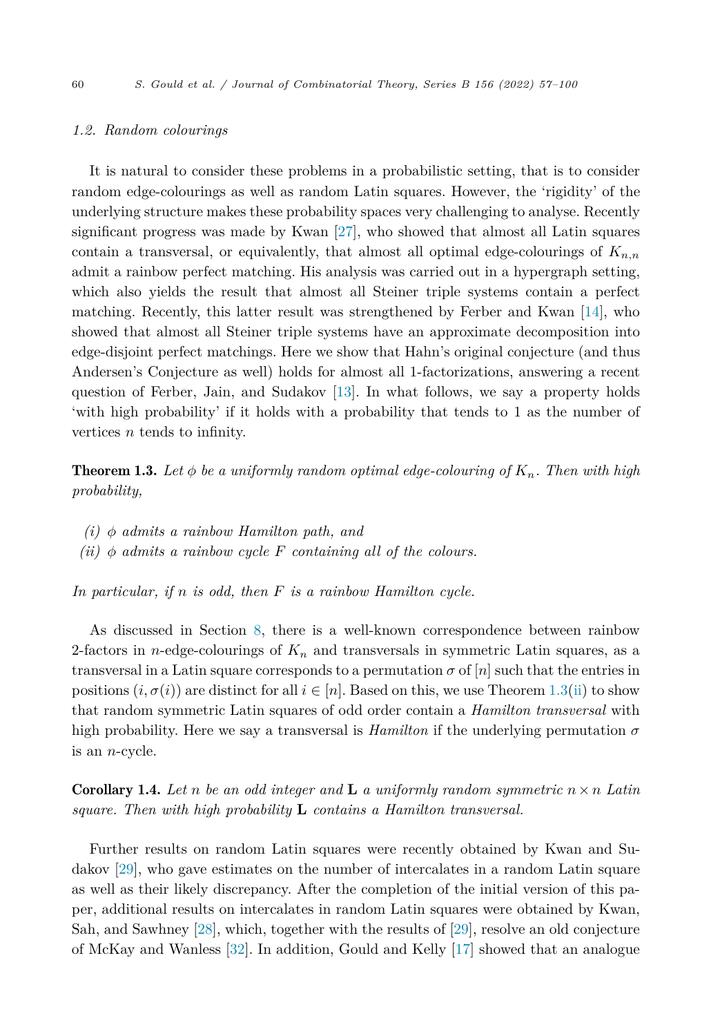### 1.2. Random colourings

It is natural to consider these problems in a probabilistic setting, that is to consider random edge-colourings as well as random Latin squares. However, the 'rigidity' of the underlying structure makes these probability spaces very challenging to analyse. Recently significant progress was made by Kwan [27], who showed that almost all Latin squares contain a transversal, or equivalently, that almost all optimal edge-colourings of $K_{n,n}$ admit a rainbow perfect matching. His analysis was carried out in a hypergraph setting, which also yields the result that almost all Steiner triple systems contain a perfect matching. Recently, this latter result was strengthened by Ferber and Kwan [14], who showed that almost all Steiner triple systems have an approximate decomposition into edge-disjoint perfect matchings. Here we show that Hahn's original conjecture (and thus Andersen's Conjecture as well) holds for almost all 1-factorizations, answering a recent question of Ferber, Jain, and Sudakov [13]. In what follows, we say a property holds 'with high probability' if it holds with a probability that tends to 1 as the number of vertices $n$ tends to infinity.

**Theorem 1.3.** *Let $\phi$ be a uniformly random optimal edge-colouring of $K_n$. Then with high probability,*

*(i) $\phi$ admits a rainbow Hamilton path, and*
*(ii) $\phi$ admits a rainbow cycle $F$ containing all of the colours.*

*In particular, if $n$ is odd, then $F$ is a rainbow Hamilton cycle.*

As discussed in Section 8, there is a well-known correspondence between rainbow 2-factors in $n$-edge-colourings of $K_n$ and transversals in symmetric Latin squares, as a transversal in a Latin square corresponds to a permutation $\sigma$ of $[n]$ such that the entries in positions $(i, \sigma(i))$ are distinct for all $i \in [n]$. Based on this, we use Theorem 1.3(ii) to show that random symmetric Latin squares of odd order contain a *Hamilton transversal* with high probability. Here we say a transversal is *Hamilton* if the underlying permutation $\sigma$ is an $n$-cycle.

**Corollary 1.4.** *Let $n$ be an odd integer and $\mathbf{L}$ a uniformly random symmetric $n \times n$ Latin square. Then with high probability $\mathbf{L}$ contains a Hamilton transversal.*

Further results on random Latin squares were recently obtained by Kwan and Sudakov [29], who gave estimates on the number of intercalates in a random Latin square as well as their likely discrepancy. After the completion of the initial version of this paper, additional results on intercalates in random Latin squares were obtained by Kwan, Sah, and Sawhney [28], which, together with the results of [29], resolve an old conjecture of McKay and Wanless [32]. In addition, Gould and Kelly [17] showed that an analogue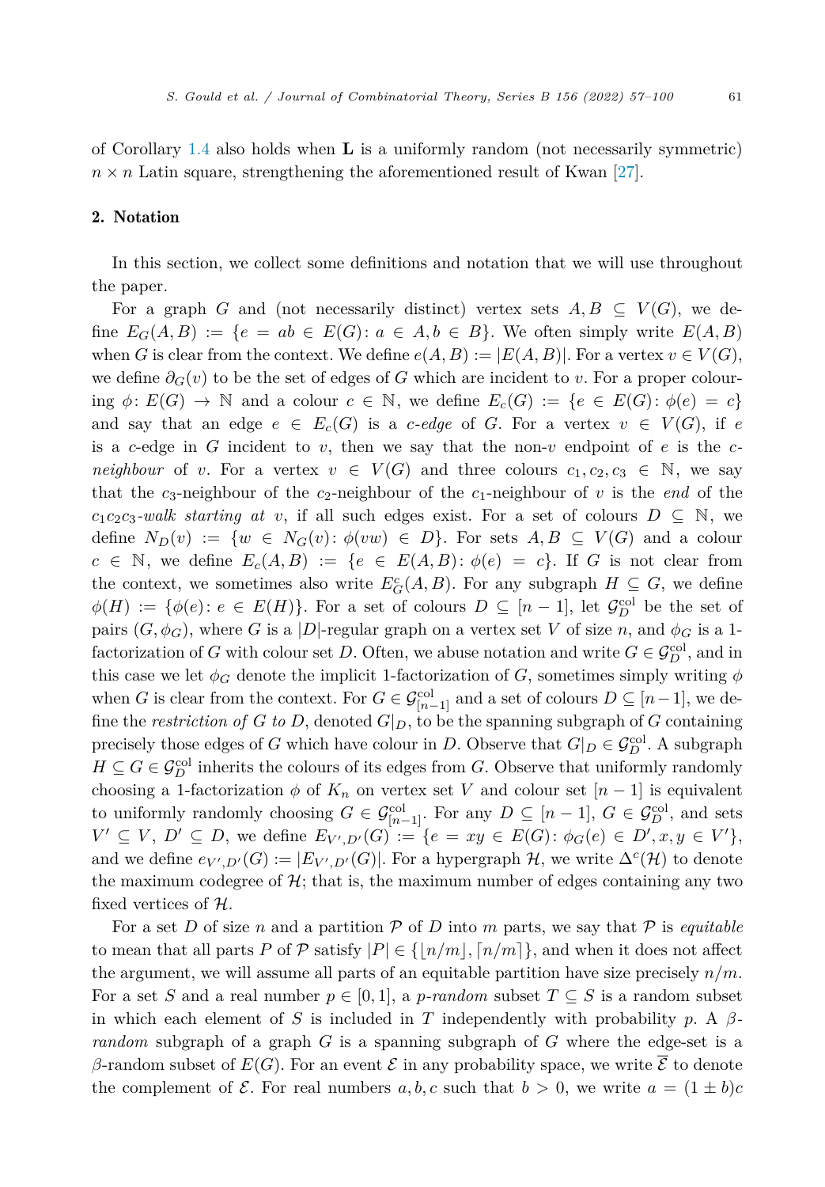of Corollary 1.4 also holds when $\mathbf{L}$ is a uniformly random (not necessarily symmetric) $n \times n$ Latin square, strengthening the aforementioned result of Kwan [27].

## 2. Notation

In this section, we collect some definitions and notation that we will use throughout the paper.

For a graph $G$ and (not necessarily distinct) vertex sets $A, B \subseteq V(G)$, we define $E_G(A, B) := \{e = ab \in E(G) : a \in A, b \in B\}$. We often simply write $E(A, B)$ when $G$ is clear from the context. We define $e(A, B) := |E(A, B)|$. For a vertex $v \in V(G)$, we define $\partial_G(v)$ to be the set of edges of $G$ which are incident to $v$. For a proper colouring $\phi : E(G) \to \mathbb{N}$ and a colour $c \in \mathbb{N}$, we define $E_c(G) := \{e \in E(G) : \phi(e) = c\}$ and say that an edge $e \in E_c(G)$ is a *c-edge* of $G$. For a vertex $v \in V(G)$, if $e$ is a $c$-edge in $G$ incident to $v$, then we say that the non-$v$ endpoint of $e$ is the *c-neighbour* of $v$. For a vertex $v \in V(G)$ and three colours $c_1, c_2, c_3 \in \mathbb{N}$, we say that the $c_3$-neighbour of the $c_2$-neighbour of the $c_1$-neighbour of $v$ is the *end* of the *$c_1c_2c_3$-walk starting at* $v$, if all such edges exist. For a set of colours $D \subseteq \mathbb{N}$, we define $N_D(v) := \{w \in N_G(v) : \phi(vw) \in D\}$. For sets $A, B \subseteq V(G)$ and a colour $c \in \mathbb{N}$, we define $E_c(A, B) := \{e \in E(A, B) : \phi(e) = c\}$. If $G$ is not clear from the context, we sometimes also write $E^c_G(A, B)$. For any subgraph $H \subseteq G$, we define $\phi(H) := \{\phi(e) : e \in E(H)\}$. For a set of colours $D \subseteq [n-1]$, let $\mathcal{G}^{\mathrm{col}}_D$ be the set of pairs $(G, \phi_G)$, where $G$ is a $|D|$-regular graph on a vertex set $V$ of size $n$, and $\phi_G$ is a 1-factorization of $G$ with colour set $D$. Often, we abuse notation and write $G \in \mathcal{G}^{\mathrm{col}}_D$, and in this case we let $\phi_G$ denote the implicit 1-factorization of $G$, sometimes simply writing $\phi$ when $G$ is clear from the context. For $G \in \mathcal{G}^{\mathrm{col}}_{[n-1]}$ and a set of colours $D \subseteq [n-1]$, we define the *restriction of $G$ to $D$*, denoted $G|_D$, to be the spanning subgraph of $G$ containing precisely those edges of $G$ which have colour in $D$. Observe that $G|_D \in \mathcal{G}^{\mathrm{col}}_D$. A subgraph $H \subseteq G \in \mathcal{G}^{\mathrm{col}}_D$ inherits the colours of its edges from $G$. Observe that uniformly randomly choosing a 1-factorization $\phi$ of $K_n$ on vertex set $V$ and colour set $[n-1]$ is equivalent to uniformly randomly choosing $G \in \mathcal{G}^{\mathrm{col}}_{[n-1]}$. For any $D \subseteq [n-1]$, $G \in \mathcal{G}^{\mathrm{col}}_D$, and sets $V' \subseteq V$, $D' \subseteq D$, we define $E_{V',D'}(G) := \{e = xy \in E(G) : \phi_G(e) \in D', x, y \in V'\}$, and we define $e_{V',D'}(G) := |E_{V',D'}(G)|$. For a hypergraph $\mathcal{H}$, we write $\Delta^c(\mathcal{H})$ to denote the maximum codegree of $\mathcal{H}$; that is, the maximum number of edges containing any two fixed vertices of $\mathcal{H}$.

For a set $D$ of size $n$ and a partition $\mathcal{P}$ of $D$ into $m$ parts, we say that $\mathcal{P}$ is *equitable* to mean that all parts $P$ of $\mathcal{P}$ satisfy $|P| \in \{\lfloor n/m \rfloor, \lceil n/m \rceil\}$, and when it does not affect the argument, we will assume all parts of an equitable partition have size precisely $n/m$. For a set $S$ and a real number $p \in [0, 1]$, a *p-random* subset $T \subseteq S$ is a random subset in which each element of $S$ is included in $T$ independently with probability $p$. A *$\beta$-random* subgraph of a graph $G$ is a spanning subgraph of $G$ where the edge-set is a $\beta$-random subset of $E(G)$. For an event $\mathcal{E}$ in any probability space, we write $\overline{\mathcal{E}}$ to denote the complement of $\mathcal{E}$. For real numbers $a, b, c$ such that $b > 0$, we write $a = (1 \pm b)c$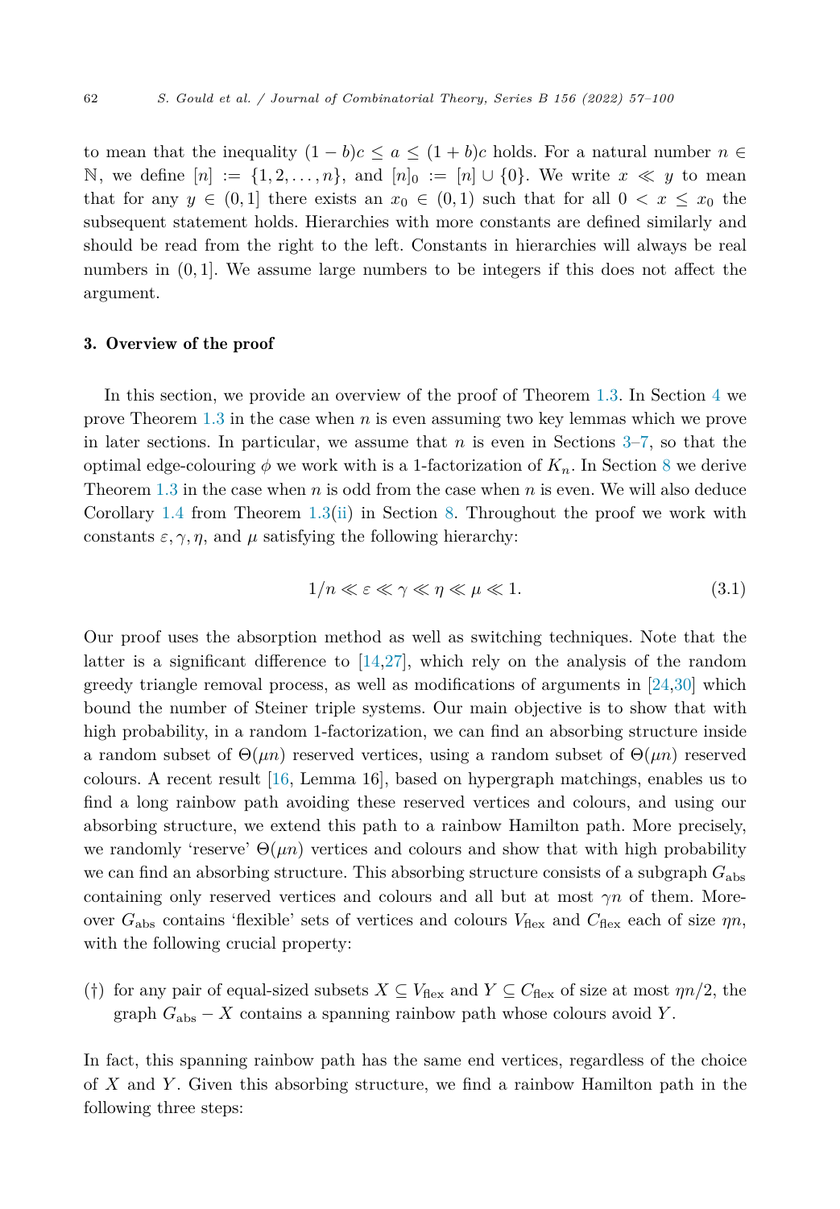to mean that the inequality $(1-b)c \leq a \leq (1+b)c$ holds. For a natural number $n \in \mathbb{N}$, we define $[n] := \{1, 2, \ldots, n\}$, and $[n]_0 := [n] \cup \{0\}$. We write $x \ll y$ to mean that for any $y \in (0,1]$ there exists an $x_0 \in (0,1)$ such that for all $0 < x \leq x_0$ the subsequent statement holds. Hierarchies with more constants are defined similarly and should be read from the right to the left. Constants in hierarchies will always be real numbers in $(0,1]$. We assume large numbers to be integers if this does not affect the argument.

## 3. Overview of the proof

In this section, we provide an overview of the proof of Theorem 1.3. In Section 4 we prove Theorem 1.3 in the case when $n$ is even assuming two key lemmas which we prove in later sections. In particular, we assume that $n$ is even in Sections 3–7, so that the optimal edge-colouring $\phi$ we work with is a 1-factorization of $K_n$. In Section 8 we derive Theorem 1.3 in the case when $n$ is odd from the case when $n$ is even. We will also deduce Corollary 1.4 from Theorem 1.3(ii) in Section 8. Throughout the proof we work with constants $\varepsilon, \gamma, \eta$, and $\mu$ satisfying the following hierarchy:

$$1/n \ll \varepsilon \ll \gamma \ll \eta \ll \mu \ll 1. \tag{3.1}$$

Our proof uses the absorption method as well as switching techniques. Note that the latter is a significant difference to [14,27], which rely on the analysis of the random greedy triangle removal process, as well as modifications of arguments in [24,30] which bound the number of Steiner triple systems. Our main objective is to show that with high probability, in a random 1-factorization, we can find an absorbing structure inside a random subset of $\Theta(\mu n)$ reserved vertices, using a random subset of $\Theta(\mu n)$ reserved colours. A recent result [16, Lemma 16], based on hypergraph matchings, enables us to find a long rainbow path avoiding these reserved vertices and colours, and using our absorbing structure, we extend this path to a rainbow Hamilton path. More precisely, we randomly 'reserve' $\Theta(\mu n)$ vertices and colours and show that with high probability we can find an absorbing structure. This absorbing structure consists of a subgraph $G_{\text{abs}}$ containing only reserved vertices and colours and all but at most $\gamma n$ of them. Moreover $G_{\text{abs}}$ contains 'flexible' sets of vertices and colours $V_{\text{flex}}$ and $C_{\text{flex}}$ each of size $\eta n$, with the following crucial property:

(†) for any pair of equal-sized subsets $X \subseteq V_{\text{flex}}$ and $Y \subseteq C_{\text{flex}}$ of size at most $\eta n/2$, the graph $G_{\text{abs}} - X$ contains a spanning rainbow path whose colours avoid $Y$.

In fact, this spanning rainbow path has the same end vertices, regardless of the choice of $X$ and $Y$. Given this absorbing structure, we find a rainbow Hamilton path in the following three steps: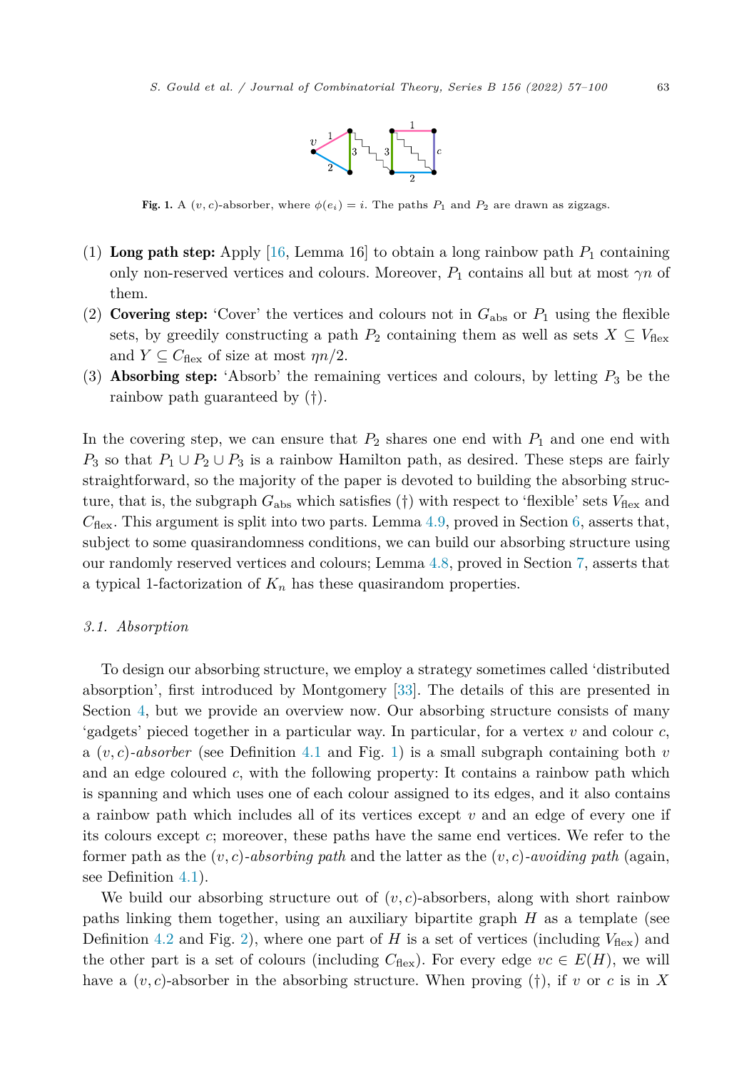**Fig. 1.** A $(v, c)$-absorber, where $\phi(e_i) = i$. The paths $P_1$ and $P_2$ are drawn as zigzags.

1. **Long path step:** Apply [16, Lemma 16] to obtain a long rainbow path $P_1$ containing only non-reserved vertices and colours. Moreover, $P_1$ contains all but at most $\gamma n$ of them.
2. **Covering step:** 'Cover' the vertices and colours not in $G_{\text{abs}}$ or $P_1$ using the flexible sets, by greedily constructing a path $P_2$ containing them as well as sets $X \subseteq V_{\text{flex}}$ and $Y \subseteq C_{\text{flex}}$ of size at most $\eta n/2$.
3. **Absorbing step:** 'Absorb' the remaining vertices and colours, by letting $P_3$ be the rainbow path guaranteed by (†).

In the covering step, we can ensure that $P_2$ shares one end with $P_1$ and one end with $P_3$ so that $P_1 \cup P_2 \cup P_3$ is a rainbow Hamilton path, as desired. These steps are fairly straightforward, so the majority of the paper is devoted to building the absorbing structure, that is, the subgraph $G_{\text{abs}}$ which satisfies (†) with respect to 'flexible' sets $V_{\text{flex}}$ and $C_{\text{flex}}$. This argument is split into two parts. Lemma 4.9, proved in Section 6, asserts that, subject to some quasirandomness conditions, we can build our absorbing structure using our randomly reserved vertices and colours; Lemma 4.8, proved in Section 7, asserts that a typical 1-factorization of $K_n$ has these quasirandom properties.

### 3.1. Absorption

To design our absorbing structure, we employ a strategy sometimes called 'distributed absorption', first introduced by Montgomery [33]. The details of this are presented in Section 4, but we provide an overview now. Our absorbing structure consists of many 'gadgets' pieced together in a particular way. In particular, for a vertex $v$ and colour $c$, a $(v, c)$-*absorber* (see Definition 4.1 and Fig. 1) is a small subgraph containing both $v$ and an edge coloured $c$, with the following property: It contains a rainbow path which is spanning and which uses one of each colour assigned to its edges, and it also contains a rainbow path which includes all of its vertices except $v$ and an edge of every one if its colours except $c$; moreover, these paths have the same end vertices. We refer to the former path as the $(v, c)$-*absorbing path* and the latter as the $(v, c)$-*avoiding path* (again, see Definition 4.1).

We build our absorbing structure out of $(v, c)$-absorbers, along with short rainbow paths linking them together, using an auxiliary bipartite graph $H$ as a template (see Definition 4.2 and Fig. 2), where one part of $H$ is a set of vertices (including $V_{\text{flex}}$) and the other part is a set of colours (including $C_{\text{flex}}$). For every edge $vc \in E(H)$, we will have a $(v, c)$-absorber in the absorbing structure. When proving (†), if $v$ or $c$ is in $X$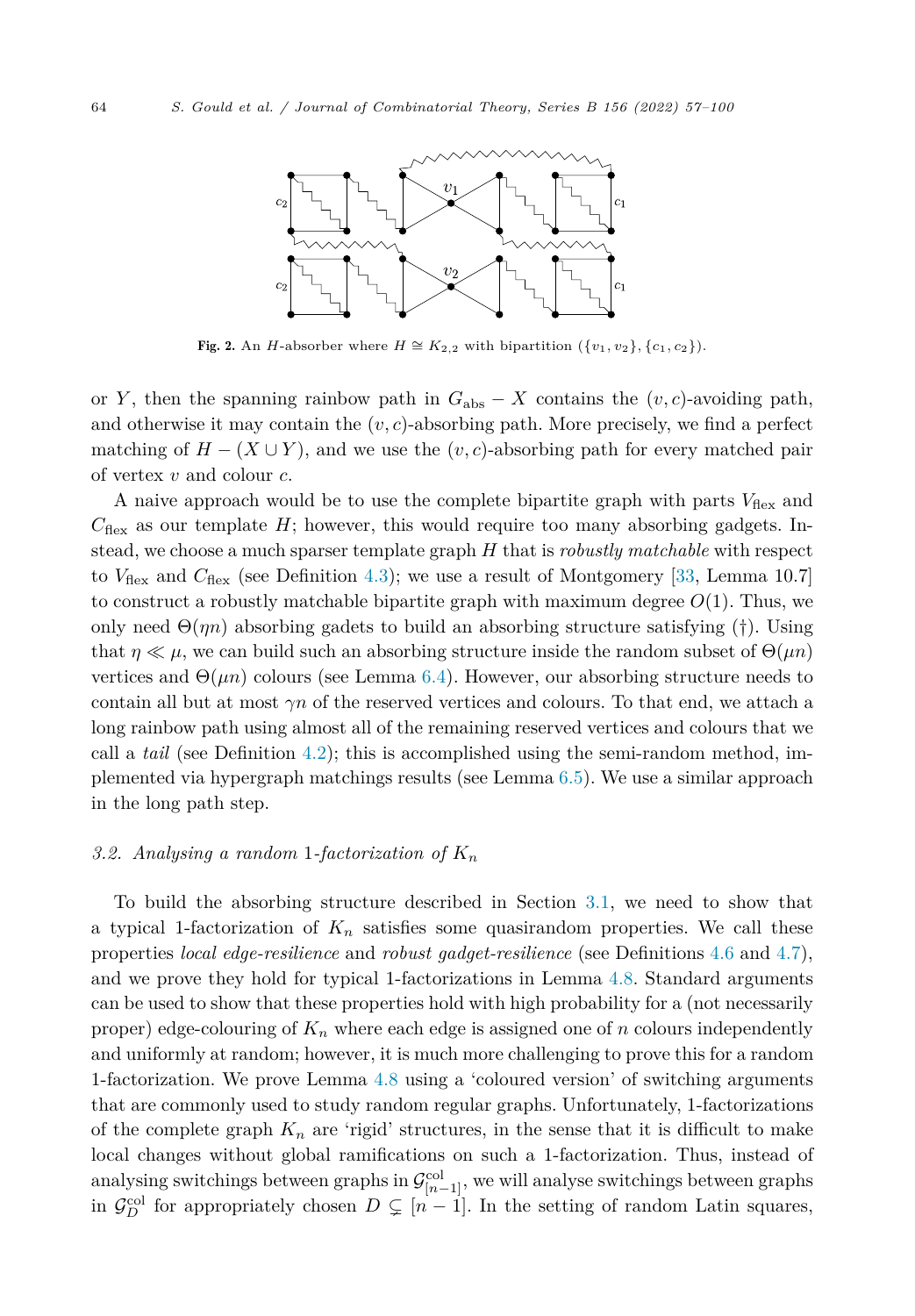**Fig. 2.** An $H$-absorber where $H \cong K_{2,2}$ with bipartition $(\{v_1, v_2\}, \{c_1, c_2\})$.

or $Y$, then the spanning rainbow path in $G_{\text{abs}} - X$ contains the $(v, c)$-avoiding path, and otherwise it may contain the $(v, c)$-absorbing path. More precisely, we find a perfect matching of $H - (X \cup Y)$, and we use the $(v, c)$-absorbing path for every matched pair of vertex $v$ and colour $c$.

A naive approach would be to use the complete bipartite graph with parts $V_{\text{flex}}$ and $C_{\text{flex}}$ as our template $H$; however, this would require too many absorbing gadgets. Instead, we choose a much sparser template graph $H$ that is *robustly matchable* with respect to $V_{\text{flex}}$ and $C_{\text{flex}}$ (see Definition 4.3); we use a result of Montgomery [33, Lemma 10.7] to construct a robustly matchable bipartite graph with maximum degree $O(1)$. Thus, we only need $\Theta(\eta n)$ absorbing gadets to build an absorbing structure satisfying (†). Using that $\eta \ll \mu$, we can build such an absorbing structure inside the random subset of $\Theta(\mu n)$ vertices and $\Theta(\mu n)$ colours (see Lemma 6.4). However, our absorbing structure needs to contain all but at most $\gamma n$ of the reserved vertices and colours. To that end, we attach a long rainbow path using almost all of the remaining reserved vertices and colours that we call a *tail* (see Definition 4.2); this is accomplished using the semi-random method, implemented via hypergraph matchings results (see Lemma 6.5). We use a similar approach in the long path step.

### 3.2. Analysing a random 1-factorization of $K_n$

To build the absorbing structure described in Section 3.1, we need to show that a typical 1-factorization of $K_n$ satisfies some quasirandom properties. We call these properties *local edge-resilience* and *robust gadget-resilience* (see Definitions 4.6 and 4.7), and we prove they hold for typical 1-factorizations in Lemma 4.8. Standard arguments can be used to show that these properties hold with high probability for a (not necessarily proper) edge-colouring of $K_n$ where each edge is assigned one of $n$ colours independently and uniformly at random; however, it is much more challenging to prove this for a random 1-factorization. We prove Lemma 4.8 using a 'coloured version' of switching arguments that are commonly used to study random regular graphs. Unfortunately, 1-factorizations of the complete graph $K_n$ are 'rigid' structures, in the sense that it is difficult to make local changes without global ramifications on such a 1-factorization. Thus, instead of analysing switchings between graphs in $\mathcal{G}^{\text{col}}_{[n-1]}$, we will analyse switchings between graphs in $\mathcal{G}^{\text{col}}_{D}$ for appropriately chosen $D \subsetneq [n-1]$. In the setting of random Latin squares,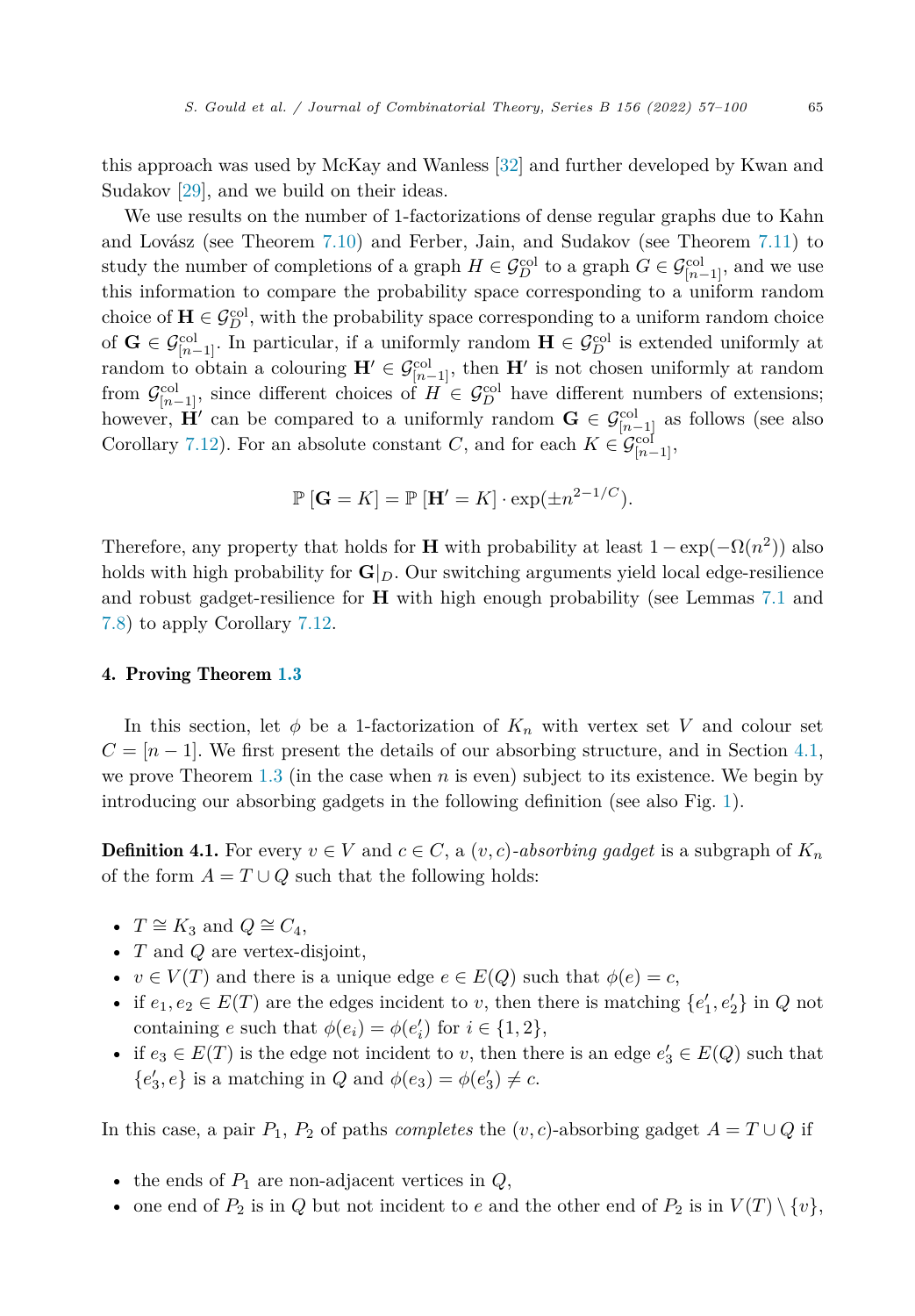this approach was used by McKay and Wanless [32] and further developed by Kwan and Sudakov [29], and we build on their ideas.

We use results on the number of 1-factorizations of dense regular graphs due to Kahn and Lovász (see Theorem 7.10) and Ferber, Jain, and Sudakov (see Theorem 7.11) to study the number of completions of a graph $H \in \mathcal{G}_D^{\mathrm{col}}$ to a graph $G \in \mathcal{G}_{[n-1]}^{\mathrm{col}}$, and we use this information to compare the probability space corresponding to a uniform random choice of $\mathbf{H} \in \mathcal{G}_D^{\mathrm{col}}$, with the probability space corresponding to a uniform random choice of $\mathbf{G} \in \mathcal{G}_{[n-1]}^{\mathrm{col}}$. In particular, if a uniformly random $\mathbf{H} \in \mathcal{G}_D^{\mathrm{col}}$ is extended uniformly at random to obtain a colouring $\mathbf{H}' \in \mathcal{G}_{[n-1]}^{\mathrm{col}}$, then $\mathbf{H}'$ is not chosen uniformly at random from $\mathcal{G}_{[n-1]}^{\mathrm{col}}$, since different choices of $H \in \mathcal{G}_D^{\mathrm{col}}$ have different numbers of extensions; however, $\mathbf{H}'$ can be compared to a uniformly random $\mathbf{G} \in \mathcal{G}_{[n-1]}^{\mathrm{col}}$ as follows (see also Corollary 7.12). For an absolute constant $C$, and for each $K \in \mathcal{G}_{[n-1]}^{\mathrm{col}}$,

$$\mathbb{P}\left[\mathbf{G} = K\right] = \mathbb{P}\left[\mathbf{H}' = K\right] \cdot \exp(\pm n^{2-1/C}).$$

Therefore, any property that holds for $\mathbf{H}$ with probability at least $1 - \exp(-\Omega(n^2))$ also holds with high probability for $\mathbf{G}|_D$. Our switching arguments yield local edge-resilience and robust gadget-resilience for $\mathbf{H}$ with high enough probability (see Lemmas 7.1 and 7.8) to apply Corollary 7.12.

## 4. Proving Theorem 1.3

In this section, let $\phi$ be a 1-factorization of $K_n$ with vertex set $V$ and colour set $C = [n-1]$. We first present the details of our absorbing structure, and in Section 4.1, we prove Theorem 1.3 (in the case when $n$ is even) subject to its existence. We begin by introducing our absorbing gadgets in the following definition (see also Fig. 1).

**Definition 4.1.** For every $v \in V$ and $c \in C$, a $(v, c)$-*absorbing gadget* is a subgraph of $K_n$ of the form $A = T \cup Q$ such that the following holds:

- $T \cong K_3$ and $Q \cong C_4$,
- $T$ and $Q$ are vertex-disjoint,
- $v \in V(T)$ and there is a unique edge $e \in E(Q)$ such that $\phi(e) = c$,
- if $e_1, e_2 \in E(T)$ are the edges incident to $v$, then there is matching $\{e_1', e_2'\}$ in $Q$ not containing $e$ such that $\phi(e_i) = \phi(e_i')$ for $i \in \{1, 2\}$,
- if $e_3 \in E(T)$ is the edge not incident to $v$, then there is an edge $e_3' \in E(Q)$ such that $\{e_3', e\}$ is a matching in $Q$ and $\phi(e_3) = \phi(e_3') \neq c$.

In this case, a pair $P_1$, $P_2$ of paths *completes* the $(v, c)$-absorbing gadget $A = T \cup Q$ if

- the ends of $P_1$ are non-adjacent vertices in $Q$,
- one end of $P_2$ is in $Q$ but not incident to $e$ and the other end of $P_2$ is in $V(T) \setminus \{v\}$,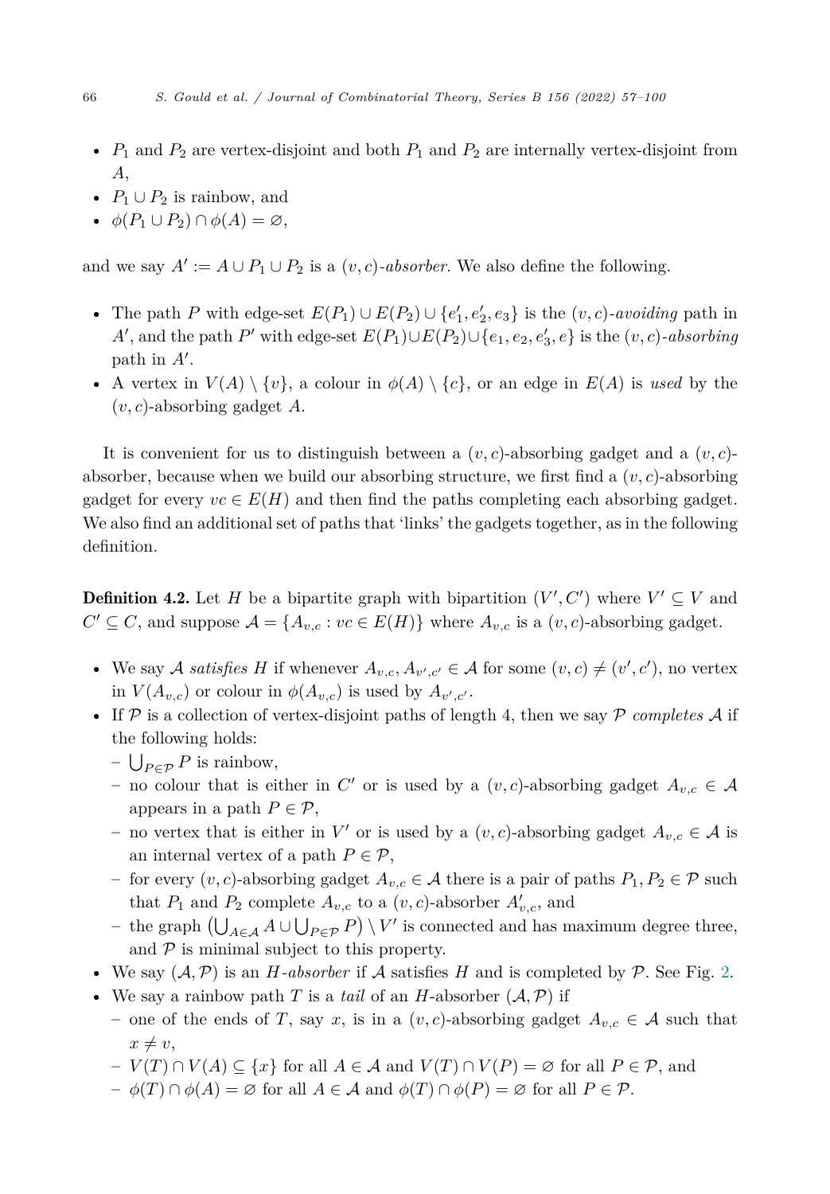- $P_1$ and $P_2$ are vertex-disjoint and both $P_1$ and $P_2$ are internally vertex-disjoint from $A$,
- $P_1 \cup P_2$ is rainbow, and
- $\phi(P_1 \cup P_2) \cap \phi(A) = \varnothing$,

and we say $A' := A \cup P_1 \cup P_2$ is a $(v,c)$-*absorber*. We also define the following.

- The path $P$ with edge-set $E(P_1) \cup E(P_2) \cup \{e_1', e_2', e_3\}$ is the $(v,c)$-*avoiding* path in $A'$, and the path $P'$ with edge-set $E(P_1) \cup E(P_2) \cup \{e_1, e_2, e_3', e\}$ is the $(v,c)$-*absorbing* path in $A'$.
- A vertex in $V(A) \setminus \{v\}$, a colour in $\phi(A) \setminus \{c\}$, or an edge in $E(A)$ is *used* by the $(v,c)$-absorbing gadget $A$.

It is convenient for us to distinguish between a $(v,c)$-absorbing gadget and a $(v,c)$-absorber, because when we build our absorbing structure, we first find a $(v,c)$-absorbing gadget for every $vc \in E(H)$ and then find the paths completing each absorbing gadget. We also find an additional set of paths that 'links' the gadgets together, as in the following definition.

**Definition 4.2.** Let $H$ be a bipartite graph with bipartition $(V', C')$ where $V' \subseteq V$ and $C' \subseteq C$, and suppose $\mathcal{A} = \{A_{v,c} : vc \in E(H)\}$ where $A_{v,c}$ is a $(v,c)$-absorbing gadget.

- We say $\mathcal{A}$ *satisfies* $H$ if whenever $A_{v,c}, A_{v',c'} \in \mathcal{A}$ for some $(v,c) \neq (v',c')$, no vertex in $V(A_{v,c})$ or colour in $\phi(A_{v,c})$ is used by $A_{v',c'}$.
- If $\mathcal{P}$ is a collection of vertex-disjoint paths of length 4, then we say $\mathcal{P}$ *completes* $\mathcal{A}$ if the following holds:
  - $\bigcup_{P \in \mathcal{P}} P$ is rainbow,
  - no colour that is either in $C'$ or is used by a $(v,c)$-absorbing gadget $A_{v,c} \in \mathcal{A}$ appears in a path $P \in \mathcal{P}$,
  - no vertex that is either in $V'$ or is used by a $(v,c)$-absorbing gadget $A_{v,c} \in \mathcal{A}$ is an internal vertex of a path $P \in \mathcal{P}$,
  - for every $(v,c)$-absorbing gadget $A_{v,c} \in \mathcal{A}$ there is a pair of paths $P_1, P_2 \in \mathcal{P}$ such that $P_1$ and $P_2$ complete $A_{v,c}$ to a $(v,c)$-absorber $A'_{v,c}$, and
  - the graph $\left(\bigcup_{A \in \mathcal{A}} A \cup \bigcup_{P \in \mathcal{P}} P\right) \setminus V'$ is connected and has maximum degree three, and $\mathcal{P}$ is minimal subject to this property.
- We say $(\mathcal{A}, \mathcal{P})$ is an $H$-*absorber* if $\mathcal{A}$ satisfies $H$ and is completed by $\mathcal{P}$. See Fig. 2.
- We say a rainbow path $T$ is a *tail* of an $H$-absorber $(\mathcal{A}, \mathcal{P})$ if
  - one of the ends of $T$, say $x$, is in a $(v,c)$-absorbing gadget $A_{v,c} \in \mathcal{A}$ such that $x \neq v$,
  - $V(T) \cap V(A) \subseteq \{x\}$ for all $A \in \mathcal{A}$ and $V(T) \cap V(P) = \varnothing$ for all $P \in \mathcal{P}$, and
  - $\phi(T) \cap \phi(A) = \varnothing$ for all $A \in \mathcal{A}$ and $\phi(T) \cap \phi(P) = \varnothing$ for all $P \in \mathcal{P}$.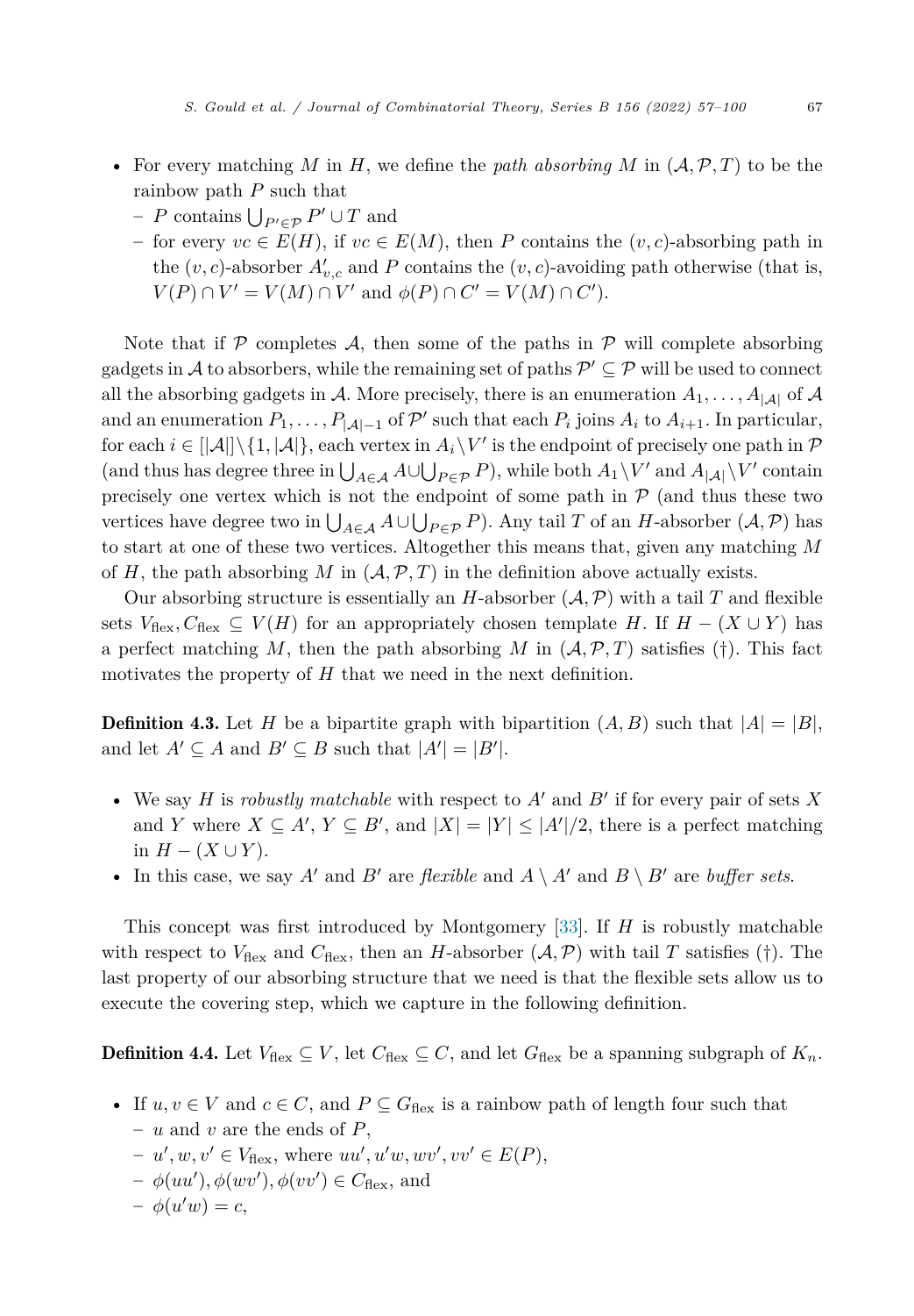- For every matching $M$ in $H$, we define the *path absorbing* $M$ in $(\mathcal{A}, \mathcal{P}, T)$ to be the rainbow path $P$ such that
  - $P$ contains $\bigcup_{P' \in \mathcal{P}} P' \cup T$ and
  - for every $vc \in E(H)$, if $vc \in E(M)$, then $P$ contains the $(v, c)$-absorbing path in the $(v, c)$-absorber $A'_{v,c}$ and $P$ contains the $(v, c)$-avoiding path otherwise (that is, $V(P) \cap V' = V(M) \cap V'$ and $\phi(P) \cap C' = V(M) \cap C'$).

Note that if $\mathcal{P}$ completes $\mathcal{A}$, then some of the paths in $\mathcal{P}$ will complete absorbing gadgets in $\mathcal{A}$ to absorbers, while the remaining set of paths $\mathcal{P}' \subseteq \mathcal{P}$ will be used to connect all the absorbing gadgets in $\mathcal{A}$. More precisely, there is an enumeration $A_1, \ldots, A_{|\mathcal{A}|}$ of $\mathcal{A}$ and an enumeration $P_1, \ldots, P_{|\mathcal{A}|-1}$ of $\mathcal{P}'$ such that each $P_i$ joins $A_i$ to $A_{i+1}$. In particular, for each $i \in [|\mathcal{A}|] \setminus \{1, |\mathcal{A}|\}$, each vertex in $A_i \setminus V'$ is the endpoint of precisely one path in $\mathcal{P}$ (and thus has degree three in $\bigcup_{A \in \mathcal{A}} A \cup \bigcup_{P \in \mathcal{P}} P$), while both $A_1 \setminus V'$ and $A_{|\mathcal{A}|} \setminus V'$ contain precisely one vertex which is not the endpoint of some path in $\mathcal{P}$ (and thus these two vertices have degree two in $\bigcup_{A \in \mathcal{A}} A \cup \bigcup_{P \in \mathcal{P}} P$). Any tail $T$ of an $H$-absorber $(\mathcal{A}, \mathcal{P})$ has to start at one of these two vertices. Altogether this means that, given any matching $M$ of $H$, the path absorbing $M$ in $(\mathcal{A}, \mathcal{P}, T)$ in the definition above actually exists.

Our absorbing structure is essentially an $H$-absorber $(\mathcal{A}, \mathcal{P})$ with a tail $T$ and flexible sets $V_{\text{flex}}, C_{\text{flex}} \subseteq V(H)$ for an appropriately chosen template $H$. If $H - (X \cup Y)$ has a perfect matching $M$, then the path absorbing $M$ in $(\mathcal{A}, \mathcal{P}, T)$ satisfies (†). This fact motivates the property of $H$ that we need in the next definition.

**Definition 4.3.** Let $H$ be a bipartite graph with bipartition $(A, B)$ such that $|A| = |B|$, and let $A' \subseteq A$ and $B' \subseteq B$ such that $|A'| = |B'|$.

- We say $H$ is *robustly matchable* with respect to $A'$ and $B'$ if for every pair of sets $X$ and $Y$ where $X \subseteq A'$, $Y \subseteq B'$, and $|X| = |Y| \leq |A'|/2$, there is a perfect matching in $H - (X \cup Y)$.
- In this case, we say $A'$ and $B'$ are *flexible* and $A \setminus A'$ and $B \setminus B'$ are *buffer sets*.

This concept was first introduced by Montgomery [33]. If $H$ is robustly matchable with respect to $V_{\text{flex}}$ and $C_{\text{flex}}$, then an $H$-absorber $(\mathcal{A}, \mathcal{P})$ with tail $T$ satisfies (†). The last property of our absorbing structure that we need is that the flexible sets allow us to execute the covering step, which we capture in the following definition.

**Definition 4.4.** Let $V_{\text{flex}} \subseteq V$, let $C_{\text{flex}} \subseteq C$, and let $G_{\text{flex}}$ be a spanning subgraph of $K_n$.

- If $u, v \in V$ and $c \in C$, and $P \subseteq G_{\text{flex}}$ is a rainbow path of length four such that
  - $u$ and $v$ are the ends of $P$,
  - $u', w, v' \in V_{\text{flex}}$, where $uu', u'w, wv', vv' \in E(P)$,
  - $\phi(uu'), \phi(wv'), \phi(vv') \in C_{\text{flex}}$, and
  - $\phi(u'w) = c$,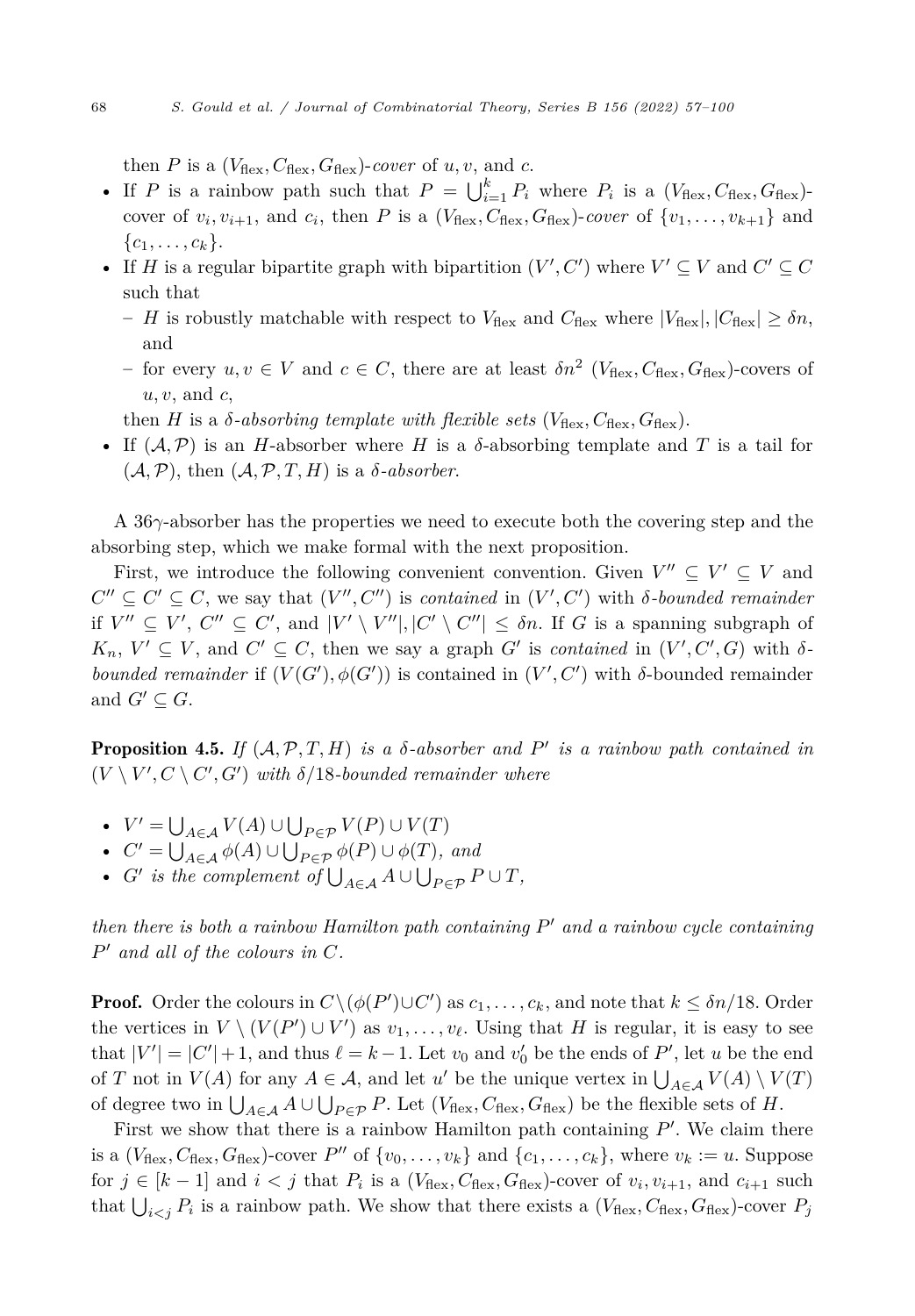then $P$ is a $(V_{\text{flex}}, C_{\text{flex}}, G_{\text{flex}})$-*cover* of $u, v$, and $c$.

- If $P$ is a rainbow path such that $P = \bigcup_{i=1}^{k} P_i$ where $P_i$ is a $(V_{\text{flex}}, C_{\text{flex}}, G_{\text{flex}})$-cover of $v_i, v_{i+1}$, and $c_i$, then $P$ is a $(V_{\text{flex}}, C_{\text{flex}}, G_{\text{flex}})$-*cover* of $\{v_1, \dots, v_{k+1}\}$ and $\{c_1, \dots, c_k\}$.
- If $H$ is a regular bipartite graph with bipartition $(V', C')$ where $V' \subseteq V$ and $C' \subseteq C$ such that
  - $H$ is robustly matchable with respect to $V_{\text{flex}}$ and $C_{\text{flex}}$ where $|V_{\text{flex}}|, |C_{\text{flex}}| \geq \delta n$, and
  - for every $u, v \in V$ and $c \in C$, there are at least $\delta n^2$ $(V_{\text{flex}}, C_{\text{flex}}, G_{\text{flex}})$-covers of $u, v$, and $c$,

  then $H$ is a *$\delta$-absorbing template with flexible sets* $(V_{\text{flex}}, C_{\text{flex}}, G_{\text{flex}})$.
- If $(\mathcal{A}, \mathcal{P})$ is an $H$-absorber where $H$ is a $\delta$-absorbing template and $T$ is a tail for $(\mathcal{A}, \mathcal{P})$, then $(\mathcal{A}, \mathcal{P}, T, H)$ is a *$\delta$-absorber*.

A $36\gamma$-absorber has the properties we need to execute both the covering step and the absorbing step, which we make formal with the next proposition.

First, we introduce the following convenient convention. Given $V'' \subseteq V' \subseteq V$ and $C'' \subseteq C' \subseteq C$, we say that $(V'', C'')$ is *contained* in $(V', C')$ with *$\delta$-bounded remainder* if $V'' \subseteq V'$, $C'' \subseteq C'$, and $|V' \setminus V''|, |C' \setminus C''| \leq \delta n$. If $G$ is a spanning subgraph of $K_n$, $V' \subseteq V$, and $C' \subseteq C$, then we say a graph $G'$ is *contained* in $(V', C', G)$ with *$\delta$-bounded remainder* if $(V(G'), \phi(G'))$ is contained in $(V', C')$ with $\delta$-bounded remainder and $G' \subseteq G$.

**Proposition 4.5.** *If $(\mathcal{A}, \mathcal{P}, T, H)$ is a $\delta$-absorber and $P'$ is a rainbow path contained in $(V \setminus V', C \setminus C', G')$ with $\delta/18$-bounded remainder where*

- $V' = \bigcup_{A \in \mathcal{A}} V(A) \cup \bigcup_{P \in \mathcal{P}} V(P) \cup V(T)$
- $C' = \bigcup_{A \in \mathcal{A}} \phi(A) \cup \bigcup_{P \in \mathcal{P}} \phi(P) \cup \phi(T)$*, and*
- *$G'$ is the complement of $\bigcup_{A \in \mathcal{A}} A \cup \bigcup_{P \in \mathcal{P}} P \cup T$,*

*then there is both a rainbow Hamilton path containing $P'$ and a rainbow cycle containing $P'$ and all of the colours in $C$.*

**Proof.** Order the colours in $C \setminus (\phi(P') \cup C')$ as $c_1, \dots, c_k$, and note that $k \leq \delta n/18$. Order the vertices in $V \setminus (V(P') \cup V')$ as $v_1, \dots, v_\ell$. Using that $H$ is regular, it is easy to see that $|V'| = |C'| + 1$, and thus $\ell = k - 1$. Let $v_0$ and $v_0'$ be the ends of $P'$, let $u$ be the end of $T$ not in $V(A)$ for any $A \in \mathcal{A}$, and let $u'$ be the unique vertex in $\bigcup_{A \in \mathcal{A}} V(A) \setminus V(T)$ of degree two in $\bigcup_{A \in \mathcal{A}} A \cup \bigcup_{P \in \mathcal{P}} P$. Let $(V_{\text{flex}}, C_{\text{flex}}, G_{\text{flex}})$ be the flexible sets of $H$.

First we show that there is a rainbow Hamilton path containing $P'$. We claim there is a $(V_{\text{flex}}, C_{\text{flex}}, G_{\text{flex}})$-cover $P''$ of $\{v_0, \dots, v_k\}$ and $\{c_1, \dots, c_k\}$, where $v_k := u$. Suppose for $j \in [k-1]$ and $i < j$ that $P_i$ is a $(V_{\text{flex}}, C_{\text{flex}}, G_{\text{flex}})$-cover of $v_i, v_{i+1}$, and $c_{i+1}$ such that $\bigcup_{i<j} P_i$ is a rainbow path. We show that there exists a $(V_{\text{flex}}, C_{\text{flex}}, G_{\text{flex}})$-cover $P_j$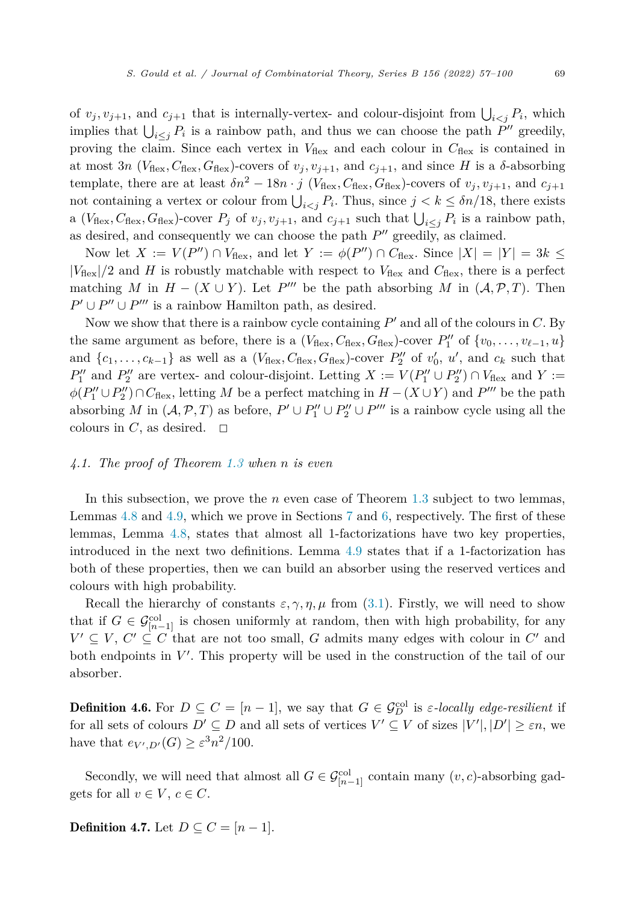of $v_j, v_{j+1}$, and $c_{j+1}$ that is internally-vertex- and colour-disjoint from $\bigcup_{i<j} P_i$, which implies that $\bigcup_{i\leq j} P_i$ is a rainbow path, and thus we can choose the path $P''$ greedily, proving the claim. Since each vertex in $V_{\text{flex}}$ and each colour in $C_{\text{flex}}$ is contained in at most $3n$ $(V_{\text{flex}}, C_{\text{flex}}, G_{\text{flex}})$-covers of $v_j, v_{j+1}$, and $c_{j+1}$, and since $H$ is a $\delta$-absorbing template, there are at least $\delta n^2 - 18n \cdot j$ $(V_{\text{flex}}, C_{\text{flex}}, G_{\text{flex}})$-covers of $v_j, v_{j+1}$, and $c_{j+1}$ not containing a vertex or colour from $\bigcup_{i<j} P_i$. Thus, since $j < k \leq \delta n/18$, there exists a $(V_{\text{flex}}, C_{\text{flex}}, G_{\text{flex}})$-cover $P_j$ of $v_j, v_{j+1}$, and $c_{j+1}$ such that $\bigcup_{i\leq j} P_i$ is a rainbow path, as desired, and consequently we can choose the path $P''$ greedily, as claimed.

Now let $X := V(P'') \cap V_{\text{flex}}$, and let $Y := \phi(P'') \cap C_{\text{flex}}$. Since $|X| = |Y| = 3k \leq |V_{\text{flex}}|/2$ and $H$ is robustly matchable with respect to $V_{\text{flex}}$ and $C_{\text{flex}}$, there is a perfect matching $M$ in $H - (X \cup Y)$. Let $P'''$ be the path absorbing $M$ in $(\mathcal{A}, \mathcal{P}, T)$. Then $P' \cup P'' \cup P'''$ is a rainbow Hamilton path, as desired.

Now we show that there is a rainbow cycle containing $P'$ and all of the colours in $C$. By the same argument as before, there is a $(V_{\text{flex}}, C_{\text{flex}}, G_{\text{flex}})$-cover $P''_1$ of $\{v_0, \ldots, v_{\ell-1}, u\}$ and $\{c_1, \ldots, c_{k-1}\}$ as well as a $(V_{\text{flex}}, C_{\text{flex}}, G_{\text{flex}})$-cover $P''_2$ of $v'_0$, $u'$, and $c_k$ such that $P''_1$ and $P''_2$ are vertex- and colour-disjoint. Letting $X := V(P''_1 \cup P''_2) \cap V_{\text{flex}}$ and $Y := \phi(P''_1 \cup P''_2) \cap C_{\text{flex}}$, letting $M$ be a perfect matching in $H - (X \cup Y)$ and $P'''$ be the path absorbing $M$ in $(\mathcal{A}, \mathcal{P}, T)$ as before, $P' \cup P''_1 \cup P''_2 \cup P'''$ is a rainbow cycle using all the colours in $C$, as desired. $\square$

### *4.1. The proof of Theorem 1.3 when n is even*

In this subsection, we prove the $n$ even case of Theorem 1.3 subject to two lemmas, Lemmas 4.8 and 4.9, which we prove in Sections 7 and 6, respectively. The first of these lemmas, Lemma 4.8, states that almost all 1-factorizations have two key properties, introduced in the next two definitions. Lemma 4.9 states that if a 1-factorization has both of these properties, then we can build an absorber using the reserved vertices and colours with high probability.

Recall the hierarchy of constants $\varepsilon, \gamma, \eta, \mu$ from (3.1). Firstly, we will need to show that if $G \in \mathcal{G}^{\text{col}}_{[n-1]}$ is chosen uniformly at random, then with high probability, for any $V' \subseteq V$, $C' \subseteq C$ that are not too small, $G$ admits many edges with colour in $C'$ and both endpoints in $V'$. This property will be used in the construction of the tail of our absorber.

**Definition 4.6.** For $D \subseteq C = [n-1]$, we say that $G \in \mathcal{G}^{\text{col}}_D$ is *$\varepsilon$-locally edge-resilient* if for all sets of colours $D' \subseteq D$ and all sets of vertices $V' \subseteq V$ of sizes $|V'|, |D'| \geq \varepsilon n$, we have that $e_{V',D'}(G) \geq \varepsilon^3 n^2/100$.

Secondly, we will need that almost all $G \in \mathcal{G}^{\text{col}}_{[n-1]}$ contain many $(v, c)$-absorbing gadgets for all $v \in V$, $c \in C$.

**Definition 4.7.** Let $D \subseteq C = [n-1]$.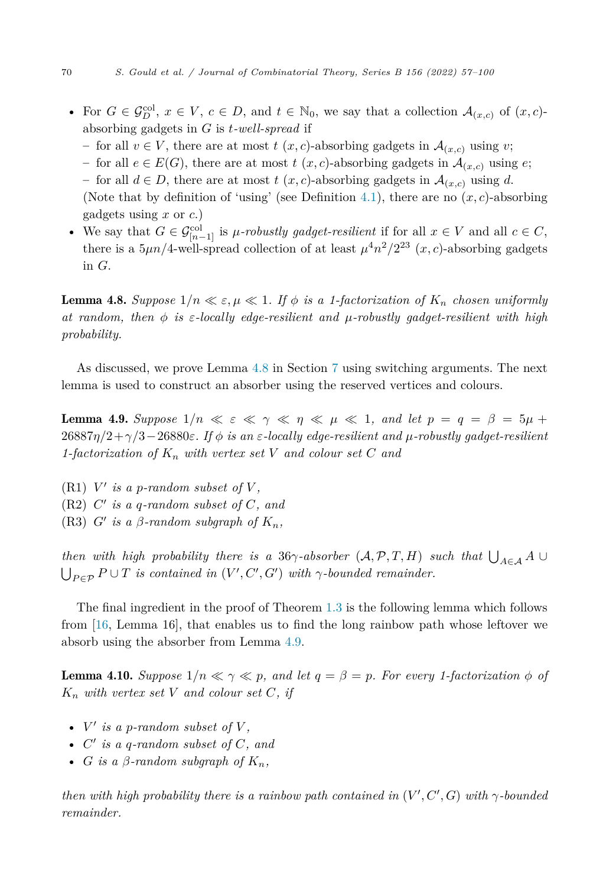- For $G \in \mathcal{G}^{\text{col}}_D$, $x \in V$, $c \in D$, and $t \in \mathbb{N}_0$, we say that a collection $\mathcal{A}_{(x,c)}$ of $(x,c)$-absorbing gadgets in $G$ is *$t$-well-spread* if
  - for all $v \in V$, there are at most $t$ $(x,c)$-absorbing gadgets in $\mathcal{A}_{(x,c)}$ using $v$;
  - for all $e \in E(G)$, there are at most $t$ $(x,c)$-absorbing gadgets in $\mathcal{A}_{(x,c)}$ using $e$;
  - for all $d \in D$, there are at most $t$ $(x,c)$-absorbing gadgets in $\mathcal{A}_{(x,c)}$ using $d$.

  (Note that by definition of 'using' (see Definition 4.1), there are no $(x,c)$-absorbing gadgets using $x$ or $c$.)
- We say that $G \in \mathcal{G}^{\text{col}}_{[n-1]}$ is *$\mu$-robustly gadget-resilient* if for all $x \in V$ and all $c \in C$, there is a $5\mu n/4$-well-spread collection of at least $\mu^4 n^2/2^{23}$ $(x,c)$-absorbing gadgets in $G$.

**Lemma 4.8.** *Suppose $1/n \ll \varepsilon, \mu \ll 1$. If $\phi$ is a 1-factorization of $K_n$ chosen uniformly at random, then $\phi$ is $\varepsilon$-locally edge-resilient and $\mu$-robustly gadget-resilient with high probability.*

As discussed, we prove Lemma 4.8 in Section 7 using switching arguments. The next lemma is used to construct an absorber using the reserved vertices and colours.

**Lemma 4.9.** *Suppose $1/n \ll \varepsilon \ll \gamma \ll \eta \ll \mu \ll 1$, and let $p = q = \beta = 5\mu + 26887\eta/2 + \gamma/3 - 26880\varepsilon$. If $\phi$ is an $\varepsilon$-locally edge-resilient and $\mu$-robustly gadget-resilient 1-factorization of $K_n$ with vertex set $V$ and colour set $C$ and*

- (R1) *$V'$ is a $p$-random subset of $V$,*
- (R2) *$C'$ is a $q$-random subset of $C$, and*
- (R3) *$G'$ is a $\beta$-random subgraph of $K_n$,*

*then with high probability there is a $36\gamma$-absorber $(\mathcal{A}, \mathcal{P}, T, H)$ such that $\bigcup_{A \in \mathcal{A}} A \cup \bigcup_{P \in \mathcal{P}} P \cup T$ is contained in $(V', C', G')$ with $\gamma$-bounded remainder.*

The final ingredient in the proof of Theorem 1.3 is the following lemma which follows from [16, Lemma 16], that enables us to find the long rainbow path whose leftover we absorb using the absorber from Lemma 4.9.

**Lemma 4.10.** *Suppose $1/n \ll \gamma \ll p$, and let $q = \beta = p$. For every 1-factorization $\phi$ of $K_n$ with vertex set $V$ and colour set $C$, if*

- *$V'$ is a $p$-random subset of $V$,*
- *$C'$ is a $q$-random subset of $C$, and*
- *$G$ is a $\beta$-random subgraph of $K_n$,*

*then with high probability there is a rainbow path contained in $(V', C', G)$ with $\gamma$-bounded remainder.*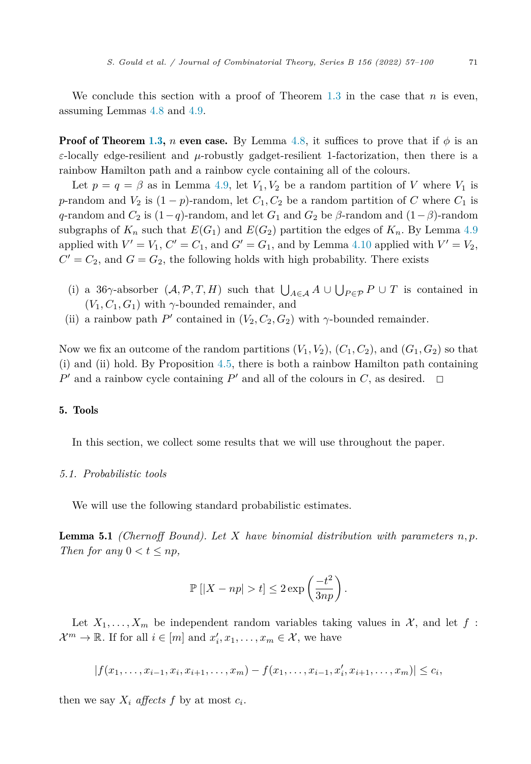We conclude this section with a proof of Theorem 1.3 in the case that $n$ is even, assuming Lemmas 4.8 and 4.9.

**Proof of Theorem 1.3, $n$ even case.** By Lemma 4.8, it suffices to prove that if $\phi$ is an $\varepsilon$-locally edge-resilient and $\mu$-robustly gadget-resilient 1-factorization, then there is a rainbow Hamilton path and a rainbow cycle containing all of the colours.

Let $p = q = \beta$ as in Lemma 4.9, let $V_1, V_2$ be a random partition of $V$ where $V_1$ is $p$-random and $V_2$ is $(1-p)$-random, let $C_1, C_2$ be a random partition of $C$ where $C_1$ is $q$-random and $C_2$ is $(1-q)$-random, and let $G_1$ and $G_2$ be $\beta$-random and $(1-\beta)$-random subgraphs of $K_n$ such that $E(G_1)$ and $E(G_2)$ partition the edges of $K_n$. By Lemma 4.9 applied with $V' = V_1$, $C' = C_1$, and $G' = G_1$, and by Lemma 4.10 applied with $V' = V_2$, $C' = C_2$, and $G = G_2$, the following holds with high probability. There exists

(i) a $36\gamma$-absorber $(\mathcal{A}, \mathcal{P}, T, H)$ such that $\bigcup_{A \in \mathcal{A}} A \cup \bigcup_{P \in \mathcal{P}} P \cup T$ is contained in $(V_1, C_1, G_1)$ with $\gamma$-bounded remainder, and

(ii) a rainbow path $P'$ contained in $(V_2, C_2, G_2)$ with $\gamma$-bounded remainder.

Now we fix an outcome of the random partitions $(V_1, V_2)$, $(C_1, C_2)$, and $(G_1, G_2)$ so that (i) and (ii) hold. By Proposition 4.5, there is both a rainbow Hamilton path containing $P'$ and a rainbow cycle containing $P'$ and all of the colours in $C$, as desired. $\square$

## 5. Tools

In this section, we collect some results that we will use throughout the paper.

### 5.1. Probabilistic tools

We will use the following standard probabilistic estimates.

**Lemma 5.1** *(Chernoff Bound). Let $X$ have binomial distribution with parameters $n, p$. Then for any $0 < t \leq np$,*

$$\mathbb{P}\left[|X - np| > t\right] \leq 2\exp\left(\frac{-t^2}{3np}\right).$$

Let $X_1, \ldots, X_m$ be independent random variables taking values in $\mathcal{X}$, and let $f : \mathcal{X}^m \to \mathbb{R}$. If for all $i \in [m]$ and $x'_i, x_1, \ldots, x_m \in \mathcal{X}$, we have

$$|f(x_1, \ldots, x_{i-1}, x_i, x_{i+1}, \ldots, x_m) - f(x_1, \ldots, x_{i-1}, x'_i, x_{i+1}, \ldots, x_m)| \leq c_i,$$

then we say $X_i$ *affects* $f$ by at most $c_i$.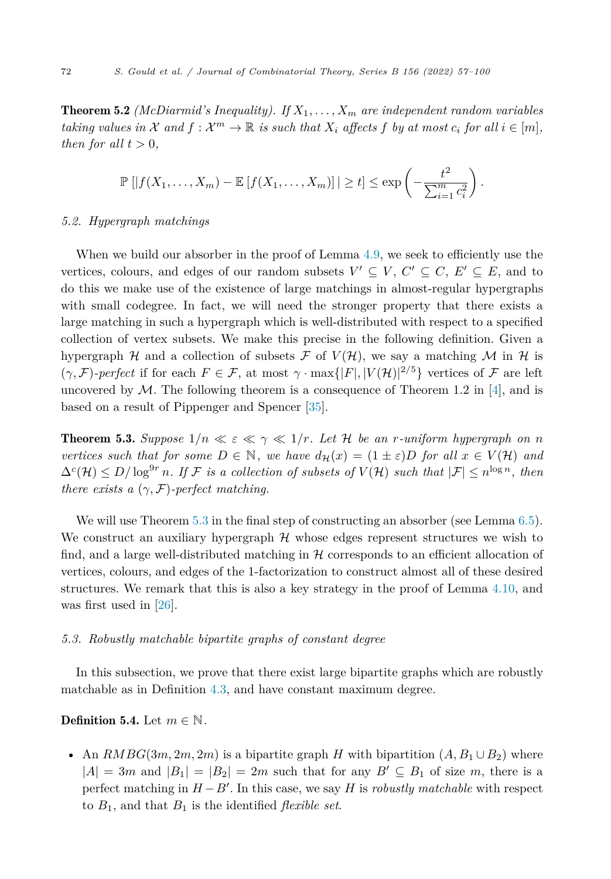**Theorem 5.2** *(McDiarmid's Inequality). If $X_1, \ldots, X_m$ are independent random variables taking values in $\mathcal{X}$ and $f : \mathcal{X}^m \to \mathbb{R}$ is such that $X_i$ affects $f$ by at most $c_i$ for all $i \in [m]$, then for all $t > 0$,*

$$\mathbb{P}\left[|f(X_1, \ldots, X_m) - \mathbb{E}\left[f(X_1, \ldots, X_m)\right]| \geq t\right] \leq \exp\left(-\frac{t^2}{\sum_{i=1}^m c_i^2}\right).$$

### 5.2. Hypergraph matchings

When we build our absorber in the proof of Lemma 4.9, we seek to efficiently use the vertices, colours, and edges of our random subsets $V' \subseteq V$, $C' \subseteq C$, $E' \subseteq E$, and to do this we make use of the existence of large matchings in almost-regular hypergraphs with small codegree. In fact, we will need the stronger property that there exists a large matching in such a hypergraph which is well-distributed with respect to a specified collection of vertex subsets. We make this precise in the following definition. Given a hypergraph $\mathcal{H}$ and a collection of subsets $\mathcal{F}$ of $V(\mathcal{H})$, we say a matching $\mathcal{M}$ in $\mathcal{H}$ is *$(\gamma, \mathcal{F})$-perfect* if for each $F \in \mathcal{F}$, at most $\gamma \cdot \max\{|F|, |V(\mathcal{H})|^{2/5}\}$ vertices of $\mathcal{F}$ are left uncovered by $\mathcal{M}$. The following theorem is a consequence of Theorem 1.2 in [4], and is based on a result of Pippenger and Spencer [35].

**Theorem 5.3.** *Suppose $1/n \ll \varepsilon \ll \gamma \ll 1/r$. Let $\mathcal{H}$ be an $r$-uniform hypergraph on $n$ vertices such that for some $D \in \mathbb{N}$, we have $d_{\mathcal{H}}(x) = (1 \pm \varepsilon)D$ for all $x \in V(\mathcal{H})$ and $\Delta^c(\mathcal{H}) \leq D/\log^{9r} n$. If $\mathcal{F}$ is a collection of subsets of $V(\mathcal{H})$ such that $|\mathcal{F}| \leq n^{\log n}$, then there exists a $(\gamma, \mathcal{F})$-perfect matching.*

We will use Theorem 5.3 in the final step of constructing an absorber (see Lemma 6.5). We construct an auxiliary hypergraph $\mathcal{H}$ whose edges represent structures we wish to find, and a large well-distributed matching in $\mathcal{H}$ corresponds to an efficient allocation of vertices, colours, and edges of the 1-factorization to construct almost all of these desired structures. We remark that this is also a key strategy in the proof of Lemma 4.10, and was first used in [26].

### 5.3. Robustly matchable bipartite graphs of constant degree

In this subsection, we prove that there exist large bipartite graphs which are robustly matchable as in Definition 4.3, and have constant maximum degree.

**Definition 5.4.** Let $m \in \mathbb{N}$.

- An $RMBG(3m, 2m, 2m)$ is a bipartite graph $H$ with bipartition $(A, B_1 \cup B_2)$ where $|A| = 3m$ and $|B_1| = |B_2| = 2m$ such that for any $B' \subseteq B_1$ of size $m$, there is a perfect matching in $H - B'$. In this case, we say $H$ is *robustly matchable* with respect to $B_1$, and that $B_1$ is the identified *flexible set*.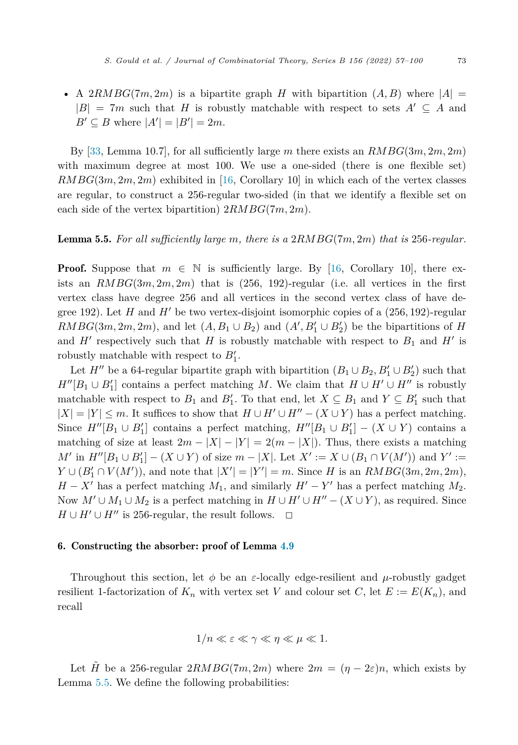- A $2RMBG(7m, 2m)$ is a bipartite graph $H$ with bipartition $(A, B)$ where $|A| = |B| = 7m$ such that $H$ is robustly matchable with respect to sets $A' \subseteq A$ and $B' \subseteq B$ where $|A'| = |B'| = 2m$.

By [33, Lemma 10.7], for all sufficiently large $m$ there exists an $RMBG(3m, 2m, 2m)$ with maximum degree at most 100. We use a one-sided (there is one flexible set) $RMBG(3m, 2m, 2m)$ exhibited in [16, Corollary 10] in which each of the vertex classes are regular, to construct a 256-regular two-sided (in that we identify a flexible set on each side of the vertex bipartition) $2RMBG(7m, 2m)$.

**Lemma 5.5.** *For all sufficiently large m, there is a $2RMBG(7m, 2m)$ that is 256-regular.*

**Proof.** Suppose that $m \in \mathbb{N}$ is sufficiently large. By [16, Corollary 10], there exists an $RMBG(3m, 2m, 2m)$ that is $(256, 192)$-regular (i.e. all vertices in the first vertex class have degree 256 and all vertices in the second vertex class of have degree 192). Let $H$ and $H'$ be two vertex-disjoint isomorphic copies of a $(256, 192)$-regular $RMBG(3m, 2m, 2m)$, and let $(A, B_1 \cup B_2)$ and $(A', B'_1 \cup B'_2)$ be the bipartitions of $H$ and $H'$ respectively such that $H$ is robustly matchable with respect to $B_1$ and $H'$ is robustly matchable with respect to $B'_1$.

Let $H''$ be a 64-regular bipartite graph with bipartition $(B_1 \cup B_2, B'_1 \cup B'_2)$ such that $H''[B_1 \cup B'_1]$ contains a perfect matching $M$. We claim that $H \cup H' \cup H''$ is robustly matchable with respect to $B_1$ and $B'_1$. To that end, let $X \subseteq B_1$ and $Y \subseteq B'_1$ such that $|X| = |Y| \leq m$. It suffices to show that $H \cup H' \cup H'' - (X \cup Y)$ has a perfect matching. Since $H''[B_1 \cup B'_1]$ contains a perfect matching, $H''[B_1 \cup B'_1] - (X \cup Y)$ contains a matching of size at least $2m - |X| - |Y| = 2(m - |X|)$. Thus, there exists a matching $M'$ in $H''[B_1 \cup B'_1] - (X \cup Y)$ of size $m - |X|$. Let $X' := X \cup (B_1 \cap V(M'))$ and $Y' := Y \cup (B'_1 \cap V(M'))$, and note that $|X'| = |Y'| = m$. Since $H$ is an $RMBG(3m, 2m, 2m)$, $H - X'$ has a perfect matching $M_1$, and similarly $H' - Y'$ has a perfect matching $M_2$. Now $M' \cup M_1 \cup M_2$ is a perfect matching in $H \cup H' \cup H'' - (X \cup Y)$, as required. Since $H \cup H' \cup H''$ is 256-regular, the result follows. □

## 6. Constructing the absorber: proof of Lemma 4.9

Throughout this section, let $\phi$ be an $\varepsilon$-locally edge-resilient and $\mu$-robustly gadget resilient 1-factorization of $K_n$ with vertex set $V$ and colour set $C$, let $E := E(K_n)$, and recall

$$1/n \ll \varepsilon \ll \gamma \ll \eta \ll \mu \ll 1.$$

Let $\tilde{H}$ be a 256-regular $2RMBG(7m, 2m)$ where $2m = (\eta - 2\varepsilon)n$, which exists by Lemma 5.5. We define the following probabilities: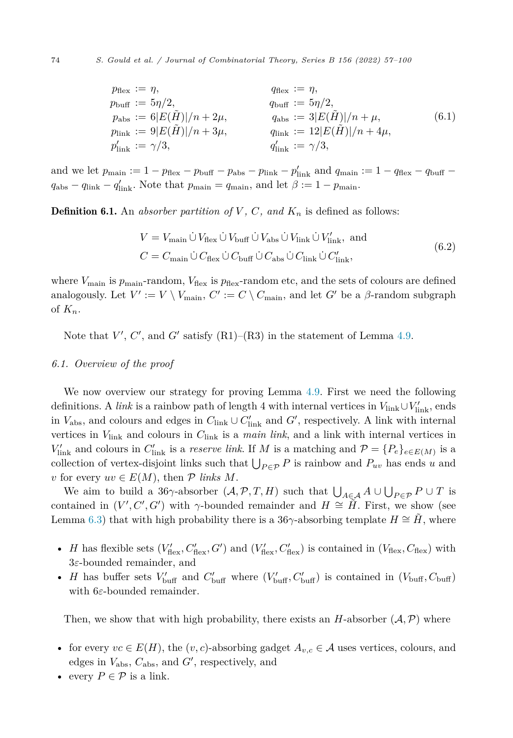$$
\begin{aligned}
p_{\text{flex}} &:= \eta, & q_{\text{flex}} &:= \eta,\\
p_{\text{buff}} &:= 5\eta/2, & q_{\text{buff}} &:= 5\eta/2,\\
p_{\text{abs}} &:= 6|E(\tilde{H})|/n + 2\mu, & q_{\text{abs}} &:= 3|E(\tilde{H})|/n + \mu,\\
p_{\text{link}} &:= 9|E(\tilde{H})|/n + 3\mu, & q_{\text{link}} &:= 12|E(\tilde{H})|/n + 4\mu,\\
p'_{\text{link}} &:= \gamma/3, & q'_{\text{link}} &:= \gamma/3,
\end{aligned}
\tag{6.1}
$$

and we let $p_{\text{main}} := 1 - p_{\text{flex}} - p_{\text{buff}} - p_{\text{abs}} - p_{\text{link}} - p'_{\text{link}}$ and $q_{\text{main}} := 1 - q_{\text{flex}} - q_{\text{buff}} - q_{\text{abs}} - q_{\text{link}} - q'_{\text{link}}$. Note that $p_{\text{main}} = q_{\text{main}}$, and let $\beta := 1 - p_{\text{main}}$.

**Definition 6.1.** An *absorber partition of $V$, $C$, and $K_n$* is defined as follows:

$$
\begin{aligned}
V &= V_{\text{main}} \,\dot\cup\, V_{\text{flex}} \,\dot\cup\, V_{\text{buff}} \,\dot\cup\, V_{\text{abs}} \,\dot\cup\, V_{\text{link}} \,\dot\cup\, V'_{\text{link}}, \text{ and}\\
C &= C_{\text{main}} \,\dot\cup\, C_{\text{flex}} \,\dot\cup\, C_{\text{buff}} \,\dot\cup\, C_{\text{abs}} \,\dot\cup\, C_{\text{link}} \,\dot\cup\, C'_{\text{link}},
\end{aligned}
\tag{6.2}
$$

where $V_{\text{main}}$ is $p_{\text{main}}$-random, $V_{\text{flex}}$ is $p_{\text{flex}}$-random etc, and the sets of colours are defined analogously. Let $V' := V \setminus V_{\text{main}}$, $C' := C \setminus C_{\text{main}}$, and let $G'$ be a $\beta$-random subgraph of $K_n$.

Note that $V'$, $C'$, and $G'$ satisfy (R1)–(R3) in the statement of Lemma 4.9.

### 6.1. Overview of the proof

We now overview our strategy for proving Lemma 4.9. First we need the following definitions. A *link* is a rainbow path of length 4 with internal vertices in $V_{\text{link}} \cup V'_{\text{link}}$, ends in $V_{\text{abs}}$, and colours and edges in $C_{\text{link}} \cup C'_{\text{link}}$ and $G'$, respectively. A link with internal vertices in $V_{\text{link}}$ and colours in $C_{\text{link}}$ is a *main link*, and a link with internal vertices in $V'_{\text{link}}$ and colours in $C'_{\text{link}}$ is a *reserve link*. If $M$ is a matching and $\mathcal{P} = \{P_e\}_{e \in E(M)}$ is a collection of vertex-disjoint links such that $\bigcup_{P \in \mathcal{P}} P$ is rainbow and $P_{uv}$ has ends $u$ and $v$ for every $uv \in E(M)$, then $\mathcal{P}$ *links* $M$.

We aim to build a $36\gamma$-absorber $(\mathcal{A}, \mathcal{P}, T, H)$ such that $\bigcup_{A \in \mathcal{A}} A \cup \bigcup_{P \in \mathcal{P}} P \cup T$ is contained in $(V', C', G')$ with $\gamma$-bounded remainder and $H \cong \tilde{H}$. First, we show (see Lemma 6.3) that with high probability there is a $36\gamma$-absorbing template $H \cong \tilde{H}$, where

- $H$ has flexible sets $(V'_{\text{flex}}, C'_{\text{flex}}, G')$ and $(V'_{\text{flex}}, C'_{\text{flex}})$ is contained in $(V_{\text{flex}}, C_{\text{flex}})$ with $3\varepsilon$-bounded remainder, and
- $H$ has buffer sets $V'_{\text{buff}}$ and $C'_{\text{buff}}$ where $(V'_{\text{buff}}, C'_{\text{buff}})$ is contained in $(V_{\text{buff}}, C_{\text{buff}})$ with $6\varepsilon$-bounded remainder.

Then, we show that with high probability, there exists an $H$-absorber $(\mathcal{A}, \mathcal{P})$ where

- for every $vc \in E(H)$, the $(v, c)$-absorbing gadget $A_{v,c} \in \mathcal{A}$ uses vertices, colours, and edges in $V_{\text{abs}}$, $C_{\text{abs}}$, and $G'$, respectively, and
- every $P \in \mathcal{P}$ is a link.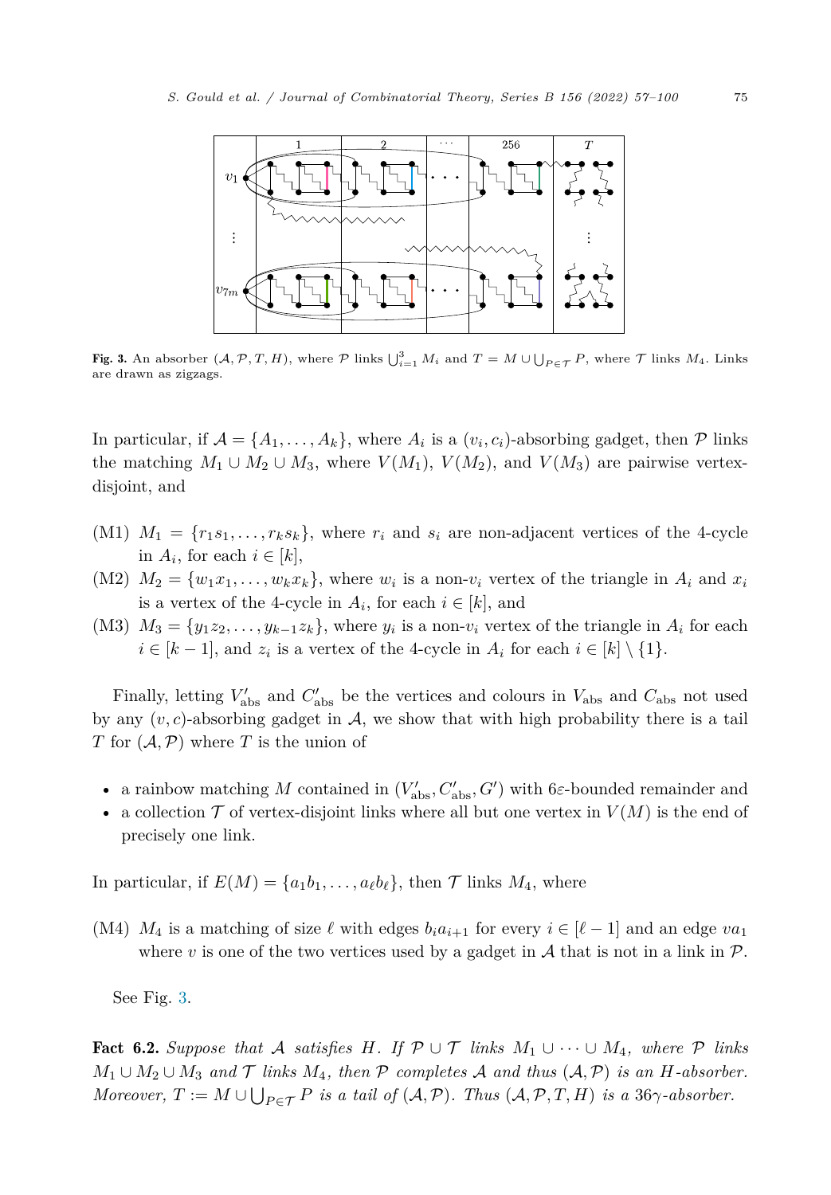**Fig. 3.** An absorber $(\mathcal{A}, \mathcal{P}, T, H)$, where $\mathcal{P}$ links $\bigcup_{i=1}^{3} M_i$ and $T = M \cup \bigcup_{P \in \mathcal{T}} P$, where $\mathcal{T}$ links $M_4$. Links are drawn as zigzags.

In particular, if $\mathcal{A} = \{A_1, \ldots, A_k\}$, where $A_i$ is a $(v_i, c_i)$-absorbing gadget, then $\mathcal{P}$ links the matching $M_1 \cup M_2 \cup M_3$, where $V(M_1)$, $V(M_2)$, and $V(M_3)$ are pairwise vertex-disjoint, and

- (M1) $M_1 = \{r_1s_1, \ldots, r_ks_k\}$, where $r_i$ and $s_i$ are non-adjacent vertices of the 4-cycle in $A_i$, for each $i \in [k]$,
- (M2) $M_2 = \{w_1x_1, \ldots, w_kx_k\}$, where $w_i$ is a non-$v_i$ vertex of the triangle in $A_i$ and $x_i$ is a vertex of the 4-cycle in $A_i$, for each $i \in [k]$, and
- (M3) $M_3 = \{y_1z_2, \ldots, y_{k-1}z_k\}$, where $y_i$ is a non-$v_i$ vertex of the triangle in $A_i$ for each $i \in [k-1]$, and $z_i$ is a vertex of the 4-cycle in $A_i$ for each $i \in [k] \setminus \{1\}$.

Finally, letting $V'_{\text{abs}}$ and $C'_{\text{abs}}$ be the vertices and colours in $V_{\text{abs}}$ and $C_{\text{abs}}$ not used by any $(v, c)$-absorbing gadget in $\mathcal{A}$, we show that with high probability there is a tail $T$ for $(\mathcal{A}, \mathcal{P})$ where $T$ is the union of

- a rainbow matching $M$ contained in $(V'_{\text{abs}}, C'_{\text{abs}}, G')$ with $6\varepsilon$-bounded remainder and
- a collection $\mathcal{T}$ of vertex-disjoint links where all but one vertex in $V(M)$ is the end of precisely one link.

In particular, if $E(M) = \{a_1b_1, \ldots, a_\ell b_\ell\}$, then $\mathcal{T}$ links $M_4$, where

- (M4) $M_4$ is a matching of size $\ell$ with edges $b_ia_{i+1}$ for every $i \in [\ell - 1]$ and an edge $va_1$ where $v$ is one of the two vertices used by a gadget in $\mathcal{A}$ that is not in a link in $\mathcal{P}$.

See Fig. 3.

**Fact 6.2.** *Suppose that $\mathcal{A}$ satisfies $H$. If $\mathcal{P} \cup \mathcal{T}$ links $M_1 \cup \cdots \cup M_4$, where $\mathcal{P}$ links $M_1 \cup M_2 \cup M_3$ and $\mathcal{T}$ links $M_4$, then $\mathcal{P}$ completes $\mathcal{A}$ and thus $(\mathcal{A}, \mathcal{P})$ is an $H$-absorber. Moreover, $T := M \cup \bigcup_{P \in \mathcal{T}} P$ is a tail of $(\mathcal{A}, \mathcal{P})$. Thus $(\mathcal{A}, \mathcal{P}, T, H)$ is a $36\gamma$-absorber.*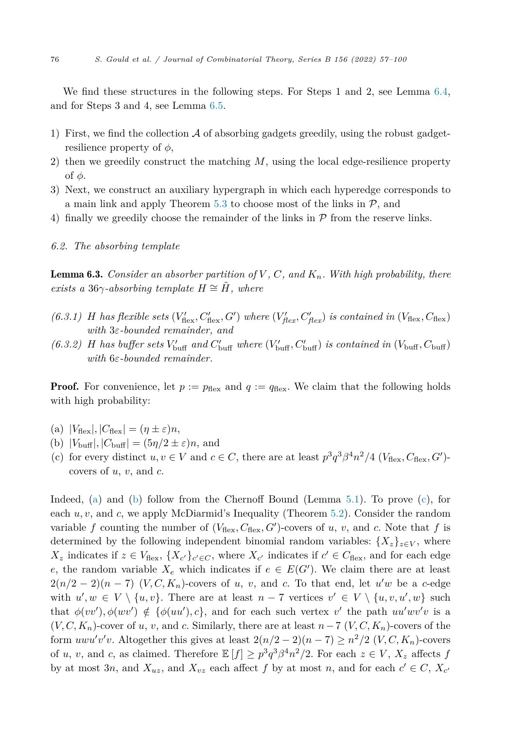We find these structures in the following steps. For Steps 1 and 2, see Lemma 6.4, and for Steps 3 and 4, see Lemma 6.5.

1) First, we find the collection $\mathcal{A}$ of absorbing gadgets greedily, using the robust gadget-resilience property of $\phi$,
2) then we greedily construct the matching $M$, using the local edge-resilience property of $\phi$.
3) Next, we construct an auxiliary hypergraph in which each hyperedge corresponds to a main link and apply Theorem 5.3 to choose most of the links in $\mathcal{P}$, and
4) finally we greedily choose the remainder of the links in $\mathcal{P}$ from the reserve links.

*6.2. The absorbing template*

**Lemma 6.3.** *Consider an absorber partition of $V$, $C$, and $K_n$. With high probability, there exists a $36\gamma$-absorbing template $H \cong \tilde{H}$, where*

*(6.3.1) $H$ has flexible sets $(V'_{\mathrm{flex}}, C'_{\mathrm{flex}}, G')$ where $(V'_{flex}, C'_{flex})$ is contained in $(V_{\mathrm{flex}}, C_{\mathrm{flex}})$ with $3\varepsilon$-bounded remainder, and*

*(6.3.2) $H$ has buffer sets $V'_{\mathrm{buff}}$ and $C'_{\mathrm{buff}}$ where $(V'_{\mathrm{buff}}, C'_{\mathrm{buff}})$ is contained in $(V_{\mathrm{buff}}, C_{\mathrm{buff}})$ with $6\varepsilon$-bounded remainder.*

**Proof.** For convenience, let $p := p_{\mathrm{flex}}$ and $q := q_{\mathrm{flex}}$. We claim that the following holds with high probability:

(a) $|V_{\mathrm{flex}}|, |C_{\mathrm{flex}}| = (\eta \pm \varepsilon)n$,
(b) $|V_{\mathrm{buff}}|, |C_{\mathrm{buff}}| = (5\eta/2 \pm \varepsilon)n$, and
(c) for every distinct $u, v \in V$ and $c \in C$, there are at least $p^3q^3\beta^4n^2/4$ $(V_{\mathrm{flex}}, C_{\mathrm{flex}}, G')$-covers of $u$, $v$, and $c$.

Indeed, (a) and (b) follow from the Chernoff Bound (Lemma 5.1). To prove (c), for each $u, v$, and $c$, we apply McDiarmid's Inequality (Theorem 5.2). Consider the random variable $f$ counting the number of $(V_{\mathrm{flex}}, C_{\mathrm{flex}}, G')$-covers of $u$, $v$, and $c$. Note that $f$ is determined by the following independent binomial random variables: $\{X_z\}_{z \in V}$, where $X_z$ indicates if $z \in V_{\mathrm{flex}}$, $\{X_{c'}\}_{c' \in C}$, where $X_{c'}$ indicates if $c' \in C_{\mathrm{flex}}$, and for each edge $e$, the random variable $X_e$ which indicates if $e \in E(G')$. We claim there are at least $2(n/2-2)(n-7)$ $(V, C, K_n)$-covers of $u$, $v$, and $c$. To that end, let $u'w$ be a $c$-edge with $u', w \in V \setminus \{u, v\}$. There are at least $n-7$ vertices $v' \in V \setminus \{u, v, u', w\}$ such that $\phi(vv'), \phi(wv') \notin \{\phi(uu'), c\}$, and for each such vertex $v'$ the path $uu'wv'v$ is a $(V, C, K_n)$-cover of $u$, $v$, and $c$. Similarly, there are at least $n-7$ $(V, C, K_n)$-covers of the form $uwu'v'v$. Altogether this gives at least $2(n/2-2)(n-7) \geq n^2/2$ $(V, C, K_n)$-covers of $u$, $v$, and $c$, as claimed. Therefore $\mathbb{E}[f] \geq p^3q^3\beta^4n^2/2$. For each $z \in V$, $X_z$ affects $f$ by at most $3n$, and $X_{uz}$, and $X_{vz}$ each affect $f$ by at most $n$, and for each $c' \in C$, $X_{c'}$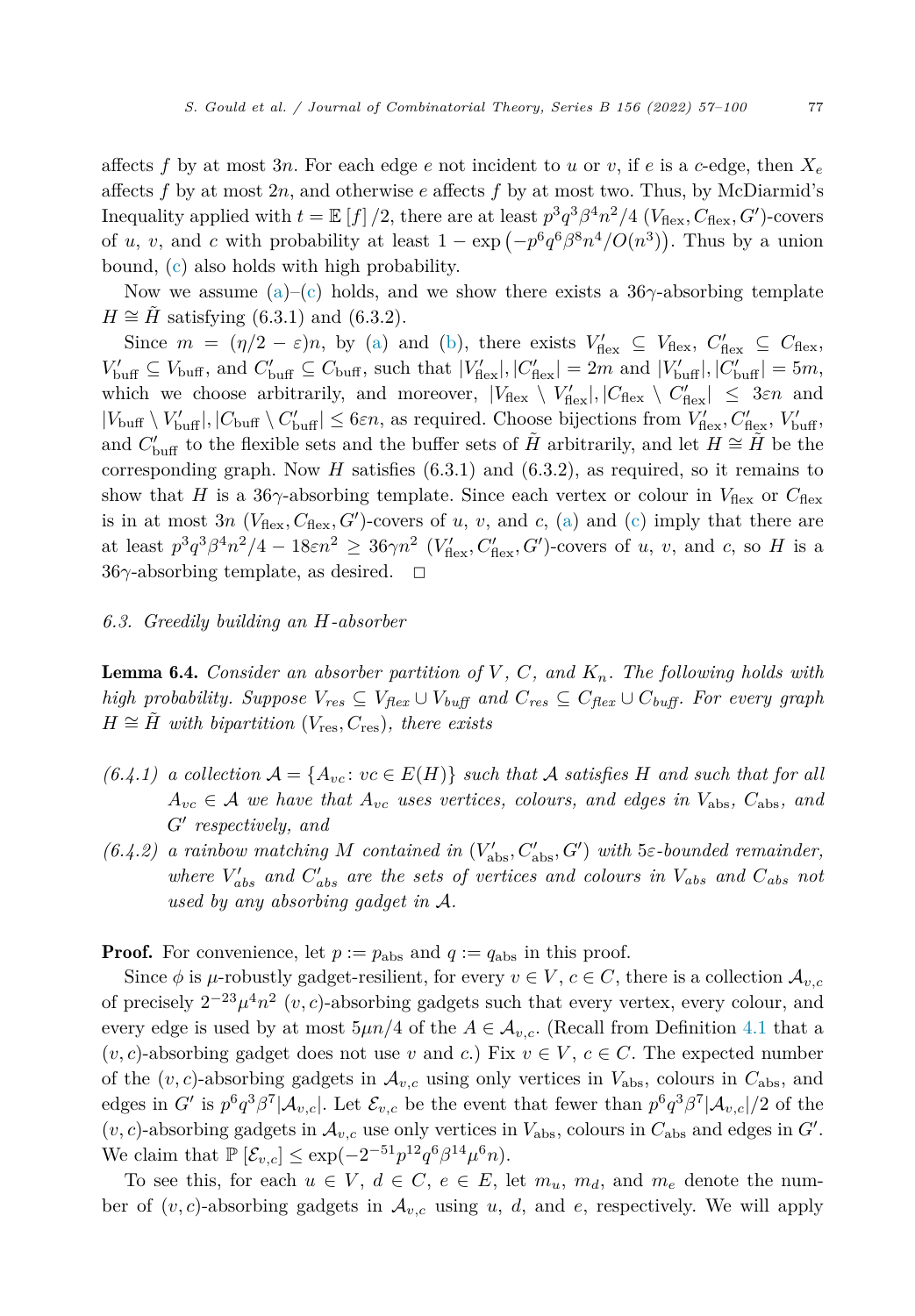affects $f$ by at most $3n$. For each edge $e$ not incident to $u$ or $v$, if $e$ is a $c$-edge, then $X_e$ affects $f$ by at most $2n$, and otherwise $e$ affects $f$ by at most two. Thus, by McDiarmid's Inequality applied with $t = \mathbb{E}[f]/2$, there are at least $p^3q^3\beta^4n^2/4$ $(V_{\text{flex}}, C_{\text{flex}}, G')$-covers of $u$, $v$, and $c$ with probability at least $1 - \exp\left(-p^6q^6\beta^8n^4/O(n^3)\right)$. Thus by a union bound, (c) also holds with high probability.

Now we assume (a)–(c) holds, and we show there exists a $36\gamma$-absorbing template $H \cong \tilde{H}$ satisfying (6.3.1) and (6.3.2).

Since $m = (\eta/2 - \varepsilon)n$, by (a) and (b), there exists $V'_{\text{flex}} \subseteq V_{\text{flex}}$, $C'_{\text{flex}} \subseteq C_{\text{flex}}$, $V'_{\text{buff}} \subseteq V_{\text{buff}}$, and $C'_{\text{buff}} \subseteq C_{\text{buff}}$, such that $|V'_{\text{flex}}|, |C'_{\text{flex}}| = 2m$ and $|V'_{\text{buff}}|, |C'_{\text{buff}}| = 5m$, which we choose arbitrarily, and moreover, $|V_{\text{flex}} \setminus V'_{\text{flex}}|, |C_{\text{flex}} \setminus C'_{\text{flex}}| \leq 3\varepsilon n$ and $|V_{\text{buff}} \setminus V'_{\text{buff}}|, |C_{\text{buff}} \setminus C'_{\text{buff}}| \leq 6\varepsilon n$, as required. Choose bijections from $V'_{\text{flex}}, C'_{\text{flex}}, V'_{\text{buff}}$, and $C'_{\text{buff}}$ to the flexible sets and the buffer sets of $\tilde{H}$ arbitrarily, and let $H \cong \tilde{H}$ be the corresponding graph. Now $H$ satisfies (6.3.1) and (6.3.2), as required, so it remains to show that $H$ is a $36\gamma$-absorbing template. Since each vertex or colour in $V_{\text{flex}}$ or $C_{\text{flex}}$ is in at most $3n$ $(V_{\text{flex}}, C_{\text{flex}}, G')$-covers of $u$, $v$, and $c$, (a) and (c) imply that there are at least $p^3q^3\beta^4n^2/4 - 18\varepsilon n^2 \geq 36\gamma n^2$ $(V'_{\text{flex}}, C'_{\text{flex}}, G')$-covers of $u$, $v$, and $c$, so $H$ is a $36\gamma$-absorbing template, as desired. $\square$

### 6.3. Greedily building an $H$-absorber

**Lemma 6.4.** *Consider an absorber partition of $V$, $C$, and $K_n$. The following holds with high probability. Suppose $V_{res} \subseteq V_{flex} \cup V_{buff}$ and $C_{res} \subseteq C_{flex} \cup C_{buff}$. For every graph $H \cong \tilde{H}$ with bipartition $(V_{\text{res}}, C_{\text{res}})$, there exists*

*(6.4.1) a collection $\mathcal{A} = \{A_{vc} : vc \in E(H)\}$ such that $\mathcal{A}$ satisfies $H$ and such that for all $A_{vc} \in \mathcal{A}$ we have that $A_{vc}$ uses vertices, colours, and edges in $V_{\text{abs}}$, $C_{\text{abs}}$, and $G'$ respectively, and*

*(6.4.2) a rainbow matching $M$ contained in $(V'_{\text{abs}}, C'_{\text{abs}}, G')$ with $5\varepsilon$-bounded remainder, where $V'_{abs}$ and $C'_{abs}$ are the sets of vertices and colours in $V_{abs}$ and $C_{abs}$ not used by any absorbing gadget in $\mathcal{A}$.*

**Proof.** For convenience, let $p := p_{\text{abs}}$ and $q := q_{\text{abs}}$ in this proof.

Since $\phi$ is $\mu$-robustly gadget-resilient, for every $v \in V$, $c \in C$, there is a collection $\mathcal{A}_{v,c}$ of precisely $2^{-23}\mu^4n^2$ $(v, c)$-absorbing gadgets such that every vertex, every colour, and every edge is used by at most $5\mu n/4$ of the $A \in \mathcal{A}_{v,c}$. (Recall from Definition 4.1 that a $(v, c)$-absorbing gadget does not use $v$ and $c$.) Fix $v \in V$, $c \in C$. The expected number of the $(v, c)$-absorbing gadgets in $\mathcal{A}_{v,c}$ using only vertices in $V_{\text{abs}}$, colours in $C_{\text{abs}}$, and edges in $G'$ is $p^6q^3\beta^7|\mathcal{A}_{v,c}|$. Let $\mathcal{E}_{v,c}$ be the event that fewer than $p^6q^3\beta^7|\mathcal{A}_{v,c}|/2$ of the $(v, c)$-absorbing gadgets in $\mathcal{A}_{v,c}$ use only vertices in $V_{\text{abs}}$, colours in $C_{\text{abs}}$ and edges in $G'$. We claim that $\mathbb{P}[\mathcal{E}_{v,c}] \leq \exp(-2^{-51}p^{12}q^6\beta^{14}\mu^6n)$.

To see this, for each $u \in V$, $d \in C$, $e \in E$, let $m_u$, $m_d$, and $m_e$ denote the number of $(v, c)$-absorbing gadgets in $\mathcal{A}_{v,c}$ using $u$, $d$, and $e$, respectively. We will apply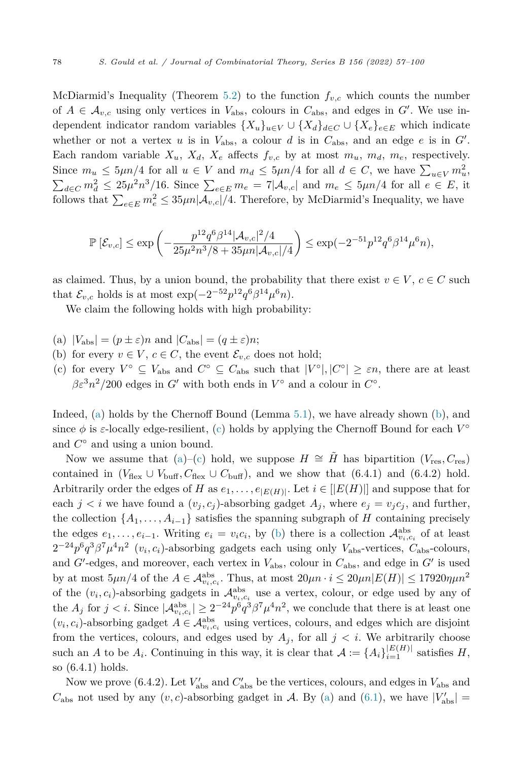McDiarmid's Inequality (Theorem 5.2) to the function $f_{v,c}$ which counts the number of $A \in \mathcal{A}_{v,c}$ using only vertices in $V_{\text{abs}}$, colours in $C_{\text{abs}}$, and edges in $G'$. We use independent indicator random variables $\{X_u\}_{u\in V} \cup \{X_d\}_{d\in C} \cup \{X_e\}_{e\in E}$ which indicate whether or not a vertex $u$ is in $V_{\text{abs}}$, a colour $d$ is in $C_{\text{abs}}$, and an edge $e$ is in $G'$. Each random variable $X_u$, $X_d$, $X_e$ affects $f_{v,c}$ by at most $m_u$, $m_d$, $m_e$, respectively. Since $m_u \leq 5\mu n/4$ for all $u \in V$ and $m_d \leq 5\mu n/4$ for all $d \in C$, we have $\sum_{u\in V} m_u^2$, $\sum_{d\in C} m_d^2 \leq 25\mu^2 n^3/16$. Since $\sum_{e\in E} m_e = 7|\mathcal{A}_{v,c}|$ and $m_e \leq 5\mu n/4$ for all $e \in E$, it follows that $\sum_{e\in E} m_e^2 \leq 35\mu n|\mathcal{A}_{v,c}|/4$. Therefore, by McDiarmid's Inequality, we have

$$\mathbb{P}\left[\mathcal{E}_{v,c}\right] \leq \exp\left(-\frac{p^{12}q^6\beta^{14}|\mathcal{A}_{v,c}|^2/4}{25\mu^2 n^3/8 + 35\mu n|\mathcal{A}_{v,c}|/4}\right) \leq \exp(-2^{-51}p^{12}q^6\beta^{14}\mu^6 n),$$

as claimed. Thus, by a union bound, the probability that there exist $v \in V$, $c \in C$ such that $\mathcal{E}_{v,c}$ holds is at most $\exp(-2^{-52}p^{12}q^6\beta^{14}\mu^6 n)$.

We claim the following holds with high probability:

(a) $|V_{\text{abs}}| = (p \pm \varepsilon)n$ and $|C_{\text{abs}}| = (q \pm \varepsilon)n$;
(b) for every $v \in V$, $c \in C$, the event $\mathcal{E}_{v,c}$ does not hold;
(c) for every $V^\circ \subseteq V_{\text{abs}}$ and $C^\circ \subseteq C_{\text{abs}}$ such that $|V^\circ|, |C^\circ| \geq \varepsilon n$, there are at least $\beta\varepsilon^3 n^2/200$ edges in $G'$ with both ends in $V^\circ$ and a colour in $C^\circ$.

Indeed, (a) holds by the Chernoff Bound (Lemma 5.1), we have already shown (b), and since $\phi$ is $\varepsilon$-locally edge-resilient, (c) holds by applying the Chernoff Bound for each $V^\circ$ and $C^\circ$ and using a union bound.

Now we assume that (a)–(c) hold, we suppose $H \cong \tilde{H}$ has bipartition $(V_{\text{res}}, C_{\text{res}})$ contained in $(V_{\text{flex}} \cup V_{\text{buff}}, C_{\text{flex}} \cup C_{\text{buff}})$, and we show that (6.4.1) and (6.4.2) hold. Arbitrarily order the edges of $H$ as $e_1, \ldots, e_{|E(H)|}$. Let $i \in [|E(H)|]$ and suppose that for each $j < i$ we have found a $(v_j, c_j)$-absorbing gadget $A_j$, where $e_j = v_j c_j$, and further, the collection $\{A_1, \ldots, A_{i-1}\}$ satisfies the spanning subgraph of $H$ containing precisely the edges $e_1, \ldots, e_{i-1}$. Writing $e_i = v_i c_i$, by (b) there is a collection $\mathcal{A}^{\text{abs}}_{v_i,c_i}$ of at least $2^{-24}p^6q^3\beta^7\mu^4 n^2$ $(v_i, c_i)$-absorbing gadgets each using only $V_{\text{abs}}$-vertices, $C_{\text{abs}}$-colours, and $G'$-edges, and moreover, each vertex in $V_{\text{abs}}$, colour in $C_{\text{abs}}$, and edge in $G'$ is used by at most $5\mu n/4$ of the $A \in \mathcal{A}^{\text{abs}}_{v_i,c_i}$. Thus, at most $20\mu n \cdot i \leq 20\mu n|E(H)| \leq 17920\eta\mu n^2$ of the $(v_i, c_i)$-absorbing gadgets in $\mathcal{A}^{\text{abs}}_{v_i,c_i}$ use a vertex, colour, or edge used by any of the $A_j$ for $j < i$. Since $|\mathcal{A}^{\text{abs}}_{v_i,c_i}| \geq 2^{-24}p^6q^3\beta^7\mu^4 n^2$, we conclude that there is at least one $(v_i, c_i)$-absorbing gadget $A \in \mathcal{A}^{\text{abs}}_{v_i,c_i}$ using vertices, colours, and edges which are disjoint from the vertices, colours, and edges used by $A_j$, for all $j < i$. We arbitrarily choose such an $A$ to be $A_i$. Continuing in this way, it is clear that $\mathcal{A} := \{A_i\}_{i=1}^{|E(H)|}$ satisfies $H$, so (6.4.1) holds.

Now we prove (6.4.2). Let $V'_{\text{abs}}$ and $C'_{\text{abs}}$ be the vertices, colours, and edges in $V_{\text{abs}}$ and $C_{\text{abs}}$ not used by any $(v, c)$-absorbing gadget in $\mathcal{A}$. By (a) and (6.1), we have $|V'_{\text{abs}}| =$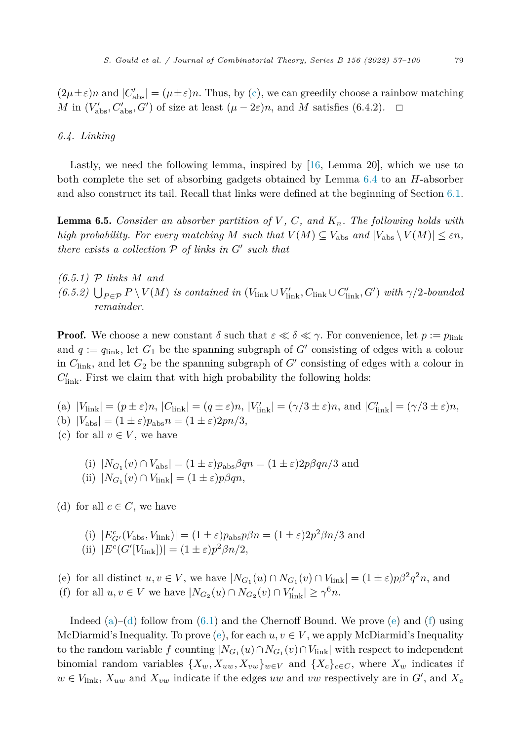$(2\mu \pm \varepsilon)n$ and $|C'_{\text{abs}}| = (\mu \pm \varepsilon)n$. Thus, by (c), we can greedily choose a rainbow matching $M$ in $(V'_{\text{abs}}, C'_{\text{abs}}, G')$ of size at least $(\mu - 2\varepsilon)n$, and $M$ satisfies (6.4.2). $\square$

*6.4. Linking*

Lastly, we need the following lemma, inspired by [16, Lemma 20], which we use to both complete the set of absorbing gadgets obtained by Lemma 6.4 to an $H$-absorber and also construct its tail. Recall that links were defined at the beginning of Section 6.1.

**Lemma 6.5.** *Consider an absorber partition of $V$, $C$, and $K_n$. The following holds with high probability. For every matching $M$ such that $V(M) \subseteq V_{\text{abs}}$ and $|V_{\text{abs}} \setminus V(M)| \leq \varepsilon n$, there exists a collection $\mathcal{P}$ of links in $G'$ such that*

*(6.5.1) $\mathcal{P}$ links $M$ and*
*(6.5.2) $\bigcup_{P \in \mathcal{P}} P \setminus V(M)$ is contained in $(V_{\text{link}} \cup V'_{\text{link}}, C_{\text{link}} \cup C'_{\text{link}}, G')$ with $\gamma/2$-bounded remainder.*

**Proof.** We choose a new constant $\delta$ such that $\varepsilon \ll \delta \ll \gamma$. For convenience, let $p := p_{\text{link}}$ and $q := q_{\text{link}}$, let $G_1$ be the spanning subgraph of $G'$ consisting of edges with a colour in $C_{\text{link}}$, and let $G_2$ be the spanning subgraph of $G'$ consisting of edges with a colour in $C'_{\text{link}}$. First we claim that with high probability the following holds:

(a) $|V_{\text{link}}| = (p \pm \varepsilon)n$, $|C_{\text{link}}| = (q \pm \varepsilon)n$, $|V'_{\text{link}}| = (\gamma/3 \pm \varepsilon)n$, and $|C'_{\text{link}}| = (\gamma/3 \pm \varepsilon)n$,
(b) $|V_{\text{abs}}| = (1 \pm \varepsilon)p_{\text{abs}}n = (1 \pm \varepsilon)2pn/3$,
(c) for all $v \in V$, we have
  (i) $|N_{G_1}(v) \cap V_{\text{abs}}| = (1 \pm \varepsilon)p_{\text{abs}}\beta qn = (1 \pm \varepsilon)2p\beta qn/3$ and
  (ii) $|N_{G_1}(v) \cap V_{\text{link}}| = (1 \pm \varepsilon)p\beta qn$,
(d) for all $c \in C$, we have
  (i) $|E^c_{G'}(V_{\text{abs}}, V_{\text{link}})| = (1 \pm \varepsilon)p_{\text{abs}}p\beta n = (1 \pm \varepsilon)2p^2\beta n/3$ and
  (ii) $|E^c(G'[V_{\text{link}}])| = (1 \pm \varepsilon)p^2\beta n/2$,
(e) for all distinct $u, v \in V$, we have $|N_{G_1}(u) \cap N_{G_1}(v) \cap V_{\text{link}}| = (1 \pm \varepsilon)p\beta^2 q^2 n$, and
(f) for all $u, v \in V$ we have $|N_{G_2}(u) \cap N_{G_2}(v) \cap V'_{\text{link}}| \geq \gamma^6 n$.

Indeed (a)–(d) follow from (6.1) and the Chernoff Bound. We prove (e) and (f) using McDiarmid's Inequality. To prove (e), for each $u, v \in V$, we apply McDiarmid's Inequality to the random variable $f$ counting $|N_{G_1}(u) \cap N_{G_1}(v) \cap V_{\text{link}}|$ with respect to independent binomial random variables $\{X_w, X_{uw}, X_{vw}\}_{w \in V}$ and $\{X_c\}_{c \in C}$, where $X_w$ indicates if $w \in V_{\text{link}}$, $X_{uw}$ and $X_{vw}$ indicate if the edges $uw$ and $vw$ respectively are in $G'$, and $X_c$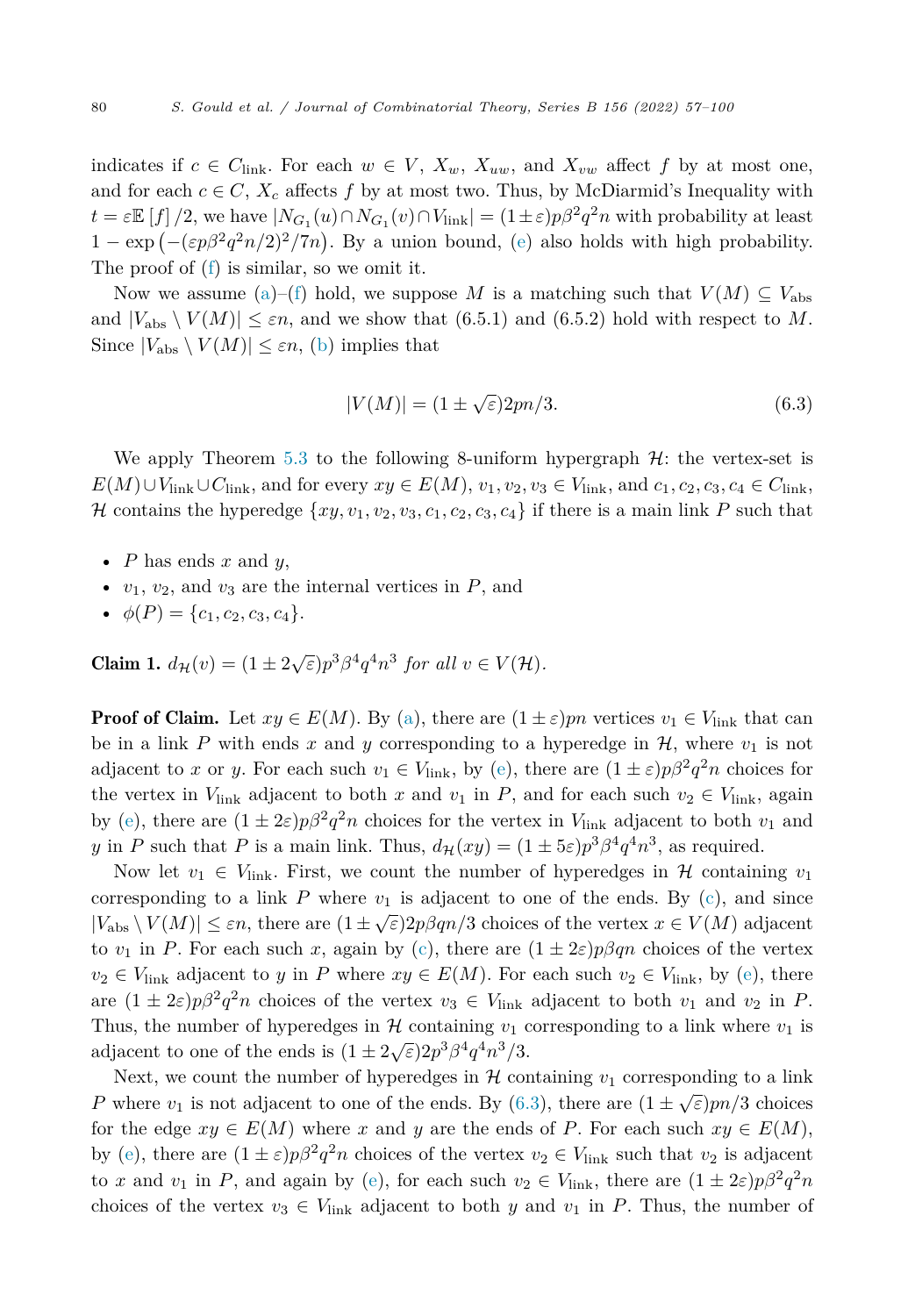indicates if $c \in C_{\text{link}}$. For each $w \in V$, $X_w$, $X_{uw}$, and $X_{vw}$ affect $f$ by at most one, and for each $c \in C$, $X_c$ affects $f$ by at most two. Thus, by McDiarmid's Inequality with $t = \varepsilon \mathbb{E}[f]/2$, we have $|N_{G_1}(u) \cap N_{G_1}(v) \cap V_{\text{link}}| = (1 \pm \varepsilon)p\beta^2q^2n$ with probability at least $1 - \exp\left(-(\varepsilon p\beta^2q^2n/2)^2/7n\right)$. By a union bound, (e) also holds with high probability. The proof of (f) is similar, so we omit it.

Now we assume (a)–(f) hold, we suppose $M$ is a matching such that $V(M) \subseteq V_{\text{abs}}$ and $|V_{\text{abs}} \setminus V(M)| \leq \varepsilon n$, and we show that (6.5.1) and (6.5.2) hold with respect to $M$. Since $|V_{\text{abs}} \setminus V(M)| \leq \varepsilon n$, (b) implies that

$$|V(M)| = (1 \pm \sqrt{\varepsilon})2pn/3. \tag{6.3}$$

We apply Theorem 5.3 to the following 8-uniform hypergraph $\mathcal{H}$: the vertex-set is $E(M) \cup V_{\text{link}} \cup C_{\text{link}}$, and for every $xy \in E(M)$, $v_1, v_2, v_3 \in V_{\text{link}}$, and $c_1, c_2, c_3, c_4 \in C_{\text{link}}$, $\mathcal{H}$ contains the hyperedge $\{xy, v_1, v_2, v_3, c_1, c_2, c_3, c_4\}$ if there is a main link $P$ such that

- $P$ has ends $x$ and $y$,
- $v_1$, $v_2$, and $v_3$ are the internal vertices in $P$, and
- $\phi(P) = \{c_1, c_2, c_3, c_4\}$.

**Claim 1.** *$d_{\mathcal{H}}(v) = (1 \pm 2\sqrt{\varepsilon})p^3\beta^4q^4n^3$ for all $v \in V(\mathcal{H})$.*

**Proof of Claim.** Let $xy \in E(M)$. By (a), there are $(1 \pm \varepsilon)pn$ vertices $v_1 \in V_{\text{link}}$ that can be in a link $P$ with ends $x$ and $y$ corresponding to a hyperedge in $\mathcal{H}$, where $v_1$ is not adjacent to $x$ or $y$. For each such $v_1 \in V_{\text{link}}$, by (e), there are $(1 \pm \varepsilon)p\beta^2q^2n$ choices for the vertex in $V_{\text{link}}$ adjacent to both $x$ and $v_1$ in $P$, and for each such $v_2 \in V_{\text{link}}$, again by (e), there are $(1 \pm 2\varepsilon)p\beta^2q^2n$ choices for the vertex in $V_{\text{link}}$ adjacent to both $v_1$ and $y$ in $P$ such that $P$ is a main link. Thus, $d_{\mathcal{H}}(xy) = (1 \pm 5\varepsilon)p^3\beta^4q^4n^3$, as required.

Now let $v_1 \in V_{\text{link}}$. First, we count the number of hyperedges in $\mathcal{H}$ containing $v_1$ corresponding to a link $P$ where $v_1$ is adjacent to one of the ends. By (c), and since $|V_{\text{abs}} \setminus V(M)| \leq \varepsilon n$, there are $(1 \pm \sqrt{\varepsilon})2p\beta qn/3$ choices of the vertex $x \in V(M)$ adjacent to $v_1$ in $P$. For each such $x$, again by (c), there are $(1 \pm 2\varepsilon)p\beta qn$ choices of the vertex $v_2 \in V_{\text{link}}$ adjacent to $y$ in $P$ where $xy \in E(M)$. For each such $v_2 \in V_{\text{link}}$, by (e), there are $(1 \pm 2\varepsilon)p\beta^2q^2n$ choices of the vertex $v_3 \in V_{\text{link}}$ adjacent to both $v_1$ and $v_2$ in $P$. Thus, the number of hyperedges in $\mathcal{H}$ containing $v_1$ corresponding to a link where $v_1$ is adjacent to one of the ends is $(1 \pm 2\sqrt{\varepsilon})2p^3\beta^4q^4n^3/3$.

Next, we count the number of hyperedges in $\mathcal{H}$ containing $v_1$ corresponding to a link $P$ where $v_1$ is not adjacent to one of the ends. By (6.3), there are $(1 \pm \sqrt{\varepsilon})pn/3$ choices for the edge $xy \in E(M)$ where $x$ and $y$ are the ends of $P$. For each such $xy \in E(M)$, by (e), there are $(1 \pm \varepsilon)p\beta^2q^2n$ choices of the vertex $v_2 \in V_{\text{link}}$ such that $v_2$ is adjacent to $x$ and $v_1$ in $P$, and again by (e), for each such $v_2 \in V_{\text{link}}$, there are $(1 \pm 2\varepsilon)p\beta^2q^2n$ choices of the vertex $v_3 \in V_{\text{link}}$ adjacent to both $y$ and $v_1$ in $P$. Thus, the number of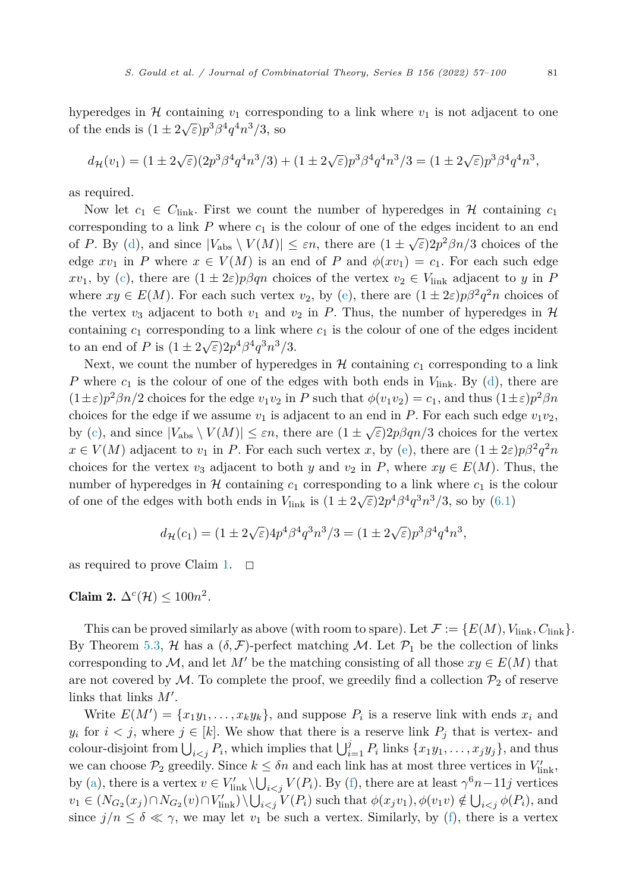hyperedges in $\mathcal{H}$ containing $v_1$ corresponding to a link where $v_1$ is not adjacent to one of the ends is $(1 \pm 2\sqrt{\varepsilon})p^3\beta^4q^4n^3/3$, so

$$d_{\mathcal{H}}(v_1) = (1 \pm 2\sqrt{\varepsilon})(2p^3\beta^4q^4n^3/3) + (1 \pm 2\sqrt{\varepsilon})p^3\beta^4q^4n^3/3 = (1 \pm 2\sqrt{\varepsilon})p^3\beta^4q^4n^3,$$

as required.

Now let $c_1 \in C_{\text{link}}$. First we count the number of hyperedges in $\mathcal{H}$ containing $c_1$ corresponding to a link $P$ where $c_1$ is the colour of one of the edges incident to an end of $P$. By (d), and since $|V_{\text{abs}} \setminus V(M)| \leq \varepsilon n$, there are $(1 \pm \sqrt{\varepsilon})2p^2\beta n/3$ choices of the edge $xv_1$ in $P$ where $x \in V(M)$ is an end of $P$ and $\phi(xv_1) = c_1$. For each such edge $xv_1$, by (c), there are $(1 \pm 2\varepsilon)p\beta qn$ choices of the vertex $v_2 \in V_{\text{link}}$ adjacent to $y$ in $P$ where $xy \in E(M)$. For each such vertex $v_2$, by (e), there are $(1 \pm 2\varepsilon)p\beta^2q^2n$ choices of the vertex $v_3$ adjacent to both $v_1$ and $v_2$ in $P$. Thus, the number of hyperedges in $\mathcal{H}$ containing $c_1$ corresponding to a link where $c_1$ is the colour of one of the edges incident to an end of $P$ is $(1 \pm 2\sqrt{\varepsilon})2p^4\beta^4q^3n^3/3$.

Next, we count the number of hyperedges in $\mathcal{H}$ containing $c_1$ corresponding to a link $P$ where $c_1$ is the colour of one of the edges with both ends in $V_{\text{link}}$. By (d), there are $(1 \pm \varepsilon)p^2\beta n/2$ choices for the edge $v_1v_2$ in $P$ such that $\phi(v_1v_2) = c_1$, and thus $(1 \pm \varepsilon)p^2\beta n$ choices for the edge if we assume $v_1$ is adjacent to an end in $P$. For each such edge $v_1v_2$, by (c), and since $|V_{\text{abs}} \setminus V(M)| \leq \varepsilon n$, there are $(1 \pm \sqrt{\varepsilon})2p\beta qn/3$ choices for the vertex $x \in V(M)$ adjacent to $v_1$ in $P$. For each such vertex $x$, by (e), there are $(1 \pm 2\varepsilon)p\beta^2q^2n$ choices for the vertex $v_3$ adjacent to both $y$ and $v_2$ in $P$, where $xy \in E(M)$. Thus, the number of hyperedges in $\mathcal{H}$ containing $c_1$ corresponding to a link where $c_1$ is the colour of one of the edges with both ends in $V_{\text{link}}$ is $(1 \pm 2\sqrt{\varepsilon})2p^4\beta^4q^3n^3/3$, so by (6.1)

$$d_{\mathcal{H}}(c_1) = (1 \pm 2\sqrt{\varepsilon})4p^4\beta^4q^3n^3/3 = (1 \pm 2\sqrt{\varepsilon})p^3\beta^4q^4n^3,$$

as required to prove Claim 1. $\square$

**Claim 2.** $\Delta^c(\mathcal{H}) \leq 100n^2$.

This can be proved similarly as above (with room to spare). Let $\mathcal{F} := \{E(M), V_{\text{link}}, C_{\text{link}}\}$. By Theorem 5.3, $\mathcal{H}$ has a $(\delta, \mathcal{F})$-perfect matching $\mathcal{M}$. Let $\mathcal{P}_1$ be the collection of links corresponding to $\mathcal{M}$, and let $M'$ be the matching consisting of all those $xy \in E(M)$ that are not covered by $\mathcal{M}$. To complete the proof, we greedily find a collection $\mathcal{P}_2$ of reserve links that links $M'$.

Write $E(M') = \{x_1y_1, \ldots, x_ky_k\}$, and suppose $P_i$ is a reserve link with ends $x_i$ and $y_i$ for $i < j$, where $j \in [k]$. We show that there is a reserve link $P_j$ that is vertex- and colour-disjoint from $\bigcup_{i<j} P_i$, which implies that $\bigcup_{i=1}^{j} P_i$ links $\{x_1y_1, \ldots, x_jy_j\}$, and thus we can choose $\mathcal{P}_2$ greedily. Since $k \leq \delta n$ and each link has at most three vertices in $V'_{\text{link}}$, by (a), there is a vertex $v \in V'_{\text{link}} \setminus \bigcup_{i<j} V(P_i)$. By (f), there are at least $\gamma^6 n - 11j$ vertices $v_1 \in (N_{G_2}(x_j) \cap N_{G_2}(v) \cap V'_{\text{link}}) \setminus \bigcup_{i<j} V(P_i)$ such that $\phi(x_jv_1), \phi(v_1v) \notin \bigcup_{i<j} \phi(P_i)$, and since $j/n \leq \delta \ll \gamma$, we may let $v_1$ be such a vertex. Similarly, by (f), there is a vertex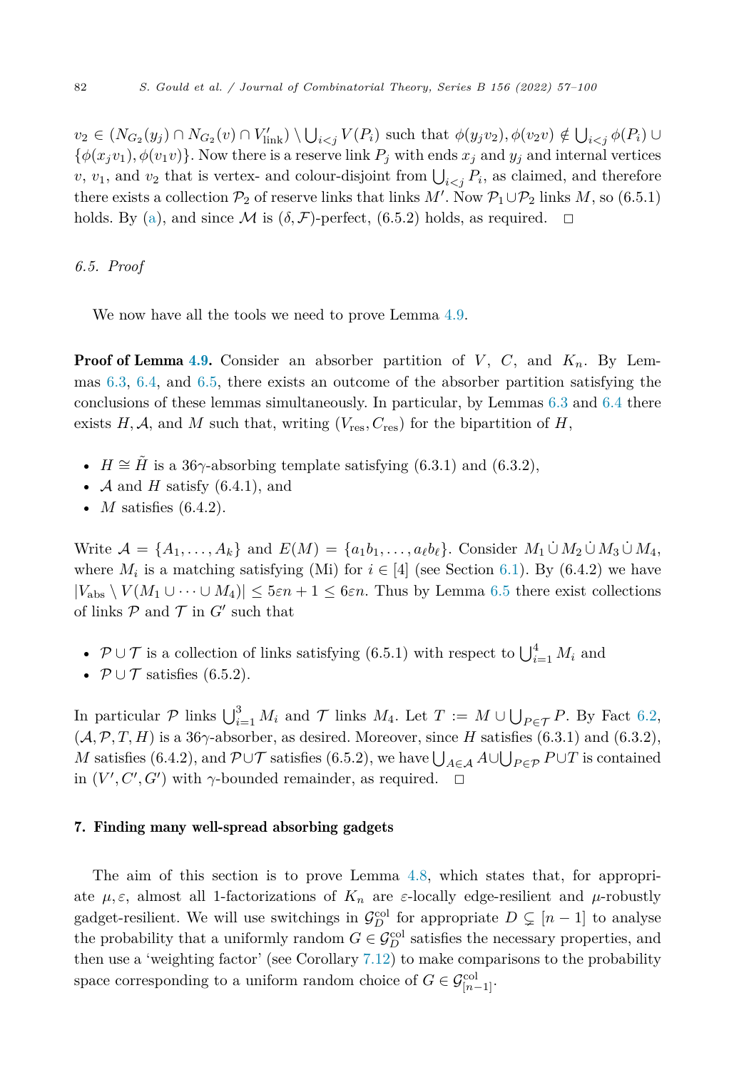$v_2 \in (N_{G_2}(y_j) \cap N_{G_2}(v) \cap V'_{\text{link}}) \setminus \bigcup_{i<j} V(P_i)$ such that $\phi(y_j v_2), \phi(v_2 v) \notin \bigcup_{i<j} \phi(P_i) \cup \{\phi(x_j v_1), \phi(v_1 v)\}$. Now there is a reserve link $P_j$ with ends $x_j$ and $y_j$ and internal vertices $v$, $v_1$, and $v_2$ that is vertex- and colour-disjoint from $\bigcup_{i<j} P_i$, as claimed, and therefore there exists a collection $\mathcal{P}_2$ of reserve links that links $M'$. Now $\mathcal{P}_1 \cup \mathcal{P}_2$ links $M$, so (6.5.1) holds. By (a), and since $\mathcal{M}$ is $(\delta, \mathcal{F})$-perfect, (6.5.2) holds, as required. □

### 6.5. Proof

We now have all the tools we need to prove Lemma 4.9.

**Proof of Lemma 4.9.** Consider an absorber partition of $V$, $C$, and $K_n$. By Lemmas 6.3, 6.4, and 6.5, there exists an outcome of the absorber partition satisfying the conclusions of these lemmas simultaneously. In particular, by Lemmas 6.3 and 6.4 there exists $H, \mathcal{A}$, and $M$ such that, writing $(V_{\text{res}}, C_{\text{res}})$ for the bipartition of $H$,

- $H \cong \tilde{H}$ is a $36\gamma$-absorbing template satisfying (6.3.1) and (6.3.2),
- $\mathcal{A}$ and $H$ satisfy (6.4.1), and
- $M$ satisfies (6.4.2).

Write $\mathcal{A} = \{A_1, \dots, A_k\}$ and $E(M) = \{a_1 b_1, \dots, a_\ell b_\ell\}$. Consider $M_1 \dot\cup M_2 \dot\cup M_3 \dot\cup M_4$, where $M_i$ is a matching satisfying (Mi) for $i \in [4]$ (see Section 6.1). By (6.4.2) we have $|V_{\text{abs}} \setminus V(M_1 \cup \dots \cup M_4)| \le 5\varepsilon n + 1 \le 6\varepsilon n$. Thus by Lemma 6.5 there exist collections of links $\mathcal{P}$ and $\mathcal{T}$ in $G'$ such that

- $\mathcal{P} \cup \mathcal{T}$ is a collection of links satisfying (6.5.1) with respect to $\bigcup_{i=1}^{4} M_i$ and
- $\mathcal{P} \cup \mathcal{T}$ satisfies (6.5.2).

In particular $\mathcal{P}$ links $\bigcup_{i=1}^{3} M_i$ and $\mathcal{T}$ links $M_4$. Let $T := M \cup \bigcup_{P \in \mathcal{T}} P$. By Fact 6.2, $(\mathcal{A}, \mathcal{P}, T, H)$ is a $36\gamma$-absorber, as desired. Moreover, since $H$ satisfies (6.3.1) and (6.3.2), $M$ satisfies (6.4.2), and $\mathcal{P} \cup \mathcal{T}$ satisfies (6.5.2), we have $\bigcup_{A \in \mathcal{A}} A \cup \bigcup_{P \in \mathcal{P}} P \cup T$ is contained in $(V', C', G')$ with $\gamma$-bounded remainder, as required. □

## 7. Finding many well-spread absorbing gadgets

The aim of this section is to prove Lemma 4.8, which states that, for appropriate $\mu, \varepsilon$, almost all 1-factorizations of $K_n$ are $\varepsilon$-locally edge-resilient and $\mu$-robustly gadget-resilient. We will use switchings in $\mathcal{G}_D^{\text{col}}$ for appropriate $D \subsetneq [n-1]$ to analyse the probability that a uniformly random $G \in \mathcal{G}_D^{\text{col}}$ satisfies the necessary properties, and then use a 'weighting factor' (see Corollary 7.12) to make comparisons to the probability space corresponding to a uniform random choice of $G \in \mathcal{G}_{[n-1]}^{\text{col}}$.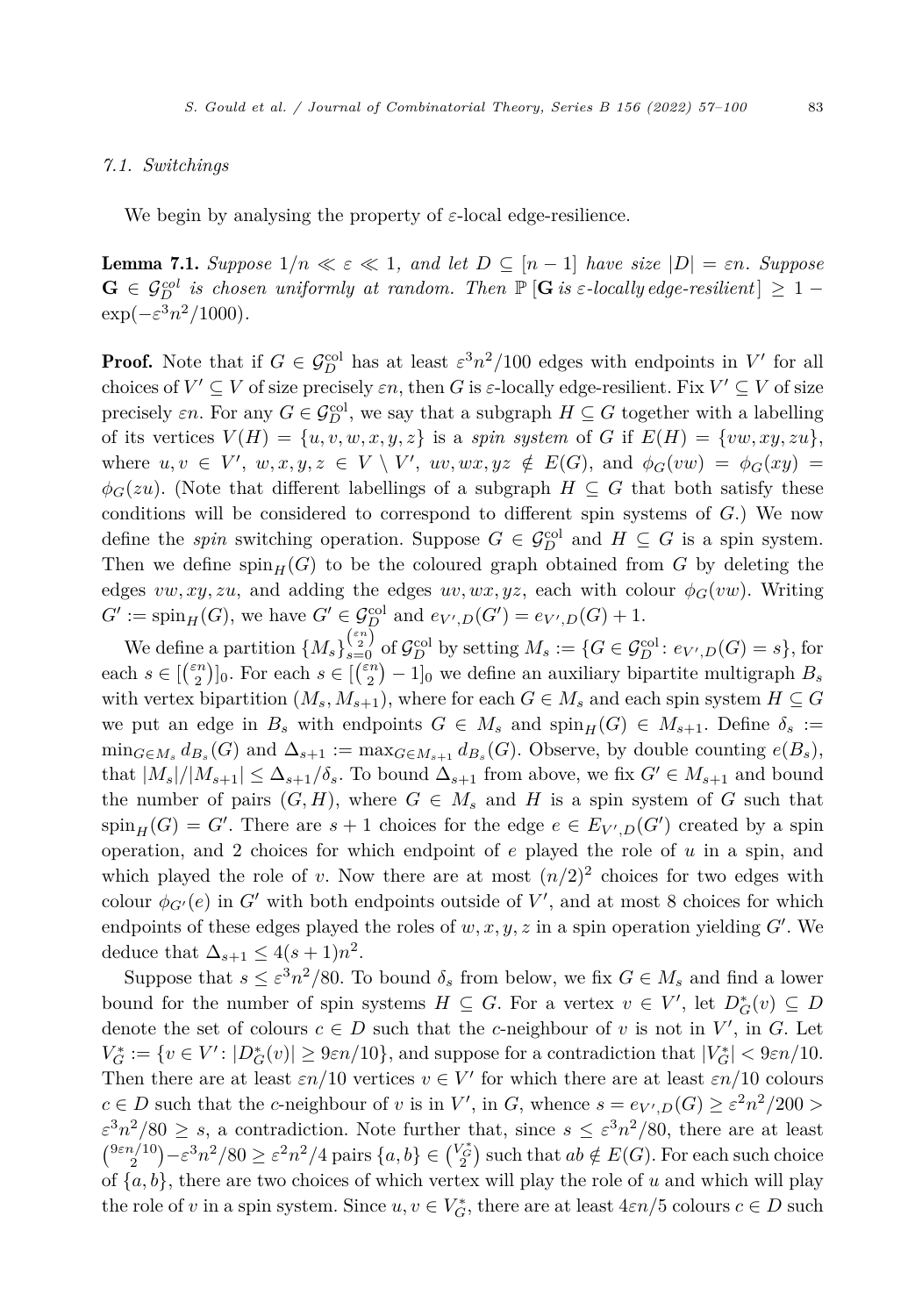### 7.1. Switchings

We begin by analysing the property of $\varepsilon$-local edge-resilience.

**Lemma 7.1.** *Suppose $1/n \ll \varepsilon \ll 1$, and let $D \subseteq [n-1]$ have size $|D| = \varepsilon n$. Suppose $\mathbf{G} \in \mathcal{G}_D^{col}$ is chosen uniformly at random. Then $\mathbb{P}[\mathbf{G}$ is $\varepsilon$-locally edge-resilient$] \geq 1 - \exp(-\varepsilon^3 n^2/1000)$.*

**Proof.** Note that if $G \in \mathcal{G}_D^{\mathrm{col}}$ has at least $\varepsilon^3 n^2/100$ edges with endpoints in $V'$ for all choices of $V' \subseteq V$ of size precisely $\varepsilon n$, then $G$ is $\varepsilon$-locally edge-resilient. Fix $V' \subseteq V$ of size precisely $\varepsilon n$. For any $G \in \mathcal{G}_D^{\mathrm{col}}$, we say that a subgraph $H \subseteq G$ together with a labelling of its vertices $V(H) = \{u, v, w, x, y, z\}$ is a *spin system* of $G$ if $E(H) = \{vw, xy, zu\}$, where $u, v \in V'$, $w, x, y, z \in V \setminus V'$, $uv, wx, yz \notin E(G)$, and $\phi_G(vw) = \phi_G(xy) = \phi_G(zu)$. (Note that different labellings of a subgraph $H \subseteq G$ that both satisfy these conditions will be considered to correspond to different spin systems of $G$.) We now define the *spin* switching operation. Suppose $G \in \mathcal{G}_D^{\mathrm{col}}$ and $H \subseteq G$ is a spin system. Then we define $\mathrm{spin}_H(G)$ to be the coloured graph obtained from $G$ by deleting the edges $vw, xy, zu$, and adding the edges $uv, wx, yz$, each with colour $\phi_G(vw)$. Writing $G' := \mathrm{spin}_H(G)$, we have $G' \in \mathcal{G}_D^{\mathrm{col}}$ and $e_{V',D}(G') = e_{V',D}(G) + 1$.

We define a partition $\{M_s\}_{s=0}^{\binom{\varepsilon n}{2}}$ of $\mathcal{G}_D^{\mathrm{col}}$ by setting $M_s := \{G \in \mathcal{G}_D^{\mathrm{col}} : e_{V',D}(G) = s\}$, for each $s \in [\binom{\varepsilon n}{2}]_0$. For each $s \in [\binom{\varepsilon n}{2} - 1]_0$ we define an auxiliary bipartite multigraph $B_s$ with vertex bipartition $(M_s, M_{s+1})$, where for each $G \in M_s$ and each spin system $H \subseteq G$ we put an edge in $B_s$ with endpoints $G \in M_s$ and $\mathrm{spin}_H(G) \in M_{s+1}$. Define $\delta_s := \min_{G \in M_s} d_{B_s}(G)$ and $\Delta_{s+1} := \max_{G \in M_{s+1}} d_{B_s}(G)$. Observe, by double counting $e(B_s)$, that $|M_s|/|M_{s+1}| \leq \Delta_{s+1}/\delta_s$. To bound $\Delta_{s+1}$ from above, we fix $G' \in M_{s+1}$ and bound the number of pairs $(G, H)$, where $G \in M_s$ and $H$ is a spin system of $G$ such that $\mathrm{spin}_H(G) = G'$. There are $s+1$ choices for the edge $e \in E_{V',D}(G')$ created by a spin operation, and 2 choices for which endpoint of $e$ played the role of $u$ in a spin, and which played the role of $v$. Now there are at most $(n/2)^2$ choices for two edges with colour $\phi_{G'}(e)$ in $G'$ with both endpoints outside of $V'$, and at most 8 choices for which endpoints of these edges played the roles of $w, x, y, z$ in a spin operation yielding $G'$. We deduce that $\Delta_{s+1} \leq 4(s+1)n^2$.

Suppose that $s \leq \varepsilon^3 n^2/80$. To bound $\delta_s$ from below, we fix $G \in M_s$ and find a lower bound for the number of spin systems $H \subseteq G$. For a vertex $v \in V'$, let $D_G^*(v) \subseteq D$ denote the set of colours $c \in D$ such that the $c$-neighbour of $v$ is not in $V'$, in $G$. Let $V_G^* := \{v \in V' : |D_G^*(v)| \geq 9\varepsilon n/10\}$, and suppose for a contradiction that $|V_G^*| < 9\varepsilon n/10$. Then there are at least $\varepsilon n/10$ vertices $v \in V'$ for which there are at least $\varepsilon n/10$ colours $c \in D$ such that the $c$-neighbour of $v$ is in $V'$, in $G$, whence $s = e_{V',D}(G) \geq \varepsilon^2 n^2/200 > \varepsilon^3 n^2/80 \geq s$, a contradiction. Note further that, since $s \leq \varepsilon^3 n^2/80$, there are at least $\binom{9\varepsilon n/10}{2} - \varepsilon^3 n^2/80 \geq \varepsilon^2 n^2/4$ pairs $\{a, b\} \in \binom{V_G^*}{2}$ such that $ab \notin E(G)$. For each such choice of $\{a, b\}$, there are two choices of which vertex will play the role of $u$ and which will play the role of $v$ in a spin system. Since $u, v \in V_G^*$, there are at least $4\varepsilon n/5$ colours $c \in D$ such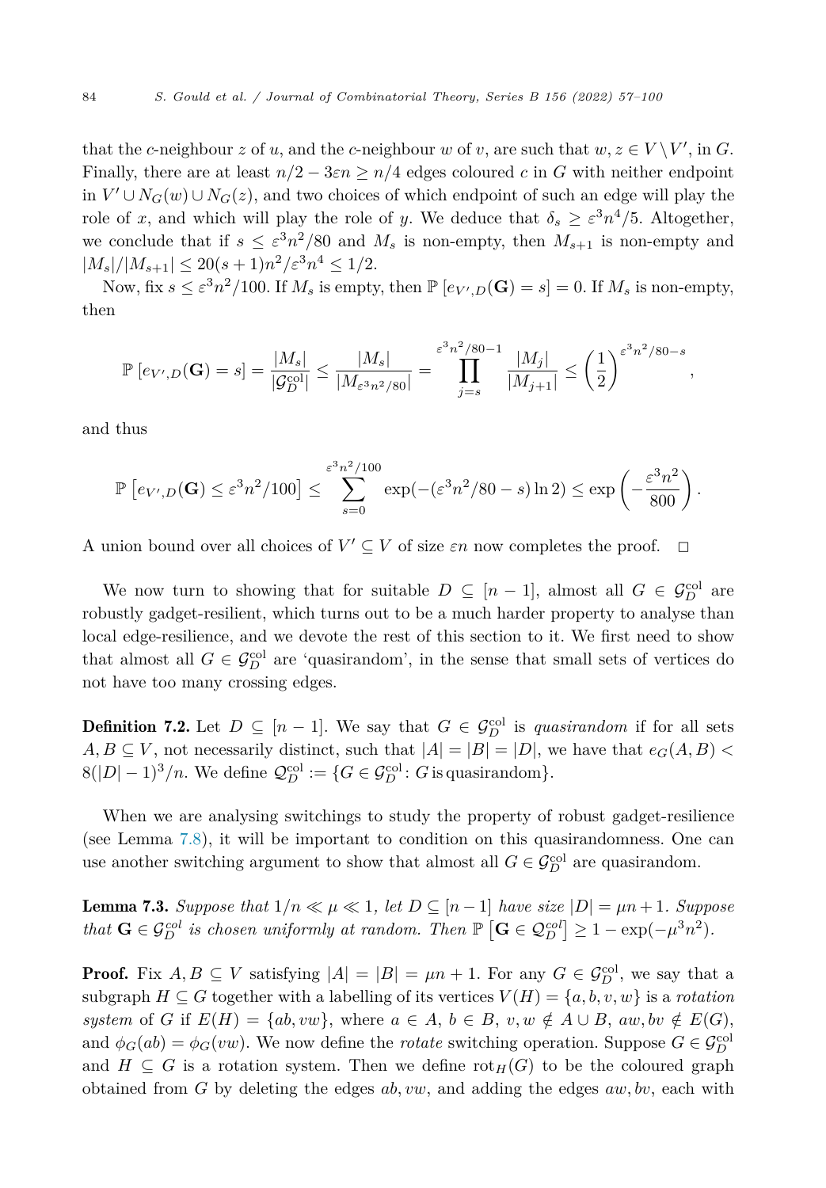that the $c$-neighbour $z$ of $u$, and the $c$-neighbour $w$ of $v$, are such that $w, z \in V \setminus V'$, in $G$. Finally, there are at least $n/2 - 3\varepsilon n \geq n/4$ edges coloured $c$ in $G$ with neither endpoint in $V' \cup N_G(w) \cup N_G(z)$, and two choices of which endpoint of such an edge will play the role of $x$, and which will play the role of $y$. We deduce that $\delta_s \geq \varepsilon^3 n^4/5$. Altogether, we conclude that if $s \leq \varepsilon^3 n^2/80$ and $M_s$ is non-empty, then $M_{s+1}$ is non-empty and $|M_s|/|M_{s+1}| \leq 20(s+1)n^2/\varepsilon^3 n^4 \leq 1/2$.

Now, fix $s \leq \varepsilon^3 n^2/100$. If $M_s$ is empty, then $\mathbb{P}[e_{V',D}(\mathbf{G}) = s] = 0$. If $M_s$ is non-empty, then

$$\mathbb{P}[e_{V',D}(\mathbf{G}) = s] = \frac{|M_s|}{|\mathcal{G}_D^{\mathrm{col}}|} \leq \frac{|M_s|}{|M_{\varepsilon^3 n^2/80}|} = \prod_{j=s}^{\varepsilon^3 n^2/80 - 1} \frac{|M_j|}{|M_{j+1}|} \leq \left(\frac{1}{2}\right)^{\varepsilon^3 n^2/80 - s},$$

and thus

$$\mathbb{P}\left[e_{V',D}(\mathbf{G}) \leq \varepsilon^3 n^2/100\right] \leq \sum_{s=0}^{\varepsilon^3 n^2/100} \exp(-(\varepsilon^3 n^2/80 - s)\ln 2) \leq \exp\left(-\frac{\varepsilon^3 n^2}{800}\right).$$

A union bound over all choices of $V' \subseteq V$ of size $\varepsilon n$ now completes the proof. $\square$

We now turn to showing that for suitable $D \subseteq [n-1]$, almost all $G \in \mathcal{G}_D^{\mathrm{col}}$ are robustly gadget-resilient, which turns out to be a much harder property to analyse than local edge-resilience, and we devote the rest of this section to it. We first need to show that almost all $G \in \mathcal{G}_D^{\mathrm{col}}$ are 'quasirandom', in the sense that small sets of vertices do not have too many crossing edges.

**Definition 7.2.** Let $D \subseteq [n-1]$. We say that $G \in \mathcal{G}_D^{\mathrm{col}}$ is *quasirandom* if for all sets $A, B \subseteq V$, not necessarily distinct, such that $|A| = |B| = |D|$, we have that $e_G(A, B) < 8(|D|-1)^3/n$. We define $\mathcal{Q}_D^{\mathrm{col}} := \{G \in \mathcal{G}_D^{\mathrm{col}} \colon G \text{ is quasirandom}\}$.

When we are analysing switchings to study the property of robust gadget-resilience (see Lemma 7.8), it will be important to condition on this quasirandomness. One can use another switching argument to show that almost all $G \in \mathcal{G}_D^{\mathrm{col}}$ are quasirandom.

**Lemma 7.3.** *Suppose that $1/n \ll \mu \ll 1$, let $D \subseteq [n-1]$ have size $|D| = \mu n + 1$. Suppose that $\mathbf{G} \in \mathcal{G}_D^{col}$ is chosen uniformly at random. Then $\mathbb{P}\left[\mathbf{G} \in \mathcal{Q}_D^{col}\right] \geq 1 - \exp(-\mu^3 n^2)$.*

**Proof.** Fix $A, B \subseteq V$ satisfying $|A| = |B| = \mu n + 1$. For any $G \in \mathcal{G}_D^{\mathrm{col}}$, we say that a subgraph $H \subseteq G$ together with a labelling of its vertices $V(H) = \{a, b, v, w\}$ is a *rotation system* of $G$ if $E(H) = \{ab, vw\}$, where $a \in A$, $b \in B$, $v, w \notin A \cup B$, $aw, bv \notin E(G)$, and $\phi_G(ab) = \phi_G(vw)$. We now define the *rotate* switching operation. Suppose $G \in \mathcal{G}_D^{\mathrm{col}}$ and $H \subseteq G$ is a rotation system. Then we define $\mathrm{rot}_H(G)$ to be the coloured graph obtained from $G$ by deleting the edges $ab, vw$, and adding the edges $aw, bv$, each with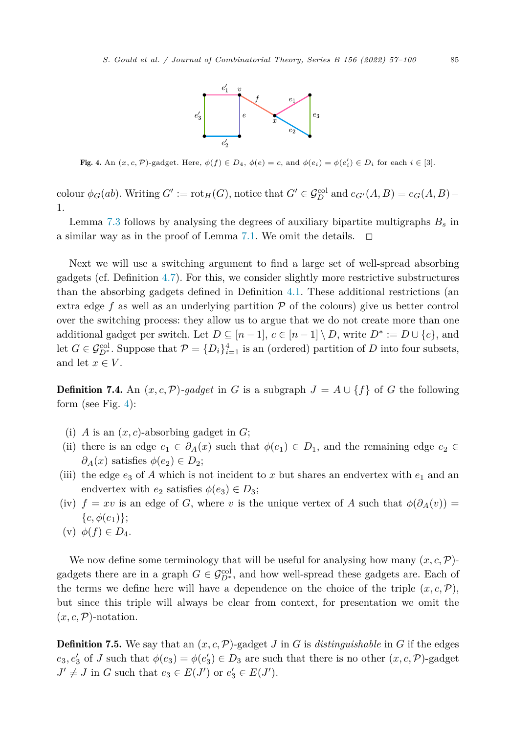**Fig. 4.** An $(x, c, \mathcal{P})$-gadget. Here, $\phi(f) \in D_4$, $\phi(e) = c$, and $\phi(e_i) = \phi(e'_i) \in D_i$ for each $i \in [3]$.

colour $\phi_G(ab)$. Writing $G' := \mathrm{rot}_H(G)$, notice that $G' \in \mathcal{G}_D^{\mathrm{col}}$ and $e_{G'}(A, B) = e_G(A, B) - 1$.

Lemma 7.3 follows by analysing the degrees of auxiliary bipartite multigraphs $B_s$ in a similar way as in the proof of Lemma 7.1. We omit the details. $\square$

Next we will use a switching argument to find a large set of well-spread absorbing gadgets (cf. Definition 4.7). For this, we consider slightly more restrictive substructures than the absorbing gadgets defined in Definition 4.1. These additional restrictions (an extra edge $f$ as well as an underlying partition $\mathcal{P}$ of the colours) give us better control over the switching process: they allow us to argue that we do not create more than one additional gadget per switch. Let $D \subseteq [n-1]$, $c \in [n-1] \setminus D$, write $D^* := D \cup \{c\}$, and let $G \in \mathcal{G}_{D^*}^{\mathrm{col}}$. Suppose that $\mathcal{P} = \{D_i\}_{i=1}^4$ is an (ordered) partition of $D$ into four subsets, and let $x \in V$.

**Definition 7.4.** An $(x, c, \mathcal{P})$-*gadget* in $G$ is a subgraph $J = A \cup \{f\}$ of $G$ the following form (see Fig. 4):

(i) $A$ is an $(x, c)$-absorbing gadget in $G$;
(ii) there is an edge $e_1 \in \partial_A(x)$ such that $\phi(e_1) \in D_1$, and the remaining edge $e_2 \in \partial_A(x)$ satisfies $\phi(e_2) \in D_2$;
(iii) the edge $e_3$ of $A$ which is not incident to $x$ but shares an endvertex with $e_1$ and an endvertex with $e_2$ satisfies $\phi(e_3) \in D_3$;
(iv) $f = xv$ is an edge of $G$, where $v$ is the unique vertex of $A$ such that $\phi(\partial_A(v)) = \{c, \phi(e_1)\}$;
(v) $\phi(f) \in D_4$.

We now define some terminology that will be useful for analysing how many $(x, c, \mathcal{P})$-gadgets there are in a graph $G \in \mathcal{G}_{D^*}^{\mathrm{col}}$, and how well-spread these gadgets are. Each of the terms we define here will have a dependence on the choice of the triple $(x, c, \mathcal{P})$, but since this triple will always be clear from context, for presentation we omit the $(x, c, \mathcal{P})$-notation.

**Definition 7.5.** We say that an $(x, c, \mathcal{P})$-gadget $J$ in $G$ is *distinguishable* in $G$ if the edges $e_3, e'_3$ of $J$ such that $\phi(e_3) = \phi(e'_3) \in D_3$ are such that there is no other $(x, c, \mathcal{P})$-gadget $J' \neq J$ in $G$ such that $e_3 \in E(J')$ or $e'_3 \in E(J')$.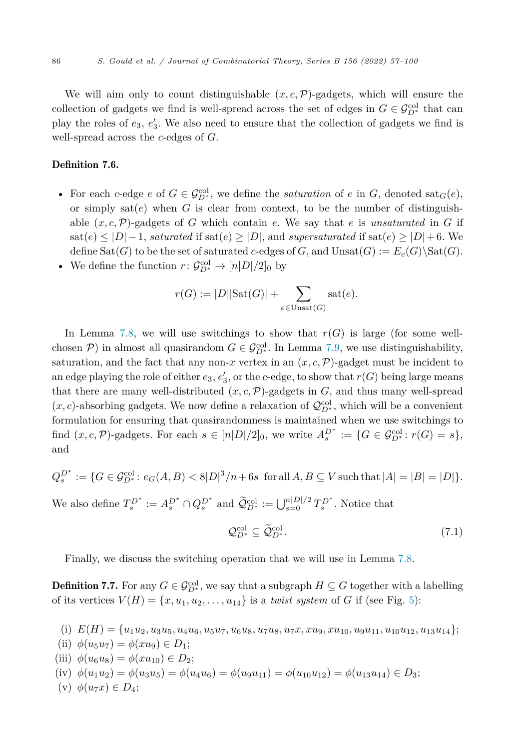We will aim only to count distinguishable $(x, c, \mathcal{P})$-gadgets, which will ensure the collection of gadgets we find is well-spread across the set of edges in $G \in \mathcal{G}^{\mathrm{col}}_{D^*}$ that can play the roles of $e_3$, $e_3'$. We also need to ensure that the collection of gadgets we find is well-spread across the $c$-edges of $G$.

**Definition 7.6.**

- For each $c$-edge $e$ of $G \in \mathcal{G}^{\mathrm{col}}_{D^*}$, we define the *saturation* of $e$ in $G$, denoted $\mathrm{sat}_G(e)$, or simply $\mathrm{sat}(e)$ when $G$ is clear from context, to be the number of distinguishable $(x, c, \mathcal{P})$-gadgets of $G$ which contain $e$. We say that $e$ is *unsaturated* in $G$ if $\mathrm{sat}(e) \leq |D| - 1$, *saturated* if $\mathrm{sat}(e) \geq |D|$, and *supersaturated* if $\mathrm{sat}(e) \geq |D| + 6$. We define $\mathrm{Sat}(G)$ to be the set of saturated $c$-edges of $G$, and $\mathrm{Unsat}(G) := E_c(G) \backslash \mathrm{Sat}(G)$.
- We define the function $r\colon \mathcal{G}^{\mathrm{col}}_{D^*} \to [n|D|/2]_0$ by

$$r(G) := |D||\mathrm{Sat}(G)| + \sum_{e \in \mathrm{Unsat}(G)} \mathrm{sat}(e).$$

In Lemma 7.8, we will use switchings to show that $r(G)$ is large (for some well-chosen $\mathcal{P}$) in almost all quasirandom $G \in \mathcal{G}^{\mathrm{col}}_{D^*}$. In Lemma 7.9, we use distinguishability, saturation, and the fact that any non-$x$ vertex in an $(x, c, \mathcal{P})$-gadget must be incident to an edge playing the role of either $e_3$, $e_3'$, or the $c$-edge, to show that $r(G)$ being large means that there are many well-distributed $(x, c, \mathcal{P})$-gadgets in $G$, and thus many well-spread $(x, c)$-absorbing gadgets. We now define a relaxation of $\mathcal{Q}^{\mathrm{col}}_{D^*}$, which will be a convenient formulation for ensuring that quasirandomness is maintained when we use switchings to find $(x, c, \mathcal{P})$-gadgets. For each $s \in [n|D|/2]_0$, we write $A_s^{D^*} := \{G \in \mathcal{G}^{\mathrm{col}}_{D^*} : r(G) = s\}$, and

$$Q_s^{D^*} := \{G \in \mathcal{G}^{\mathrm{col}}_{D^*} : e_G(A, B) < 8|D|^3/n + 6s \text{ for all } A, B \subseteq V \text{ such that } |A| = |B| = |D|\}.$$

We also define $T_s^{D^*} := A_s^{D^*} \cap Q_s^{D^*}$ and $\widetilde{\mathcal{Q}}^{\mathrm{col}}_{D^*} := \bigcup_{s=0}^{n|D|/2} T_s^{D^*}$. Notice that

$$\mathcal{Q}^{\mathrm{col}}_{D^*} \subseteq \widetilde{\mathcal{Q}}^{\mathrm{col}}_{D^*}. \tag{7.1}$$

Finally, we discuss the switching operation that we will use in Lemma 7.8.

**Definition 7.7.** For any $G \in \mathcal{G}^{\mathrm{col}}_{D^*}$, we say that a subgraph $H \subseteq G$ together with a labelling of its vertices $V(H) = \{x, u_1, u_2, \ldots, u_{14}\}$ is a *twist system* of $G$ if (see Fig. 5):

(i) $E(H) = \{u_1u_2, u_3u_5, u_4u_6, u_5u_7, u_6u_8, u_7u_8, u_7x, xu_9, xu_{10}, u_9u_{11}, u_{10}u_{12}, u_{13}u_{14}\}$;
(ii) $\phi(u_5u_7) = \phi(xu_9) \in D_1$;
(iii) $\phi(u_6u_8) = \phi(xu_{10}) \in D_2$;
(iv) $\phi(u_1u_2) = \phi(u_3u_5) = \phi(u_4u_6) = \phi(u_9u_{11}) = \phi(u_{10}u_{12}) = \phi(u_{13}u_{14}) \in D_3$;
(v) $\phi(u_7x) \in D_4$;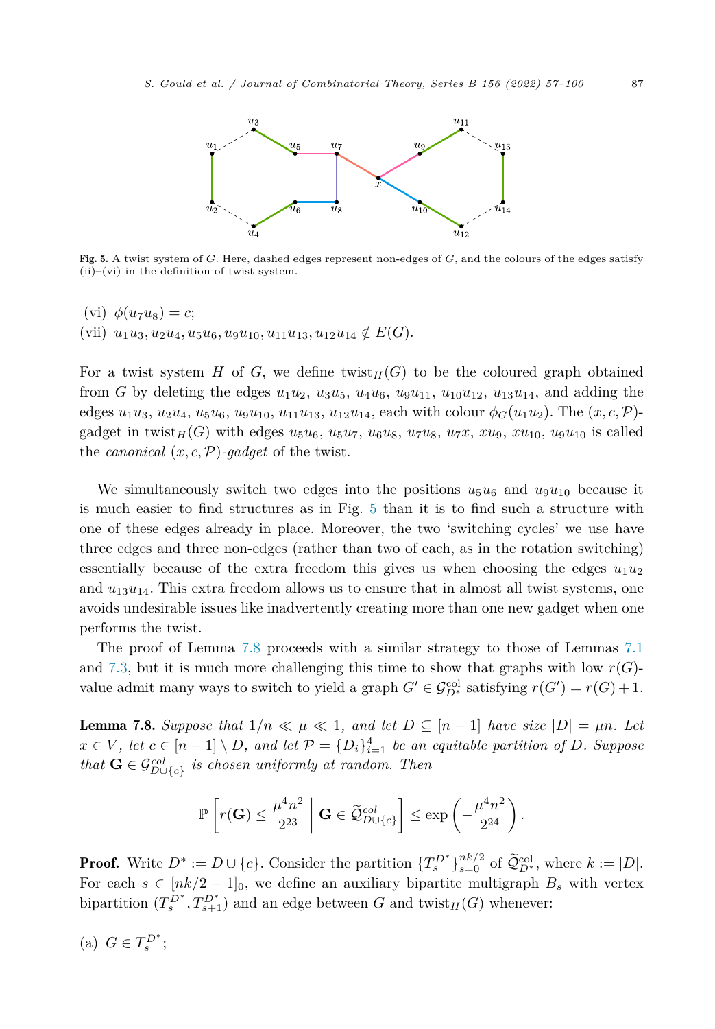**Fig. 5.** A twist system of $G$. Here, dashed edges represent non-edges of $G$, and the colours of the edges satisfy (ii)–(vi) in the definition of twist system.

(vi) $\phi(u_7u_8) = c$;

(vii) $u_1u_3, u_2u_4, u_5u_6, u_9u_{10}, u_{11}u_{13}, u_{12}u_{14} \notin E(G)$.

For a twist system $H$ of $G$, we define $\mathrm{twist}_H(G)$ to be the coloured graph obtained from $G$ by deleting the edges $u_1u_2$, $u_3u_5$, $u_4u_6$, $u_9u_{11}$, $u_{10}u_{12}$, $u_{13}u_{14}$, and adding the edges $u_1u_3$, $u_2u_4$, $u_5u_6$, $u_9u_{10}$, $u_{11}u_{13}$, $u_{12}u_{14}$, each with colour $\phi_G(u_1u_2)$. The $(x, c, \mathcal{P})$-gadget in $\mathrm{twist}_H(G)$ with edges $u_5u_6$, $u_5u_7$, $u_6u_8$, $u_7u_8$, $u_7x$, $xu_9$, $xu_{10}$, $u_9u_{10}$ is called the *canonical* $(x, c, \mathcal{P})$*-gadget* of the twist.

We simultaneously switch two edges into the positions $u_5u_6$ and $u_9u_{10}$ because it is much easier to find structures as in Fig. 5 than it is to find such a structure with one of these edges already in place. Moreover, the two 'switching cycles' we use have three edges and three non-edges (rather than two of each, as in the rotation switching) essentially because of the extra freedom this gives us when choosing the edges $u_1u_2$ and $u_{13}u_{14}$. This extra freedom allows us to ensure that in almost all twist systems, one avoids undesirable issues like inadvertently creating more than one new gadget when one performs the twist.

The proof of Lemma 7.8 proceeds with a similar strategy to those of Lemmas 7.1 and 7.3, but it is much more challenging this time to show that graphs with low $r(G)$-value admit many ways to switch to yield a graph $G' \in \mathcal{G}^{\mathrm{col}}_{D^*}$ satisfying $r(G') = r(G) + 1$.

**Lemma 7.8.** *Suppose that $1/n \ll \mu \ll 1$, and let $D \subseteq [n-1]$ have size $|D| = \mu n$. Let $x \in V$, let $c \in [n-1] \setminus D$, and let $\mathcal{P} = \{D_i\}_{i=1}^4$ be an equitable partition of $D$. Suppose that $\mathbf{G} \in \mathcal{G}^{col}_{D\cup\{c\}}$ is chosen uniformly at random. Then*

$$\mathbb{P}\left[ r(\mathbf{G}) \le \frac{\mu^4 n^2}{2^{23}} \;\middle|\; \mathbf{G} \in \widetilde{\mathcal{Q}}^{col}_{D\cup\{c\}} \right] \le \exp\left( -\frac{\mu^4 n^2}{2^{24}} \right).$$

**Proof.** Write $D^* := D \cup \{c\}$. Consider the partition $\{T_s^{D^*}\}_{s=0}^{nk/2}$ of $\widetilde{\mathcal{Q}}^{\mathrm{col}}_{D^*}$, where $k := |D|$. For each $s \in [nk/2 - 1]_0$, we define an auxiliary bipartite multigraph $B_s$ with vertex bipartition $(T_s^{D^*}, T_{s+1}^{D^*})$ and an edge between $G$ and $\mathrm{twist}_H(G)$ whenever:

(a) $G \in T_s^{D^*}$;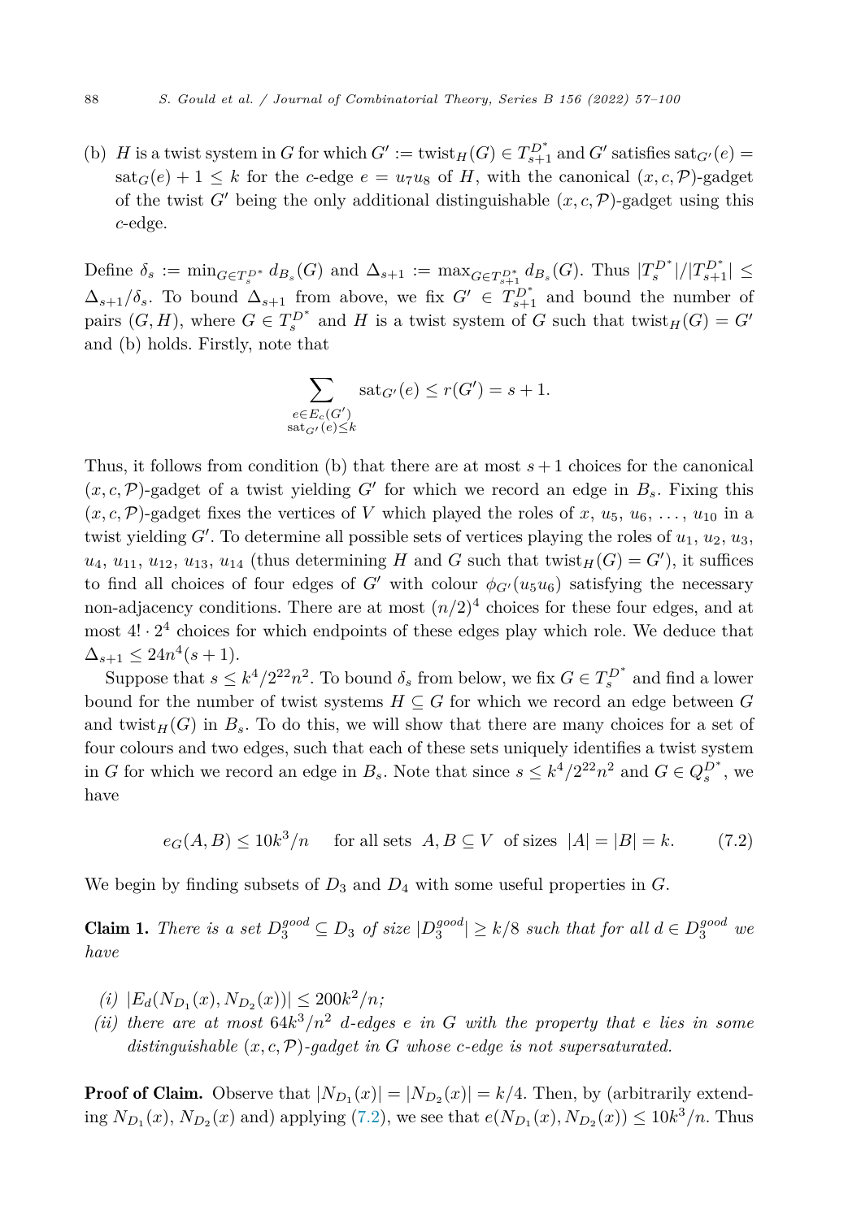(b) $H$ is a twist system in $G$ for which $G' := \mathrm{twist}_H(G) \in T_{s+1}^{D^*}$ and $G'$ satisfies $\mathrm{sat}_{G'}(e) = \mathrm{sat}_G(e) + 1 \leq k$ for the $c$-edge $e = u_7u_8$ of $H$, with the canonical $(x, c, \mathcal{P})$-gadget of the twist $G'$ being the only additional distinguishable $(x, c, \mathcal{P})$-gadget using this $c$-edge.

Define $\delta_s := \min_{G \in T_s^{D^*}} d_{B_s}(G)$ and $\Delta_{s+1} := \max_{G \in T_{s+1}^{D^*}} d_{B_s}(G)$. Thus $|T_s^{D^*}|/|T_{s+1}^{D^*}| \leq \Delta_{s+1}/\delta_s$. To bound $\Delta_{s+1}$ from above, we fix $G' \in T_{s+1}^{D^*}$ and bound the number of pairs $(G, H)$, where $G \in T_s^{D^*}$ and $H$ is a twist system of $G$ such that $\mathrm{twist}_H(G) = G'$ and (b) holds. Firstly, note that

$$\sum_{\substack{e \in E_c(G') \\ \mathrm{sat}_{G'}(e) \leq k}} \mathrm{sat}_{G'}(e) \leq r(G') = s + 1.$$

Thus, it follows from condition (b) that there are at most $s+1$ choices for the canonical $(x, c, \mathcal{P})$-gadget of a twist yielding $G'$ for which we record an edge in $B_s$. Fixing this $(x, c, \mathcal{P})$-gadget fixes the vertices of $V$ which played the roles of $x$, $u_5$, $u_6$, $\ldots$, $u_{10}$ in a twist yielding $G'$. To determine all possible sets of vertices playing the roles of $u_1$, $u_2$, $u_3$, $u_4$, $u_{11}$, $u_{12}$, $u_{13}$, $u_{14}$ (thus determining $H$ and $G$ such that $\mathrm{twist}_H(G) = G'$), it suffices to find all choices of four edges of $G'$ with colour $\phi_{G'}(u_5u_6)$ satisfying the necessary non-adjacency conditions. There are at most $(n/2)^4$ choices for these four edges, and at most $4! \cdot 2^4$ choices for which endpoints of these edges play which role. We deduce that $\Delta_{s+1} \leq 24n^4(s+1)$.

Suppose that $s \leq k^4/2^{22}n^2$. To bound $\delta_s$ from below, we fix $G \in T_s^{D^*}$ and find a lower bound for the number of twist systems $H \subseteq G$ for which we record an edge between $G$ and $\mathrm{twist}_H(G)$ in $B_s$. To do this, we will show that there are many choices for a set of four colours and two edges, such that each of these sets uniquely identifies a twist system in $G$ for which we record an edge in $B_s$. Note that since $s \leq k^4/2^{22}n^2$ and $G \in Q_s^{D^*}$, we have

$$e_G(A, B) \leq 10k^3/n \quad \text{ for all sets } \; A, B \subseteq V \; \text{ of sizes } \; |A| = |B| = k. \tag{7.2}$$

We begin by finding subsets of $D_3$ and $D_4$ with some useful properties in $G$.

**Claim 1.** *There is a set $D_3^{good} \subseteq D_3$ of size $|D_3^{good}| \geq k/8$ such that for all $d \in D_3^{good}$ we have*

- *(i) $|E_d(N_{D_1}(x), N_{D_2}(x))| \leq 200k^2/n$;*
- *(ii) there are at most $64k^3/n^2$ $d$-edges $e$ in $G$ with the property that $e$ lies in some distinguishable $(x, c, \mathcal{P})$-gadget in $G$ whose $c$-edge is not supersaturated.*

**Proof of Claim.** Observe that $|N_{D_1}(x)| = |N_{D_2}(x)| = k/4$. Then, by (arbitrarily extending $N_{D_1}(x)$, $N_{D_2}(x)$ and) applying (7.2), we see that $e(N_{D_1}(x), N_{D_2}(x)) \leq 10k^3/n$. Thus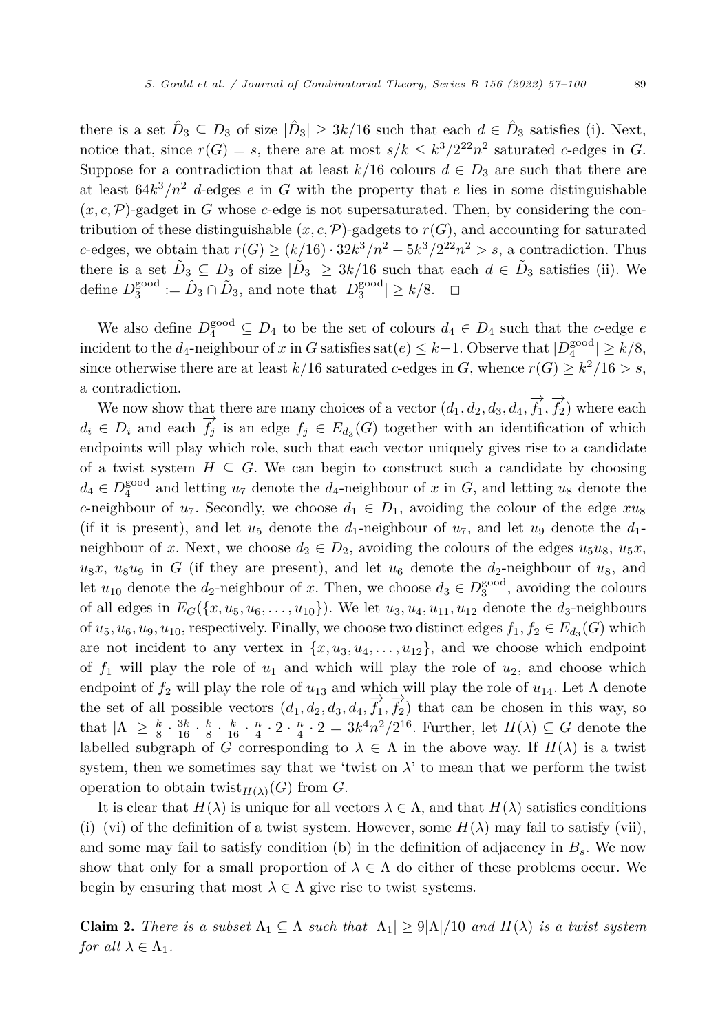there is a set $\hat{D}_3 \subseteq D_3$ of size $|\hat{D}_3| \geq 3k/16$ such that each $d \in \hat{D}_3$ satisfies (i). Next, notice that, since $r(G) = s$, there are at most $s/k \leq k^3/2^{22}n^2$ saturated $c$-edges in $G$. Suppose for a contradiction that at least $k/16$ colours $d \in D_3$ are such that there are at least $64k^3/n^2$ $d$-edges $e$ in $G$ with the property that $e$ lies in some distinguishable $(x, c, \mathcal{P})$-gadget in $G$ whose $c$-edge is not supersaturated. Then, by considering the contribution of these distinguishable $(x, c, \mathcal{P})$-gadgets to $r(G)$, and accounting for saturated $c$-edges, we obtain that $r(G) \geq (k/16) \cdot 32k^3/n^2 - 5k^3/2^{22}n^2 > s$, a contradiction. Thus there is a set $\tilde{D}_3 \subseteq D_3$ of size $|\tilde{D}_3| \geq 3k/16$ such that each $d \in \tilde{D}_3$ satisfies (ii). We define $D_3^{\text{good}} := \hat{D}_3 \cap \tilde{D}_3$, and note that $|D_3^{\text{good}}| \geq k/8$. $\square$

We also define $D_4^{\text{good}} \subseteq D_4$ to be the set of colours $d_4 \in D_4$ such that the $c$-edge $e$ incident to the $d_4$-neighbour of $x$ in $G$ satisfies $\text{sat}(e) \leq k-1$. Observe that $|D_4^{\text{good}}| \geq k/8$, since otherwise there are at least $k/16$ saturated $c$-edges in $G$, whence $r(G) \geq k^2/16 > s$, a contradiction.

We now show that there are many choices of a vector $(d_1, d_2, d_3, d_4, \overrightarrow{f_1}, \overrightarrow{f_2})$ where each $d_i \in D_i$ and each $\overrightarrow{f_j}$ is an edge $f_j \in E_{d_3}(G)$ together with an identification of which endpoints will play which role, such that each vector uniquely gives rise to a candidate of a twist system $H \subseteq G$. We can begin to construct such a candidate by choosing $d_4 \in D_4^{\text{good}}$ and letting $u_7$ denote the $d_4$-neighbour of $x$ in $G$, and letting $u_8$ denote the $c$-neighbour of $u_7$. Secondly, we choose $d_1 \in D_1$, avoiding the colour of the edge $xu_8$ (if it is present), and let $u_5$ denote the $d_1$-neighbour of $u_7$, and let $u_9$ denote the $d_1$-neighbour of $x$. Next, we choose $d_2 \in D_2$, avoiding the colours of the edges $u_5u_8$, $u_5x$, $u_8x$, $u_8u_9$ in $G$ (if they are present), and let $u_6$ denote the $d_2$-neighbour of $u_8$, and let $u_{10}$ denote the $d_2$-neighbour of $x$. Then, we choose $d_3 \in D_3^{\text{good}}$, avoiding the colours of all edges in $E_G(\{x, u_5, u_6, \dots, u_{10}\})$. We let $u_3, u_4, u_{11}, u_{12}$ denote the $d_3$-neighbours of $u_5, u_6, u_9, u_{10}$, respectively. Finally, we choose two distinct edges $f_1, f_2 \in E_{d_3}(G)$ which are not incident to any vertex in $\{x, u_3, u_4, \dots, u_{12}\}$, and we choose which endpoint of $f_1$ will play the role of $u_1$ and which will play the role of $u_2$, and choose which endpoint of $f_2$ will play the role of $u_{13}$ and which will play the role of $u_{14}$. Let $\Lambda$ denote the set of all possible vectors $(d_1, d_2, d_3, d_4, \overrightarrow{f_1}, \overrightarrow{f_2})$ that can be chosen in this way, so that $|\Lambda| \geq \frac{k}{8} \cdot \frac{3k}{16} \cdot \frac{k}{8} \cdot \frac{k}{16} \cdot \frac{n}{4} \cdot 2 \cdot \frac{n}{4} \cdot 2 = 3k^4n^2/2^{16}$. Further, let $H(\lambda) \subseteq G$ denote the labelled subgraph of $G$ corresponding to $\lambda \in \Lambda$ in the above way. If $H(\lambda)$ is a twist system, then we sometimes say that we 'twist on $\lambda$' to mean that we perform the twist operation to obtain $\text{twist}_{H(\lambda)}(G)$ from $G$.

It is clear that $H(\lambda)$ is unique for all vectors $\lambda \in \Lambda$, and that $H(\lambda)$ satisfies conditions (i)–(vi) of the definition of a twist system. However, some $H(\lambda)$ may fail to satisfy (vii), and some may fail to satisfy condition (b) in the definition of adjacency in $B_s$. We now show that only for a small proportion of $\lambda \in \Lambda$ do either of these problems occur. We begin by ensuring that most $\lambda \in \Lambda$ give rise to twist systems.

**Claim 2.** *There is a subset $\Lambda_1 \subseteq \Lambda$ such that $|\Lambda_1| \geq 9|\Lambda|/10$ and $H(\lambda)$ is a twist system for all $\lambda \in \Lambda_1$.*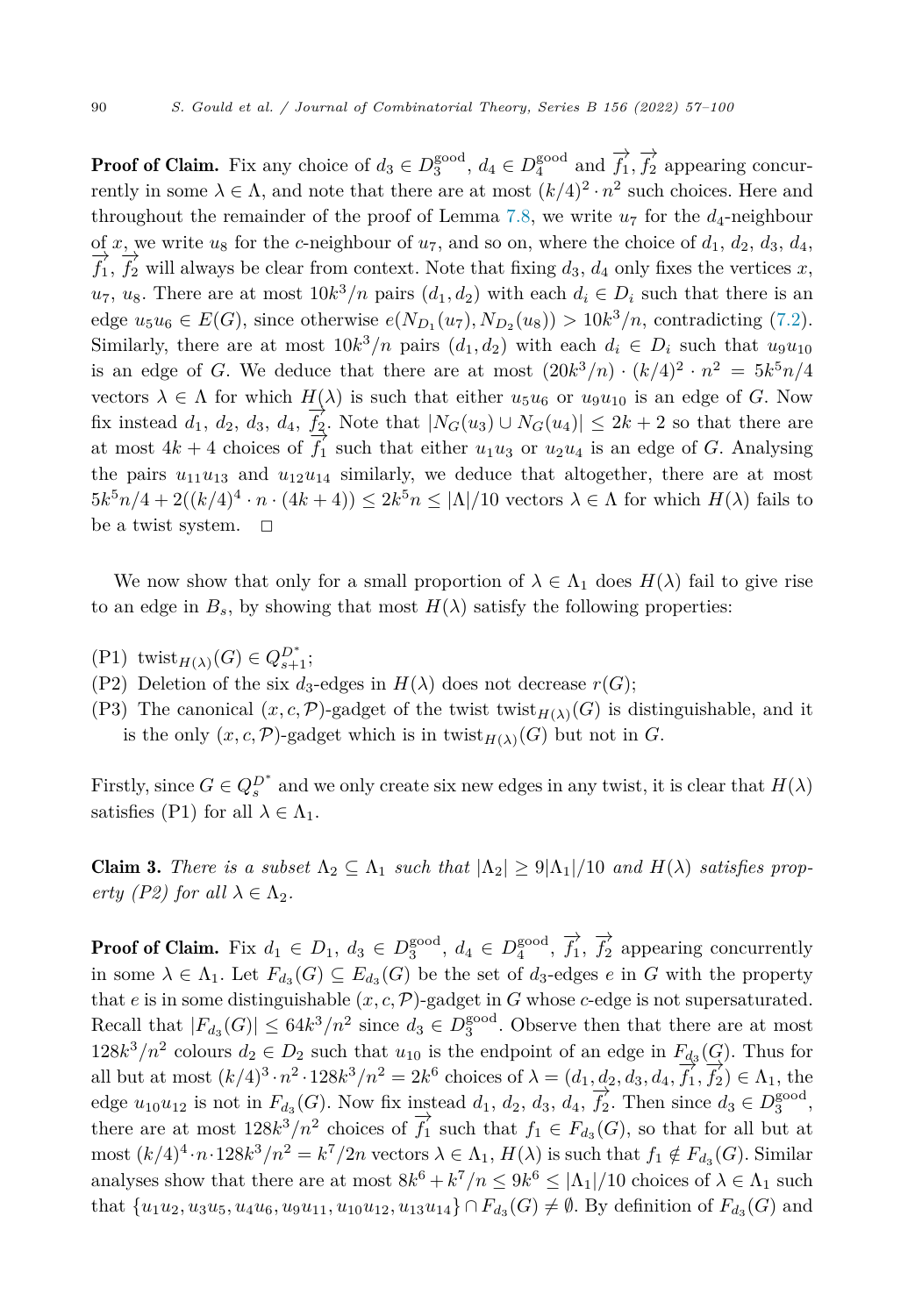**Proof of Claim.** Fix any choice of $d_3 \in D_3^{\text{good}}$, $d_4 \in D_4^{\text{good}}$ and $\overrightarrow{f_1}, \overrightarrow{f_2}$ appearing concurrently in some $\lambda \in \Lambda$, and note that there are at most $(k/4)^2 \cdot n^2$ such choices. Here and throughout the remainder of the proof of Lemma 7.8, we write $u_7$ for the $d_4$-neighbour of $x$, we write $u_8$ for the $c$-neighbour of $u_7$, and so on, where the choice of $d_1$, $d_2$, $d_3$, $d_4$, $\overrightarrow{f_1}$, $\overrightarrow{f_2}$ will always be clear from context. Note that fixing $d_3$, $d_4$ only fixes the vertices $x$, $u_7$, $u_8$. There are at most $10k^3/n$ pairs $(d_1, d_2)$ with each $d_i \in D_i$ such that there is an edge $u_5u_6 \in E(G)$, since otherwise $e(N_{D_1}(u_7), N_{D_2}(u_8)) > 10k^3/n$, contradicting (7.2). Similarly, there are at most $10k^3/n$ pairs $(d_1, d_2)$ with each $d_i \in D_i$ such that $u_9u_{10}$ is an edge of $G$. We deduce that there are at most $(20k^3/n) \cdot (k/4)^2 \cdot n^2 = 5k^5n/4$ vectors $\lambda \in \Lambda$ for which $H(\lambda)$ is such that either $u_5u_6$ or $u_9u_{10}$ is an edge of $G$. Now fix instead $d_1$, $d_2$, $d_3$, $d_4$, $\overrightarrow{f_2}$. Note that $|N_G(u_3) \cup N_G(u_4)| \le 2k + 2$ so that there are at most $4k + 4$ choices of $\overrightarrow{f_1}$ such that either $u_1u_3$ or $u_2u_4$ is an edge of $G$. Analysing the pairs $u_{11}u_{13}$ and $u_{12}u_{14}$ similarly, we deduce that altogether, there are at most $5k^5n/4 + 2((k/4)^4 \cdot n \cdot (4k + 4)) \le 2k^5n \le |\Lambda|/10$ vectors $\lambda \in \Lambda$ for which $H(\lambda)$ fails to be a twist system. $\square$

We now show that only for a small proportion of $\lambda \in \Lambda_1$ does $H(\lambda)$ fail to give rise to an edge in $B_s$, by showing that most $H(\lambda)$ satisfy the following properties:

(P1) $\text{twist}_{H(\lambda)}(G) \in Q_{s+1}^{D^*}$;

(P2) Deletion of the six $d_3$-edges in $H(\lambda)$ does not decrease $r(G)$;

(P3) The canonical $(x, c, \mathcal{P})$-gadget of the twist $\text{twist}_{H(\lambda)}(G)$ is distinguishable, and it is the only $(x, c, \mathcal{P})$-gadget which is in $\text{twist}_{H(\lambda)}(G)$ but not in $G$.

Firstly, since $G \in Q_s^{D^*}$ and we only create six new edges in any twist, it is clear that $H(\lambda)$ satisfies (P1) for all $\lambda \in \Lambda_1$.

**Claim 3.** *There is a subset $\Lambda_2 \subseteq \Lambda_1$ such that $|\Lambda_2| \ge 9|\Lambda_1|/10$ and $H(\lambda)$ satisfies property (P2) for all $\lambda \in \Lambda_2$.*

**Proof of Claim.** Fix $d_1 \in D_1$, $d_3 \in D_3^{\text{good}}$, $d_4 \in D_4^{\text{good}}$, $\overrightarrow{f_1}$, $\overrightarrow{f_2}$ appearing concurrently in some $\lambda \in \Lambda_1$. Let $F_{d_3}(G) \subseteq E_{d_3}(G)$ be the set of $d_3$-edges $e$ in $G$ with the property that $e$ is in some distinguishable $(x, c, \mathcal{P})$-gadget in $G$ whose $c$-edge is not supersaturated. Recall that $|F_{d_3}(G)| \le 64k^3/n^2$ since $d_3 \in D_3^{\text{good}}$. Observe then that there are at most $128k^3/n^2$ colours $d_2 \in D_2$ such that $u_{10}$ is the endpoint of an edge in $F_{d_3}(G)$. Thus for all but at most $(k/4)^3 \cdot n^2 \cdot 128k^3/n^2 = 2k^6$ choices of $\lambda = (d_1, d_2, d_3, d_4, \overrightarrow{f_1}, \overrightarrow{f_2}) \in \Lambda_1$, the edge $u_{10}u_{12}$ is not in $F_{d_3}(G)$. Now fix instead $d_1$, $d_2$, $d_3$, $d_4$, $\overrightarrow{f_2}$. Then since $d_3 \in D_3^{\text{good}}$, there are at most $128k^3/n^2$ choices of $\overrightarrow{f_1}$ such that $f_1 \in F_{d_3}(G)$, so that for all but at most $(k/4)^4 \cdot n \cdot 128k^3/n^2 = k^7/2n$ vectors $\lambda \in \Lambda_1$, $H(\lambda)$ is such that $f_1 \notin F_{d_3}(G)$. Similar analyses show that there are at most $8k^6 + k^7/n \le 9k^6 \le |\Lambda_1|/10$ choices of $\lambda \in \Lambda_1$ such that $\{u_1u_2, u_3u_5, u_4u_6, u_9u_{11}, u_{10}u_{12}, u_{13}u_{14}\} \cap F_{d_3}(G) \ne \emptyset$. By definition of $F_{d_3}(G)$ and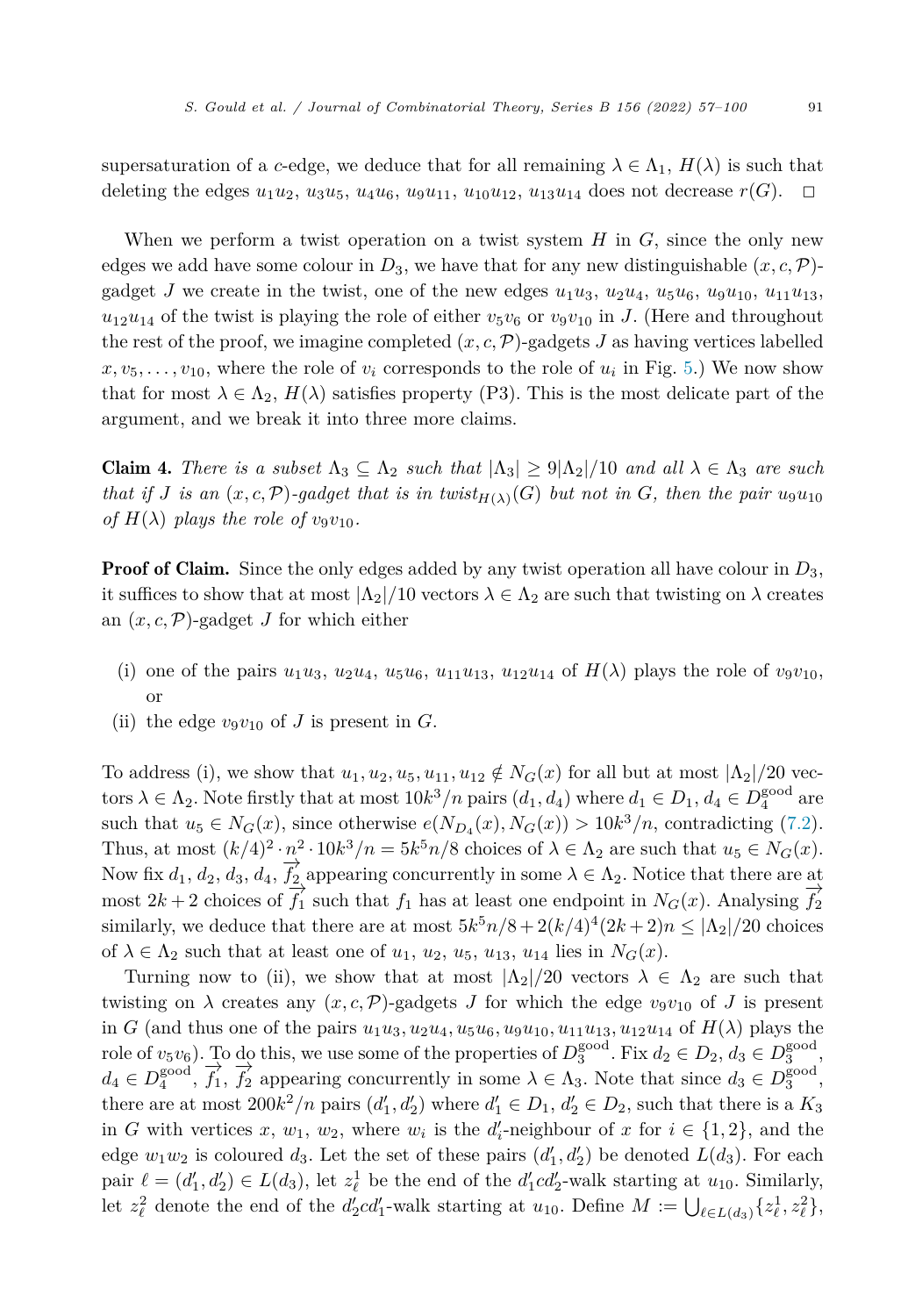supersaturation of a $c$-edge, we deduce that for all remaining $\lambda \in \Lambda_1$, $H(\lambda)$ is such that deleting the edges $u_1u_2$, $u_3u_5$, $u_4u_6$, $u_9u_{11}$, $u_{10}u_{12}$, $u_{13}u_{14}$ does not decrease $r(G)$. $\square$

When we perform a twist operation on a twist system $H$ in $G$, since the only new edges we add have some colour in $D_3$, we have that for any new distinguishable $(x, c, \mathcal{P})$-gadget $J$ we create in the twist, one of the new edges $u_1u_3$, $u_2u_4$, $u_5u_6$, $u_9u_{10}$, $u_{11}u_{13}$, $u_{12}u_{14}$ of the twist is playing the role of either $v_5v_6$ or $v_9v_{10}$ in $J$. (Here and throughout the rest of the proof, we imagine completed $(x, c, \mathcal{P})$-gadgets $J$ as having vertices labelled $x, v_5, \ldots, v_{10}$, where the role of $v_i$ corresponds to the role of $u_i$ in Fig. 5.) We now show that for most $\lambda \in \Lambda_2$, $H(\lambda)$ satisfies property (P3). This is the most delicate part of the argument, and we break it into three more claims.

**Claim 4.** *There is a subset $\Lambda_3 \subseteq \Lambda_2$ such that $|\Lambda_3| \geq 9|\Lambda_2|/10$ and all $\lambda \in \Lambda_3$ are such that if $J$ is an $(x, c, \mathcal{P})$-gadget that is in $\mathrm{twist}_{H(\lambda)}(G)$ but not in $G$, then the pair $u_9u_{10}$ of $H(\lambda)$ plays the role of $v_9v_{10}$.*

**Proof of Claim.** Since the only edges added by any twist operation all have colour in $D_3$, it suffices to show that at most $|\Lambda_2|/10$ vectors $\lambda \in \Lambda_2$ are such that twisting on $\lambda$ creates an $(x, c, \mathcal{P})$-gadget $J$ for which either

(i) one of the pairs $u_1u_3$, $u_2u_4$, $u_5u_6$, $u_{11}u_{13}$, $u_{12}u_{14}$ of $H(\lambda)$ plays the role of $v_9v_{10}$, or

(ii) the edge $v_9v_{10}$ of $J$ is present in $G$.

To address (i), we show that $u_1, u_2, u_5, u_{11}, u_{12} \notin N_G(x)$ for all but at most $|\Lambda_2|/20$ vectors $\lambda \in \Lambda_2$. Note firstly that at most $10k^3/n$ pairs $(d_1, d_4)$ where $d_1 \in D_1$, $d_4 \in D_4^{\mathrm{good}}$ are such that $u_5 \in N_G(x)$, since otherwise $e(N_{D_4}(x), N_G(x)) > 10k^3/n$, contradicting (7.2). Thus, at most $(k/4)^2 \cdot n^2 \cdot 10k^3/n = 5k^5n/8$ choices of $\lambda \in \Lambda_2$ are such that $u_5 \in N_G(x)$. Now fix $d_1$, $d_2$, $d_3$, $d_4$, $\overrightarrow{f_2}$ appearing concurrently in some $\lambda \in \Lambda_2$. Notice that there are at most $2k+2$ choices of $\overrightarrow{f_1}$ such that $f_1$ has at least one endpoint in $N_G(x)$. Analysing $\overrightarrow{f_2}$ similarly, we deduce that there are at most $5k^5n/8 + 2(k/4)^4(2k+2)n \leq |\Lambda_2|/20$ choices of $\lambda \in \Lambda_2$ such that at least one of $u_1$, $u_2$, $u_5$, $u_{13}$, $u_{14}$ lies in $N_G(x)$.

Turning now to (ii), we show that at most $|\Lambda_2|/20$ vectors $\lambda \in \Lambda_2$ are such that twisting on $\lambda$ creates any $(x, c, \mathcal{P})$-gadgets $J$ for which the edge $v_9v_{10}$ of $J$ is present in $G$ (and thus one of the pairs $u_1u_3, u_2u_4, u_5u_6, u_9u_{10}, u_{11}u_{13}, u_{12}u_{14}$ of $H(\lambda)$ plays the role of $v_5v_6$). To do this, we use some of the properties of $D_3^{\mathrm{good}}$. Fix $d_2 \in D_2$, $d_3 \in D_3^{\mathrm{good}}$, $d_4 \in D_4^{\mathrm{good}}$, $\overrightarrow{f_1}$, $\overrightarrow{f_2}$ appearing concurrently in some $\lambda \in \Lambda_3$. Note that since $d_3 \in D_3^{\mathrm{good}}$, there are at most $200k^2/n$ pairs $(d_1', d_2')$ where $d_1' \in D_1$, $d_2' \in D_2$, such that there is a $K_3$ in $G$ with vertices $x$, $w_1$, $w_2$, where $w_i$ is the $d_i'$-neighbour of $x$ for $i \in \{1, 2\}$, and the edge $w_1w_2$ is coloured $d_3$. Let the set of these pairs $(d_1', d_2')$ be denoted $L(d_3)$. For each pair $\ell = (d_1', d_2') \in L(d_3)$, let $z_\ell^1$ be the end of the $d_1'cd_2'$-walk starting at $u_{10}$. Similarly, let $z_\ell^2$ denote the end of the $d_2'cd_1'$-walk starting at $u_{10}$. Define $M := \bigcup_{\ell \in L(d_3)} \{z_\ell^1, z_\ell^2\}$,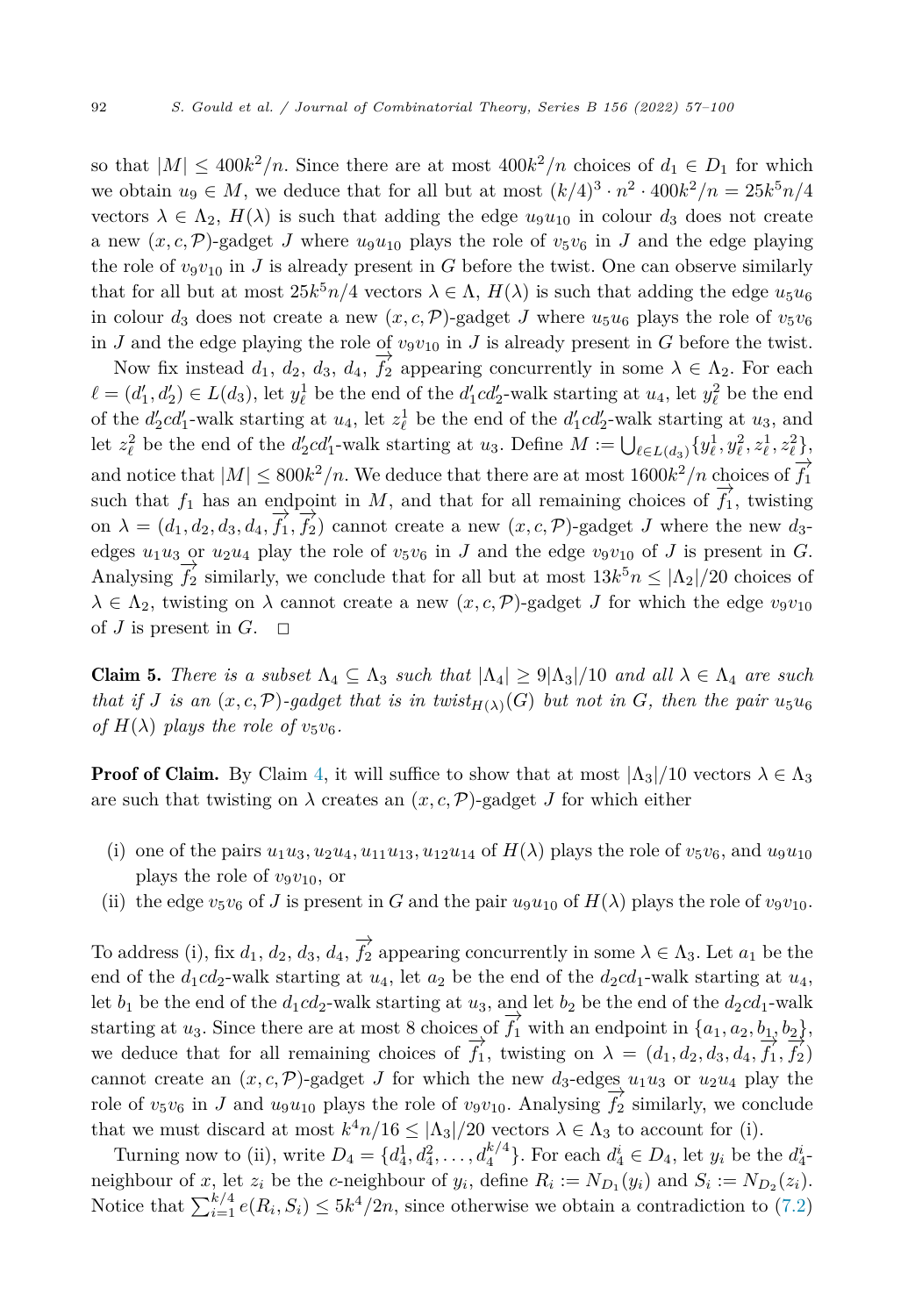so that $|M| \leq 400k^2/n$. Since there are at most $400k^2/n$ choices of $d_1 \in D_1$ for which we obtain $u_9 \in M$, we deduce that for all but at most $(k/4)^3 \cdot n^2 \cdot 400k^2/n = 25k^5n/4$ vectors $\lambda \in \Lambda_2$, $H(\lambda)$ is such that adding the edge $u_9u_{10}$ in colour $d_3$ does not create a new $(x, c, \mathcal{P})$-gadget $J$ where $u_9u_{10}$ plays the role of $v_5v_6$ in $J$ and the edge playing the role of $v_9v_{10}$ in $J$ is already present in $G$ before the twist. One can observe similarly that for all but at most $25k^5n/4$ vectors $\lambda \in \Lambda$, $H(\lambda)$ is such that adding the edge $u_5u_6$ in colour $d_3$ does not create a new $(x, c, \mathcal{P})$-gadget $J$ where $u_5u_6$ plays the role of $v_5v_6$ in $J$ and the edge playing the role of $v_9v_{10}$ in $J$ is already present in $G$ before the twist.

Now fix instead $d_1$, $d_2$, $d_3$, $d_4$, $\overrightarrow{f_2}$ appearing concurrently in some $\lambda \in \Lambda_2$. For each $\ell = (d_1', d_2') \in L(d_3)$, let $y_\ell^1$ be the end of the $d_1'cd_2'$-walk starting at $u_4$, let $y_\ell^2$ be the end of the $d_2'cd_1'$-walk starting at $u_4$, let $z_\ell^1$ be the end of the $d_1'cd_2'$-walk starting at $u_3$, and let $z_\ell^2$ be the end of the $d_2'cd_1'$-walk starting at $u_3$. Define $M := \bigcup_{\ell \in L(d_3)} \{y_\ell^1, y_\ell^2, z_\ell^1, z_\ell^2\}$, and notice that $|M| \leq 800k^2/n$. We deduce that there are at most $1600k^2/n$ choices of $\overrightarrow{f_1}$ such that $f_1$ has an endpoint in $M$, and that for all remaining choices of $\overrightarrow{f_1}$, twisting on $\lambda = (d_1, d_2, d_3, d_4, \overrightarrow{f_1}, \overrightarrow{f_2})$ cannot create a new $(x, c, \mathcal{P})$-gadget $J$ where the new $d_3$-edges $u_1u_3$ or $u_2u_4$ play the role of $v_5v_6$ in $J$ and the edge $v_9v_{10}$ of $J$ is present in $G$. Analysing $\overrightarrow{f_2}$ similarly, we conclude that for all but at most $13k^5n \leq |\Lambda_2|/20$ choices of $\lambda \in \Lambda_2$, twisting on $\lambda$ cannot create a new $(x, c, \mathcal{P})$-gadget $J$ for which the edge $v_9v_{10}$ of $J$ is present in $G$. $\square$

**Claim 5.** *There is a subset $\Lambda_4 \subseteq \Lambda_3$ such that $|\Lambda_4| \geq 9|\Lambda_3|/10$ and all $\lambda \in \Lambda_4$ are such that if $J$ is an $(x, c, \mathcal{P})$-gadget that is in $\mathrm{twist}_{H(\lambda)}(G)$ but not in $G$, then the pair $u_5u_6$ of $H(\lambda)$ plays the role of $v_5v_6$.*

**Proof of Claim.** By Claim 4, it will suffice to show that at most $|\Lambda_3|/10$ vectors $\lambda \in \Lambda_3$ are such that twisting on $\lambda$ creates an $(x, c, \mathcal{P})$-gadget $J$ for which either

(i) one of the pairs $u_1u_3, u_2u_4, u_{11}u_{13}, u_{12}u_{14}$ of $H(\lambda)$ plays the role of $v_5v_6$, and $u_9u_{10}$ plays the role of $v_9v_{10}$, or

(ii) the edge $v_5v_6$ of $J$ is present in $G$ and the pair $u_9u_{10}$ of $H(\lambda)$ plays the role of $v_9v_{10}$.

To address (i), fix $d_1$, $d_2$, $d_3$, $d_4$, $\overrightarrow{f_2}$ appearing concurrently in some $\lambda \in \Lambda_3$. Let $a_1$ be the end of the $d_1cd_2$-walk starting at $u_4$, let $a_2$ be the end of the $d_2cd_1$-walk starting at $u_4$, let $b_1$ be the end of the $d_1cd_2$-walk starting at $u_3$, and let $b_2$ be the end of the $d_2cd_1$-walk starting at $u_3$. Since there are at most 8 choices of $\overrightarrow{f_1}$ with an endpoint in $\{a_1, a_2, b_1, b_2\}$, we deduce that for all remaining choices of $\overrightarrow{f_1}$, twisting on $\lambda = (d_1, d_2, d_3, d_4, \overrightarrow{f_1}, \overrightarrow{f_2})$ cannot create an $(x, c, \mathcal{P})$-gadget $J$ for which the new $d_3$-edges $u_1u_3$ or $u_2u_4$ play the role of $v_5v_6$ in $J$ and $u_9u_{10}$ plays the role of $v_9v_{10}$. Analysing $\overrightarrow{f_2}$ similarly, we conclude that we must discard at most $k^4n/16 \leq |\Lambda_3|/20$ vectors $\lambda \in \Lambda_3$ to account for (i).

Turning now to (ii), write $D_4 = \{d_4^1, d_4^2, \ldots, d_4^{k/4}\}$. For each $d_4^i \in D_4$, let $y_i$ be the $d_4^i$-neighbour of $x$, let $z_i$ be the $c$-neighbour of $y_i$, define $R_i := N_{D_1}(y_i)$ and $S_i := N_{D_2}(z_i)$. Notice that $\sum_{i=1}^{k/4} e(R_i, S_i) \leq 5k^4/2n$, since otherwise we obtain a contradiction to (7.2)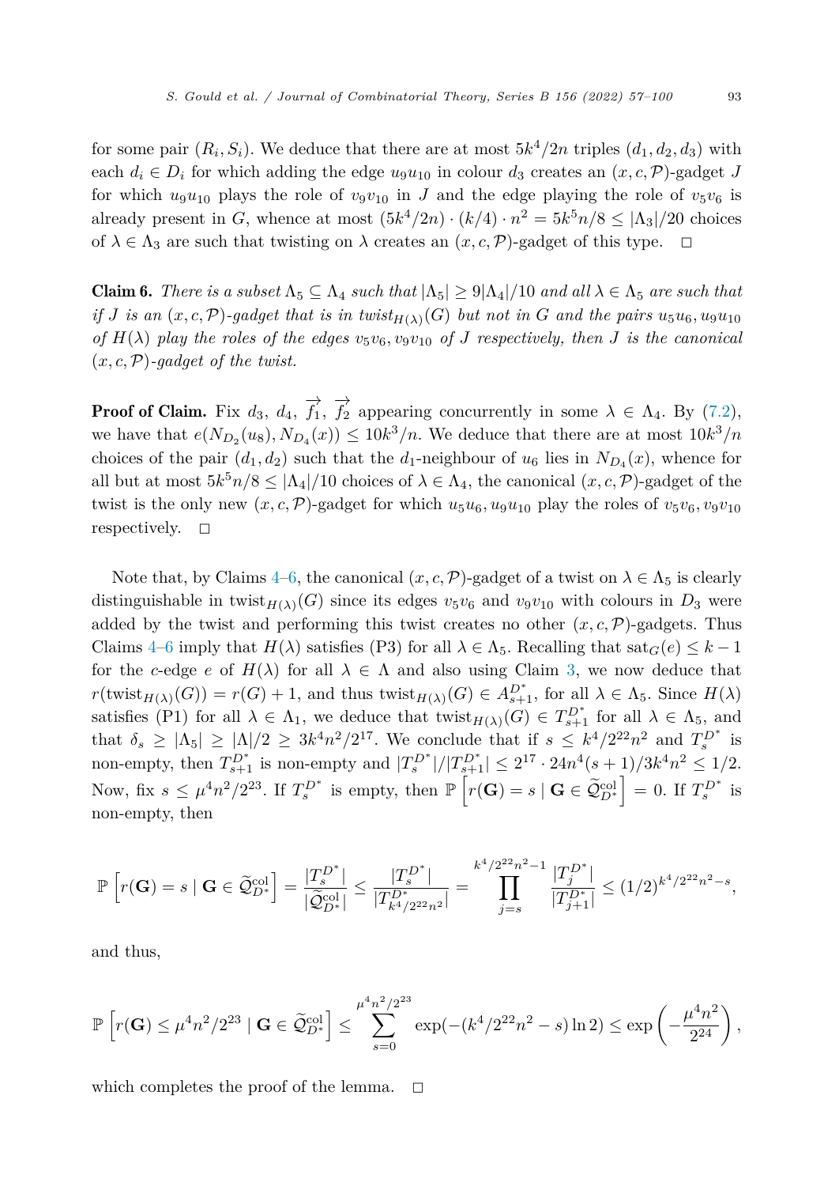for some pair $(R_i, S_i)$. We deduce that there are at most $5k^4/2n$ triples $(d_1, d_2, d_3)$ with each $d_i \in D_i$ for which adding the edge $u_9u_{10}$ in colour $d_3$ creates an $(x, c, \mathcal{P})$-gadget $J$ for which $u_9u_{10}$ plays the role of $v_9v_{10}$ in $J$ and the edge playing the role of $v_5v_6$ is already present in $G$, whence at most $(5k^4/2n) \cdot (k/4) \cdot n^2 = 5k^5n/8 \leq |\Lambda_3|/20$ choices of $\lambda \in \Lambda_3$ are such that twisting on $\lambda$ creates an $(x, c, \mathcal{P})$-gadget of this type. □

**Claim 6.** *There is a subset $\Lambda_5 \subseteq \Lambda_4$ such that $|\Lambda_5| \geq 9|\Lambda_4|/10$ and all $\lambda \in \Lambda_5$ are such that if $J$ is an $(x, c, \mathcal{P})$-gadget that is in $\text{twist}_{H(\lambda)}(G)$ but not in $G$ and the pairs $u_5u_6, u_9u_{10}$ of $H(\lambda)$ play the roles of the edges $v_5v_6, v_9v_{10}$ of $J$ respectively, then $J$ is the canonical $(x, c, \mathcal{P})$-gadget of the twist.*

**Proof of Claim.** Fix $d_3$, $d_4$, $\overrightarrow{f_1}$, $\overrightarrow{f_2}$ appearing concurrently in some $\lambda \in \Lambda_4$. By (7.2), we have that $e(N_{D_2}(u_8), N_{D_4}(x)) \leq 10k^3/n$. We deduce that there are at most $10k^3/n$ choices of the pair $(d_1, d_2)$ such that the $d_1$-neighbour of $u_6$ lies in $N_{D_4}(x)$, whence for all but at most $5k^5n/8 \leq |\Lambda_4|/10$ choices of $\lambda \in \Lambda_4$, the canonical $(x, c, \mathcal{P})$-gadget of the twist is the only new $(x, c, \mathcal{P})$-gadget for which $u_5u_6, u_9u_{10}$ play the roles of $v_5v_6, v_9v_{10}$ respectively. □

Note that, by Claims 4–6, the canonical $(x, c, \mathcal{P})$-gadget of a twist on $\lambda \in \Lambda_5$ is clearly distinguishable in $\text{twist}_{H(\lambda)}(G)$ since its edges $v_5v_6$ and $v_9v_{10}$ with colours in $D_3$ were added by the twist and performing this twist creates no other $(x, c, \mathcal{P})$-gadgets. Thus Claims 4–6 imply that $H(\lambda)$ satisfies (P3) for all $\lambda \in \Lambda_5$. Recalling that $\text{sat}_G(e) \leq k - 1$ for the $c$-edge $e$ of $H(\lambda)$ for all $\lambda \in \Lambda$ and also using Claim 3, we now deduce that $r(\text{twist}_{H(\lambda)}(G)) = r(G) + 1$, and thus $\text{twist}_{H(\lambda)}(G) \in A_{s+1}^{D^*}$, for all $\lambda \in \Lambda_5$. Since $H(\lambda)$ satisfies (P1) for all $\lambda \in \Lambda_1$, we deduce that $\text{twist}_{H(\lambda)}(G) \in T_{s+1}^{D^*}$ for all $\lambda \in \Lambda_5$, and that $\delta_s \geq |\Lambda_5| \geq |\Lambda|/2 \geq 3k^4n^2/2^{17}$. We conclude that if $s \leq k^4/2^{22}n^2$ and $T_s^{D^*}$ is non-empty, then $T_{s+1}^{D^*}$ is non-empty and $|T_s^{D^*}|/|T_{s+1}^{D^*}| \leq 2^{17} \cdot 24n^4(s+1)/3k^4n^2 \leq 1/2$. Now, fix $s \leq \mu^4n^2/2^{23}$. If $T_s^{D^*}$ is empty, then $\mathbb{P}\left[r(\mathbf{G}) = s \mid \mathbf{G} \in \widetilde{\mathcal{Q}}_{D^*}^{\text{col}}\right] = 0$. If $T_s^{D^*}$ is non-empty, then

$$\mathbb{P}\left[r(\mathbf{G}) = s \mid \mathbf{G} \in \widetilde{\mathcal{Q}}_{D^*}^{\text{col}}\right] = \frac{|T_s^{D^*}|}{|\widetilde{\mathcal{Q}}_{D^*}^{\text{col}}|} \leq \frac{|T_s^{D^*}|}{|T_{k^4/2^{22}n^2}^{D^*}|} = \prod_{j=s}^{k^4/2^{22}n^2-1} \frac{|T_j^{D^*}|}{|T_{j+1}^{D^*}|} \leq (1/2)^{k^4/2^{22}n^2-s},$$

and thus,

$$\mathbb{P}\left[r(\mathbf{G}) \leq \mu^4n^2/2^{23} \mid \mathbf{G} \in \widetilde{\mathcal{Q}}_{D^*}^{\text{col}}\right] \leq \sum_{s=0}^{\mu^4n^2/2^{23}} \exp(-(k^4/2^{22}n^2 - s)\ln 2) \leq \exp\left(-\frac{\mu^4n^2}{2^{24}}\right),$$

which completes the proof of the lemma. □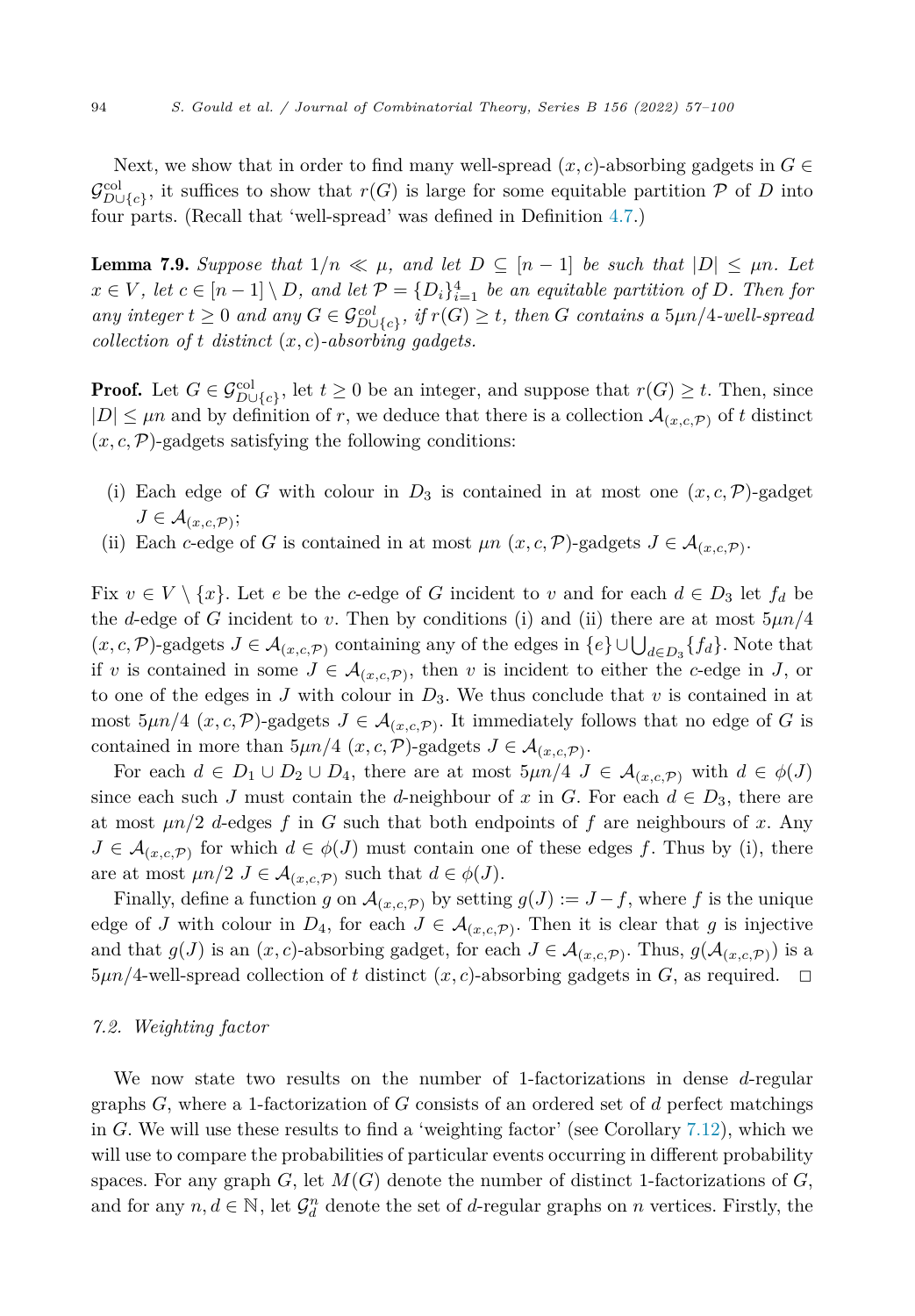Next, we show that in order to find many well-spread $(x, c)$-absorbing gadgets in $G \in \mathcal{G}^{\text{col}}_{D \cup \{c\}}$, it suffices to show that $r(G)$ is large for some equitable partition $\mathcal{P}$ of $D$ into four parts. (Recall that 'well-spread' was defined in Definition 4.7.)

**Lemma 7.9.** *Suppose that $1/n \ll \mu$, and let $D \subseteq [n-1]$ be such that $|D| \leq \mu n$. Let $x \in V$, let $c \in [n-1] \setminus D$, and let $\mathcal{P} = \{D_i\}_{i=1}^4$ be an equitable partition of $D$. Then for any integer $t \geq 0$ and any $G \in \mathcal{G}^{col}_{D \cup \{c\}}$, if $r(G) \geq t$, then $G$ contains a $5\mu n/4$-well-spread collection of $t$ distinct $(x, c)$-absorbing gadgets.*

**Proof.** Let $G \in \mathcal{G}^{\text{col}}_{D \cup \{c\}}$, let $t \geq 0$ be an integer, and suppose that $r(G) \geq t$. Then, since $|D| \leq \mu n$ and by definition of $r$, we deduce that there is a collection $\mathcal{A}_{(x,c,\mathcal{P})}$ of $t$ distinct $(x, c, \mathcal{P})$-gadgets satisfying the following conditions:

(i) Each edge of $G$ with colour in $D_3$ is contained in at most one $(x, c, \mathcal{P})$-gadget $J \in \mathcal{A}_{(x,c,\mathcal{P})}$;

(ii) Each edge of $G$ is contained in at most $\mu n$ $(x, c, \mathcal{P})$-gadgets $J \in \mathcal{A}_{(x,c,\mathcal{P})}$.

Fix $v \in V \setminus \{x\}$. Let $e$ be the $c$-edge of $G$ incident to $v$ and for each $d \in D_3$ let $f_d$ be the $d$-edge of $G$ incident to $v$. Then by conditions (i) and (ii) there are at most $5\mu n/4$ $(x, c, \mathcal{P})$-gadgets $J \in \mathcal{A}_{(x,c,\mathcal{P})}$ containing any of the edges in $\{e\} \cup \bigcup_{d \in D_3} \{f_d\}$. Note that if $v$ is contained in some $J \in \mathcal{A}_{(x,c,\mathcal{P})}$, then $v$ is incident to either the $c$-edge in $J$, or to one of the edges in $J$ with colour in $D_3$. We thus conclude that $v$ is contained in at most $5\mu n/4$ $(x, c, \mathcal{P})$-gadgets $J \in \mathcal{A}_{(x,c,\mathcal{P})}$. It immediately follows that no edge of $G$ is contained in more than $5\mu n/4$ $(x, c, \mathcal{P})$-gadgets $J \in \mathcal{A}_{(x,c,\mathcal{P})}$.

For each $d \in D_1 \cup D_2 \cup D_4$, there are at most $5\mu n/4$ $J \in \mathcal{A}_{(x,c,\mathcal{P})}$ with $d \in \phi(J)$ since each such $J$ must contain the $d$-neighbour of $x$ in $G$. For each $d \in D_3$, there are at most $\mu n/2$ $d$-edges $f$ in $G$ such that both endpoints of $f$ are neighbours of $x$. Any $J \in \mathcal{A}_{(x,c,\mathcal{P})}$ for which $d \in \phi(J)$ must contain one of these edges $f$. Thus by (i), there are at most $\mu n/2$ $J \in \mathcal{A}_{(x,c,\mathcal{P})}$ such that $d \in \phi(J)$.

Finally, define a function $g$ on $\mathcal{A}_{(x,c,\mathcal{P})}$ by setting $g(J) := J - f$, where $f$ is the unique edge of $J$ with colour in $D_4$, for each $J \in \mathcal{A}_{(x,c,\mathcal{P})}$. Then it is clear that $g$ is injective and that $g(J)$ is an $(x, c)$-absorbing gadget, for each $J \in \mathcal{A}_{(x,c,\mathcal{P})}$. Thus, $g(\mathcal{A}_{(x,c,\mathcal{P})})$ is a $5\mu n/4$-well-spread collection of $t$ distinct $(x, c)$-absorbing gadgets in $G$, as required. $\square$

### *7.2. Weighting factor*

We now state two results on the number of 1-factorizations in dense $d$-regular graphs $G$, where a 1-factorization of $G$ consists of an ordered set of $d$ perfect matchings in $G$. We will use these results to find a 'weighting factor' (see Corollary 7.12), which we will use to compare the probabilities of particular events occurring in different probability spaces. For any graph $G$, let $M(G)$ denote the number of distinct 1-factorizations of $G$, and for any $n, d \in \mathbb{N}$, let $\mathcal{G}^n_d$ denote the set of $d$-regular graphs on $n$ vertices. Firstly, the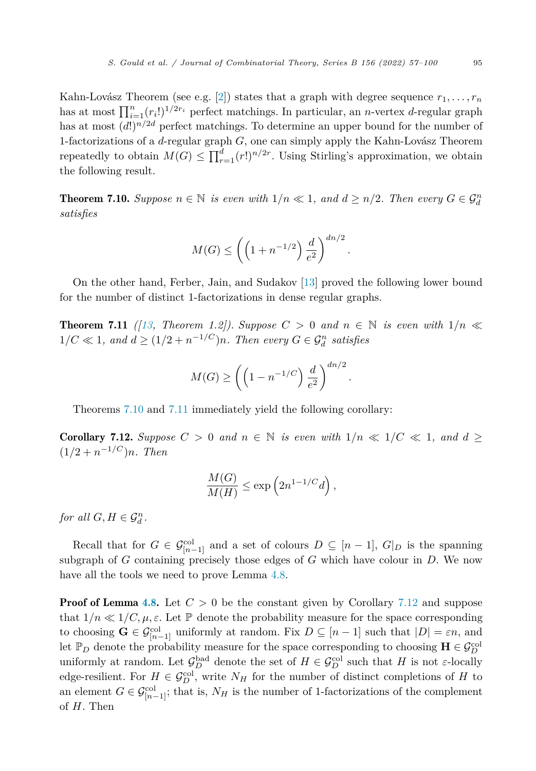Kahn-Lovász Theorem (see e.g. [2]) states that a graph with degree sequence $r_1, \ldots, r_n$ has at most $\prod_{i=1}^{n}(r_i!)^{1/2r_i}$ perfect matchings. In particular, an $n$-vertex $d$-regular graph has at most $(d!)^{n/2d}$ perfect matchings. To determine an upper bound for the number of 1-factorizations of a $d$-regular graph $G$, one can simply apply the Kahn-Lovász Theorem repeatedly to obtain $M(G) \le \prod_{r=1}^{d}(r!)^{n/2r}$. Using Stirling's approximation, we obtain the following result.

**Theorem 7.10.** *Suppose $n \in \mathbb{N}$ is even with $1/n \ll 1$, and $d \ge n/2$. Then every $G \in \mathcal{G}_d^n$ satisfies*

$$M(G) \le \left(\left(1 + n^{-1/2}\right)\frac{d}{e^2}\right)^{dn/2}.$$

On the other hand, Ferber, Jain, and Sudakov [13] proved the following lower bound for the number of distinct 1-factorizations in dense regular graphs.

**Theorem 7.11** *([13, Theorem 1.2]). Suppose $C > 0$ and $n \in \mathbb{N}$ is even with $1/n \ll 1/C \ll 1$, and $d \ge (1/2 + n^{-1/C})n$. Then every $G \in \mathcal{G}_d^n$ satisfies*

$$M(G) \ge \left(\left(1 - n^{-1/C}\right)\frac{d}{e^2}\right)^{dn/2}.$$

Theorems 7.10 and 7.11 immediately yield the following corollary:

**Corollary 7.12.** *Suppose $C > 0$ and $n \in \mathbb{N}$ is even with $1/n \ll 1/C \ll 1$, and $d \ge (1/2 + n^{-1/C})n$. Then*

$$\frac{M(G)}{M(H)} \le \exp\left(2n^{1-1/C}d\right),$$

*for all $G, H \in \mathcal{G}_d^n$.*

Recall that for $G \in \mathcal{G}_{[n-1]}^{\mathrm{col}}$ and a set of colours $D \subseteq [n-1]$, $G|_D$ is the spanning subgraph of $G$ containing precisely those edges of $G$ which have colour in $D$. We now have all the tools we need to prove Lemma 4.8.

**Proof of Lemma 4.8.** Let $C > 0$ be the constant given by Corollary 7.12 and suppose that $1/n \ll 1/C, \mu, \varepsilon$. Let $\mathbb{P}$ denote the probability measure for the space corresponding to choosing $\mathbf{G} \in \mathcal{G}_{[n-1]}^{\mathrm{col}}$ uniformly at random. Fix $D \subseteq [n-1]$ such that $|D| = \varepsilon n$, and let $\mathbb{P}_D$ denote the probability measure for the space corresponding to choosing $\mathbf{H} \in \mathcal{G}_D^{\mathrm{col}}$ uniformly at random. Let $\mathcal{G}_D^{\mathrm{bad}}$ denote the set of $H \in \mathcal{G}_D^{\mathrm{col}}$ such that $H$ is not $\varepsilon$-locally edge-resilient. For $H \in \mathcal{G}_D^{\mathrm{col}}$, write $N_H$ for the number of distinct completions of $H$ to an element $G \in \mathcal{G}_{[n-1]}^{\mathrm{col}}$; that is, $N_H$ is the number of 1-factorizations of the complement of $H$. Then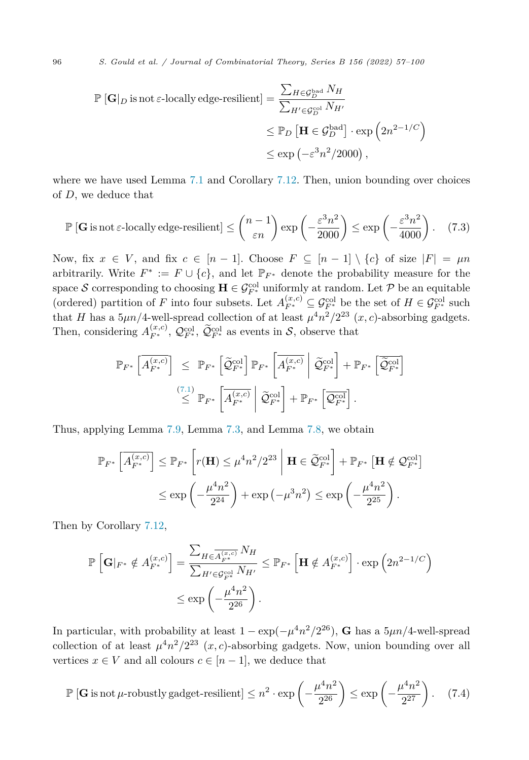$$\mathbb{P}\left[\mathbf{G}|_D \text{ is not } \varepsilon\text{-locally edge-resilient}\right] = \frac{\sum_{H \in \mathcal{G}_D^{\mathrm{bad}}} N_H}{\sum_{H' \in \mathcal{G}_D^{\mathrm{col}}} N_{H'}}$$
$$\leq \mathbb{P}_D\left[\mathbf{H} \in \mathcal{G}_D^{\mathrm{bad}}\right] \cdot \exp\left(2n^{2-1/C}\right)$$
$$\leq \exp\left(-\varepsilon^3 n^2/2000\right),$$

where we have used Lemma 7.1 and Corollary 7.12. Then, union bounding over choices of $D$, we deduce that

$$\mathbb{P}\left[\mathbf{G} \text{ is not } \varepsilon\text{-locally edge-resilient}\right] \leq \binom{n-1}{\varepsilon n} \exp\left(-\frac{\varepsilon^3 n^2}{2000}\right) \leq \exp\left(-\frac{\varepsilon^3 n^2}{4000}\right). \quad (7.3)$$

Now, fix $x \in V$, and fix $c \in [n-1]$. Choose $F \subseteq [n-1] \setminus \{c\}$ of size $|F| = \mu n$ arbitrarily. Write $F^* := F \cup \{c\}$, and let $\mathbb{P}_{F^*}$ denote the probability measure for the space $\mathcal{S}$ corresponding to choosing $\mathbf{H} \in \mathcal{G}_{F^*}^{\mathrm{col}}$ uniformly at random. Let $\mathcal{P}$ be an equitable (ordered) partition of $F$ into four subsets. Let $A_{F^*}^{(x,c)} \subseteq \mathcal{G}_{F^*}^{\mathrm{col}}$ be the set of $H \in \mathcal{G}_{F^*}^{\mathrm{col}}$ such that $H$ has a $5\mu n/4$-well-spread collection of at least $\mu^4 n^2/2^{23}$ $(x,c)$-absorbing gadgets. Then, considering $A_{F^*}^{(x,c)}$, $\mathcal{Q}_{F^*}^{\mathrm{col}}$, $\widetilde{\mathcal{Q}}_{F^*}^{\mathrm{col}}$ as events in $\mathcal{S}$, observe that

$$\mathbb{P}_{F^*}\left[\overline{A_{F^*}^{(x,c)}}\right] \leq \mathbb{P}_{F^*}\left[\widetilde{\mathcal{Q}}_{F^*}^{\mathrm{col}}\right] \mathbb{P}_{F^*}\left[\overline{A_{F^*}^{(x,c)}} \;\middle|\; \widetilde{\mathcal{Q}}_{F^*}^{\mathrm{col}}\right] + \mathbb{P}_{F^*}\left[\overline{\widetilde{\mathcal{Q}}_{F^*}^{\mathrm{col}}}\right]$$
$$\overset{(7.1)}{\leq} \mathbb{P}_{F^*}\left[\overline{A_{F^*}^{(x,c)}} \;\middle|\; \widetilde{\mathcal{Q}}_{F^*}^{\mathrm{col}}\right] + \mathbb{P}_{F^*}\left[\overline{\mathcal{Q}_{F^*}^{\mathrm{col}}}\right].$$

Thus, applying Lemma 7.9, Lemma 7.3, and Lemma 7.8, we obtain

$$\mathbb{P}_{F^*}\left[\overline{A_{F^*}^{(x,c)}}\right] \leq \mathbb{P}_{F^*}\left[r(\mathbf{H}) \leq \mu^4 n^2/2^{23} \;\middle|\; \mathbf{H} \in \widetilde{\mathcal{Q}}_{F^*}^{\mathrm{col}}\right] + \mathbb{P}_{F^*}\left[\mathbf{H} \notin \mathcal{Q}_{F^*}^{\mathrm{col}}\right]$$
$$\leq \exp\left(-\frac{\mu^4 n^2}{2^{24}}\right) + \exp\left(-\mu^3 n^2\right) \leq \exp\left(-\frac{\mu^4 n^2}{2^{25}}\right).$$

Then by Corollary 7.12,

$$\mathbb{P}\left[\mathbf{G}|_{F^*} \notin A_{F^*}^{(x,c)}\right] = \frac{\sum_{H \in \overline{A_{F^*}^{(x,c)}}} N_H}{\sum_{H' \in \mathcal{G}_{F^*}^{\mathrm{col}}} N_{H'}} \leq \mathbb{P}_{F^*}\left[\mathbf{H} \notin A_{F^*}^{(x,c)}\right] \cdot \exp\left(2n^{2-1/C}\right)$$
$$\leq \exp\left(-\frac{\mu^4 n^2}{2^{26}}\right).$$

In particular, with probability at least $1 - \exp(-\mu^4 n^2/2^{26})$, $\mathbf{G}$ has a $5\mu n/4$-well-spread collection of at least $\mu^4 n^2/2^{23}$ $(x,c)$-absorbing gadgets. Now, union bounding over all vertices $x \in V$ and all colours $c \in [n-1]$, we deduce that

$$\mathbb{P}\left[\mathbf{G} \text{ is not } \mu\text{-robustly gadget-resilient}\right] \leq n^2 \cdot \exp\left(-\frac{\mu^4 n^2}{2^{26}}\right) \leq \exp\left(-\frac{\mu^4 n^2}{2^{27}}\right). \quad (7.4)$$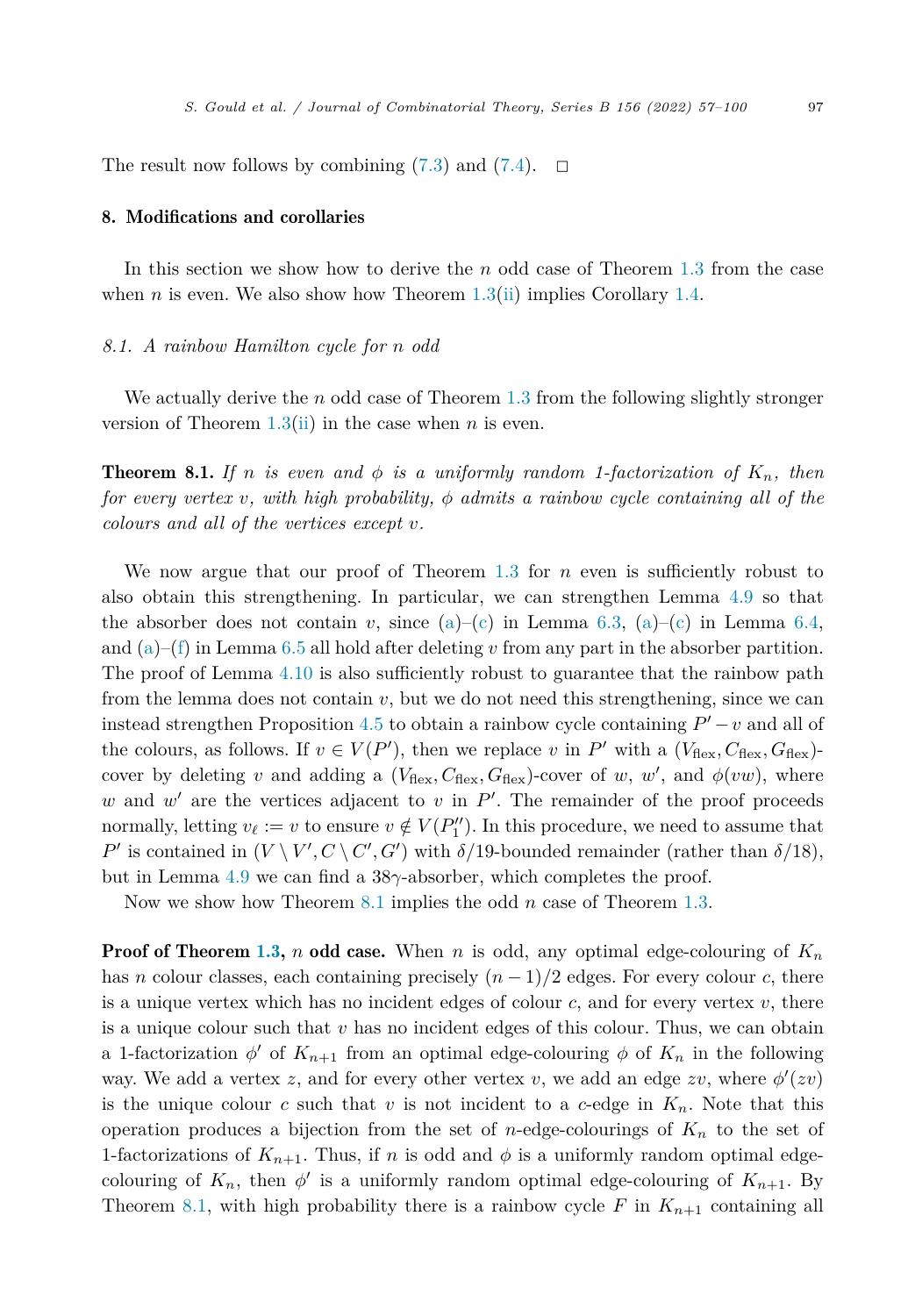The result now follows by combining (7.3) and (7.4). □

## 8. Modifications and corollaries

In this section we show how to derive the $n$ odd case of Theorem 1.3 from the case when $n$ is even. We also show how Theorem 1.3(ii) implies Corollary 1.4.

### 8.1. A rainbow Hamilton cycle for $n$ odd

We actually derive the $n$ odd case of Theorem 1.3 from the following slightly stronger version of Theorem 1.3(ii) in the case when $n$ is even.

**Theorem 8.1.** *If $n$ is even and $\phi$ is a uniformly random 1-factorization of $K_n$, then for every vertex $v$, with high probability, $\phi$ admits a rainbow cycle containing all of the colours and all of the vertices except $v$.*

We now argue that our proof of Theorem 1.3 for $n$ even is sufficiently robust to also obtain this strengthening. In particular, we can strengthen Lemma 4.9 so that the absorber does not contain $v$, since (a)–(c) in Lemma 6.3, (a)–(c) in Lemma 6.4, and (a)–(f) in Lemma 6.5 all hold after deleting $v$ from any part in the absorber partition. The proof of Lemma 4.10 is also sufficiently robust to guarantee that the rainbow path from the lemma does not contain $v$, but we do not need this strengthening, since we can instead strengthen Proposition 4.5 to obtain a rainbow cycle containing $P' - v$ and all of the colours, as follows. If $v \in V(P')$, then we replace $v$ in $P'$ with a $(V_{\text{flex}}, C_{\text{flex}}, G_{\text{flex}})$-cover by deleting $v$ and adding a $(V_{\text{flex}}, C_{\text{flex}}, G_{\text{flex}})$-cover of $w$, $w'$, and $\phi(vw)$, where $w$ and $w'$ are the vertices adjacent to $v$ in $P'$. The remainder of the proof proceeds normally, letting $v_\ell := v$ to ensure $v \notin V(P_1'')$. In this procedure, we need to assume that $P'$ is contained in $(V \setminus V', C \setminus C', G')$ with $\delta/19$-bounded remainder (rather than $\delta/18$), but in Lemma 4.9 we can find a $38\gamma$-absorber, which completes the proof.

Now we show how Theorem 8.1 implies the odd $n$ case of Theorem 1.3.

**Proof of Theorem 1.3, $n$ odd case.** When $n$ is odd, any optimal edge-colouring of $K_n$ has $n$ colour classes, each containing precisely $(n-1)/2$ edges. For every colour $c$, there is a unique vertex which has no incident edges of colour $c$, and for every vertex $v$, there is a unique colour such that $v$ has no incident edges of this colour. Thus, we can obtain a 1-factorization $\phi'$ of $K_{n+1}$ from an optimal edge-colouring $\phi$ of $K_n$ in the following way. We add a vertex $z$, and for every other vertex $v$, we add an edge $zv$, where $\phi'(zv)$ is the unique colour $c$ such that $v$ is not incident to a $c$-edge in $K_n$. Note that this operation produces a bijection from the set of $n$-edge-colourings of $K_n$ to the set of 1-factorizations of $K_{n+1}$. Thus, if $n$ is odd and $\phi$ is a uniformly random optimal edge-colouring of $K_n$, then $\phi'$ is a uniformly random optimal edge-colouring of $K_{n+1}$. By Theorem 8.1, with high probability there is a rainbow cycle $F$ in $K_{n+1}$ containing all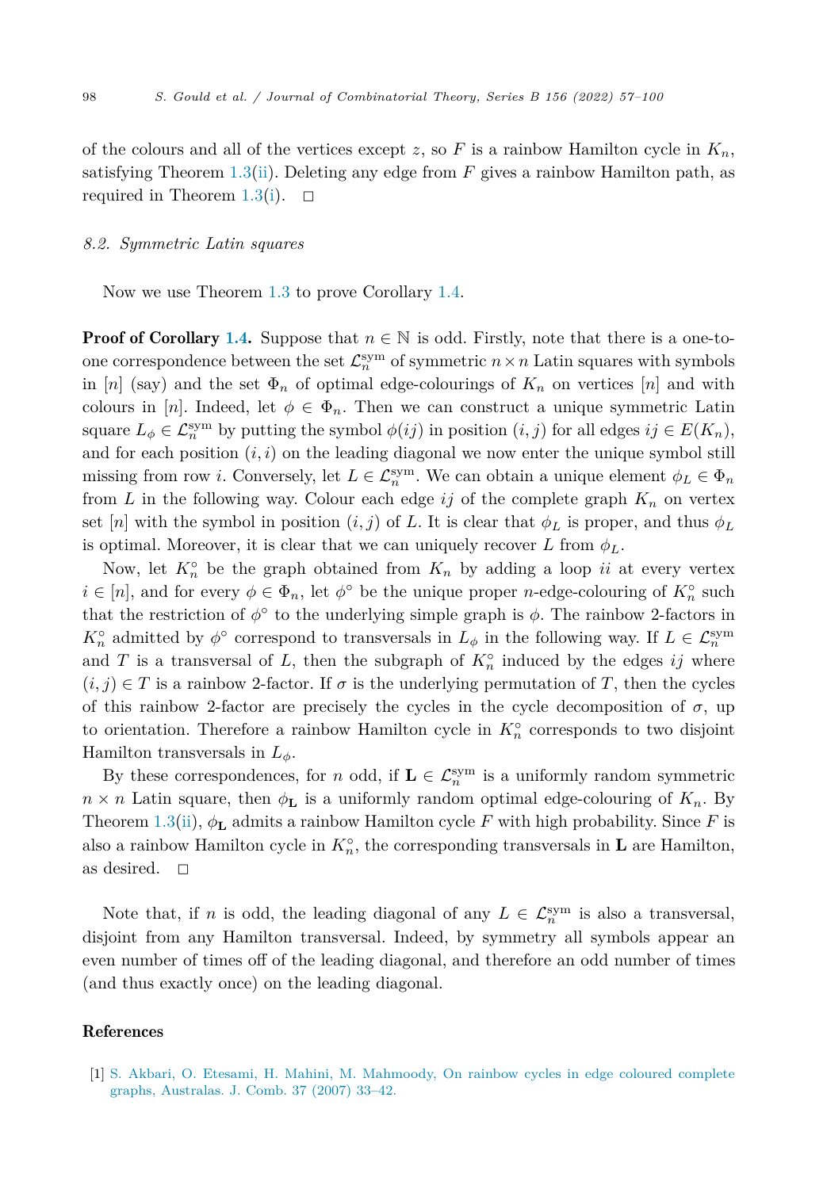of the colours and all of the vertices except $z$, so $F$ is a rainbow Hamilton cycle in $K_n$, satisfying Theorem 1.3(ii). Deleting any edge from $F$ gives a rainbow Hamilton path, as required in Theorem 1.3(i). $\square$

### 8.2. Symmetric Latin squares

Now we use Theorem 1.3 to prove Corollary 1.4.

**Proof of Corollary 1.4.** Suppose that $n \in \mathbb{N}$ is odd. Firstly, note that there is a one-to-one correspondence between the set $\mathcal{L}_n^{\mathrm{sym}}$ of symmetric $n \times n$ Latin squares with symbols in $[n]$ (say) and the set $\Phi_n$ of optimal edge-colourings of $K_n$ on vertices $[n]$ and with colours in $[n]$. Indeed, let $\phi \in \Phi_n$. Then we can construct a unique symmetric Latin square $L_\phi \in \mathcal{L}_n^{\mathrm{sym}}$ by putting the symbol $\phi(ij)$ in position $(i, j)$ for all edges $ij \in E(K_n)$, and for each position $(i, i)$ on the leading diagonal we now enter the unique symbol still missing from row $i$. Conversely, let $L \in \mathcal{L}_n^{\mathrm{sym}}$. We can obtain a unique element $\phi_L \in \Phi_n$ from $L$ in the following way. Colour each edge $ij$ of the complete graph $K_n$ on vertex set $[n]$ with the symbol in position $(i, j)$ of $L$. It is clear that $\phi_L$ is proper, and thus $\phi_L$ is optimal. Moreover, it is clear that we can uniquely recover $L$ from $\phi_L$.

Now, let $K_n^\circ$ be the graph obtained from $K_n$ by adding a loop $ii$ at every vertex $i \in [n]$, and for every $\phi \in \Phi_n$, let $\phi^\circ$ be the unique proper $n$-edge-colouring of $K_n^\circ$ such that the restriction of $\phi^\circ$ to the underlying simple graph is $\phi$. The rainbow 2-factors in $K_n^\circ$ admitted by $\phi^\circ$ correspond to transversals in $L_\phi$ in the following way. If $L \in \mathcal{L}_n^{\mathrm{sym}}$ and $T$ is a transversal of $L$, then the subgraph of $K_n^\circ$ induced by the edges $ij$ where $(i, j) \in T$ is a rainbow 2-factor. If $\sigma$ is the underlying permutation of $T$, then the cycles of this rainbow 2-factor are precisely the cycles in the cycle decomposition of $\sigma$, up to orientation. Therefore a rainbow Hamilton cycle in $K_n^\circ$ corresponds to two disjoint Hamilton transversals in $L_\phi$.

By these correspondences, for $n$ odd, if $\mathbf{L} \in \mathcal{L}_n^{\mathrm{sym}}$ is a uniformly random symmetric $n \times n$ Latin square, then $\phi_{\mathbf{L}}$ is a uniformly random optimal edge-colouring of $K_n$. By Theorem 1.3(ii), $\phi_{\mathbf{L}}$ admits a rainbow Hamilton cycle $F$ with high probability. Since $F$ is also a rainbow Hamilton cycle in $K_n^\circ$, the corresponding transversals in $\mathbf{L}$ are Hamilton, as desired. $\square$

Note that, if $n$ is odd, the leading diagonal of any $L \in \mathcal{L}_n^{\mathrm{sym}}$ is also a transversal, disjoint from any Hamilton transversal. Indeed, by symmetry all symbols appear an even number of times off of the leading diagonal, and therefore an odd number of times (and thus exactly once) on the leading diagonal.

## References

[1] S. Akbari, O. Etesami, H. Mahini, M. Mahmoody, On rainbow cycles in edge coloured complete graphs, Australas. J. Comb. 37 (2007) 33–42.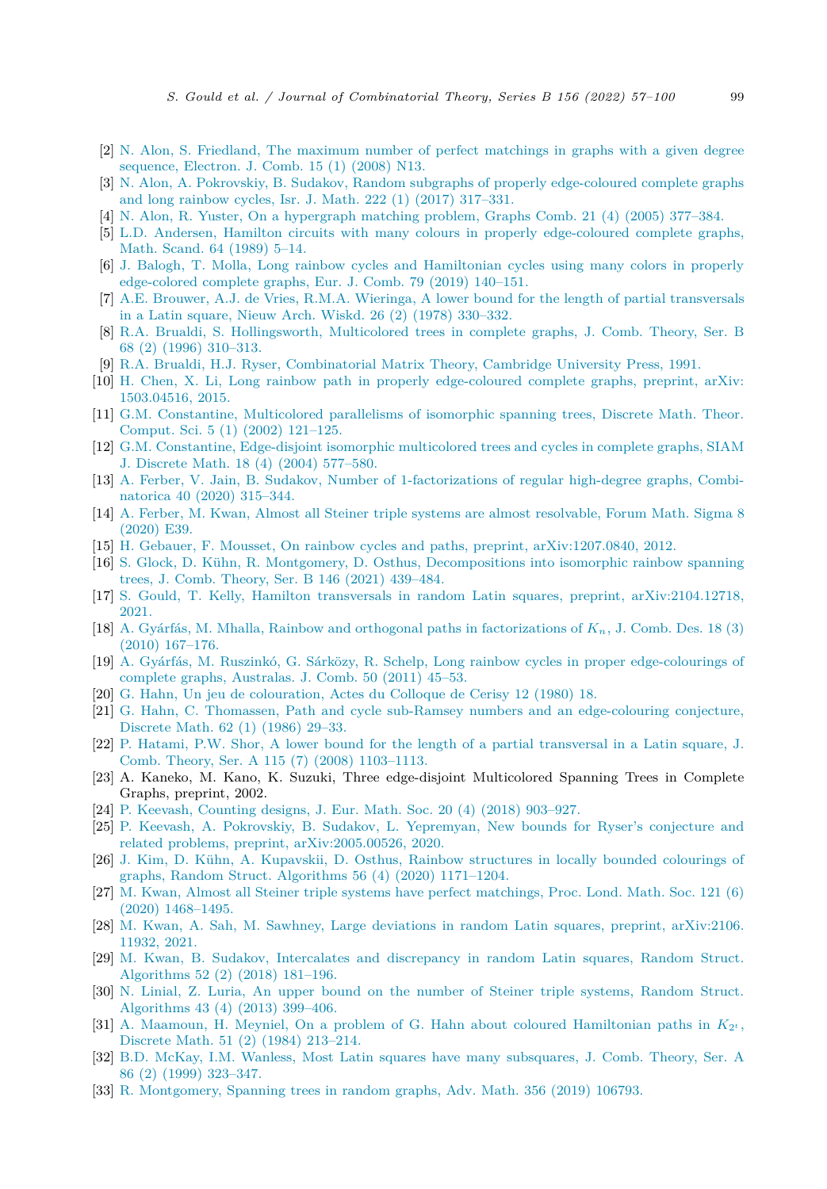[2] N. Alon, S. Friedland, The maximum number of perfect matchings in graphs with a given degree sequence, Electron. J. Comb. 15 (1) (2008) N13.

[3] N. Alon, A. Pokrovskiy, B. Sudakov, Random subgraphs of properly edge-coloured complete graphs and long rainbow cycles, Isr. J. Math. 222 (1) (2017) 317–331.

[4] N. Alon, R. Yuster, On a hypergraph matching problem, Graphs Comb. 21 (4) (2005) 377–384.

[5] L.D. Andersen, Hamilton circuits with many colours in properly edge-coloured complete graphs, Math. Scand. 64 (1989) 5–14.

[6] J. Balogh, T. Molla, Long rainbow cycles and Hamiltonian cycles using many colors in properly edge-colored complete graphs, Eur. J. Comb. 79 (2019) 140–151.

[7] A.E. Brouwer, A.J. de Vries, R.M.A. Wieringa, A lower bound for the length of partial transversals in a Latin square, Nieuw Arch. Wiskd. 26 (2) (1978) 330–332.

[8] R.A. Brualdi, S. Hollingsworth, Multicolored trees in complete graphs, J. Comb. Theory, Ser. B 68 (2) (1996) 310–313.

[9] R.A. Brualdi, H.J. Ryser, Combinatorial Matrix Theory, Cambridge University Press, 1991.

[10] H. Chen, X. Li, Long rainbow path in properly edge-coloured complete graphs, preprint, arXiv:1503.04516, 2015.

[11] G.M. Constantine, Multicolored parallelisms of isomorphic spanning trees, Discrete Math. Theor. Comput. Sci. 5 (1) (2002) 121–125.

[12] G.M. Constantine, Edge-disjoint isomorphic multicolored trees and cycles in complete graphs, SIAM J. Discrete Math. 18 (4) (2004) 577–580.

[13] A. Ferber, V. Jain, B. Sudakov, Number of 1-factorizations of regular high-degree graphs, Combinatorica 40 (2020) 315–344.

[14] A. Ferber, M. Kwan, Almost all Steiner triple systems are almost resolvable, Forum Math. Sigma 8 (2020) E39.

[15] H. Gebauer, F. Mousset, On rainbow cycles and paths, preprint, arXiv:1207.0840, 2012.

[16] S. Glock, D. Kühn, R. Montgomery, D. Osthus, Decompositions into isomorphic rainbow spanning trees, J. Comb. Theory, Ser. B 146 (2021) 439–484.

[17] S. Gould, T. Kelly, Hamilton transversals in random Latin squares, preprint, arXiv:2104.12718, 2021.

[18] A. Gyárfás, M. Mhalla, Rainbow and orthogonal paths in factorizations of $K_n$, J. Comb. Des. 18 (3) (2010) 167–176.

[19] A. Gyárfás, M. Ruszinkó, G. Sárközy, R. Schelp, Long rainbow cycles in proper edge-colourings of complete graphs, Australas. J. Comb. 50 (2011) 45–53.

[20] G. Hahn, Un jeu de colouration, Actes du Colloque de Cerisy 12 (1980) 18.

[21] G. Hahn, C. Thomassen, Path and cycle sub-Ramsey numbers and an edge-colouring conjecture, Discrete Math. 62 (1) (1986) 29–33.

[22] P. Hatami, P.W. Shor, A lower bound for the length of a partial transversal in a Latin square, J. Comb. Theory, Ser. A 115 (7) (2008) 1103–1113.

[23] A. Kaneko, M. Kano, K. Suzuki, Three edge-disjoint Multicolored Spanning Trees in Complete Graphs, preprint, 2002.

[24] P. Keevash, Counting designs, J. Eur. Math. Soc. 20 (4) (2018) 903–927.

[25] P. Keevash, A. Pokrovskiy, B. Sudakov, L. Yepremyan, New bounds for Ryser's conjecture and related problems, preprint, arXiv:2005.00526, 2020.

[26] J. Kim, D. Kühn, A. Kupavskii, D. Osthus, Rainbow structures in locally bounded colourings of graphs, Random Struct. Algorithms 56 (4) (2020) 1171–1204.

[27] M. Kwan, Almost all Steiner triple systems have perfect matchings, Proc. Lond. Math. Soc. 121 (6) (2020) 1468–1495.

[28] M. Kwan, A. Sah, M. Sawhney, Large deviations in random Latin squares, preprint, arXiv:2106.11932, 2021.

[29] M. Kwan, B. Sudakov, Intercalates and discrepancy in random Latin squares, Random Struct. Algorithms 52 (2) (2018) 181–196.

[30] N. Linial, Z. Luria, An upper bound on the number of Steiner triple systems, Random Struct. Algorithms 43 (4) (2013) 399–406.

[31] A. Maamoun, H. Meyniel, On a problem of G. Hahn about coloured Hamiltonian paths in $K_{2^t}$, Discrete Math. 51 (2) (1984) 213–214.

[32] B.D. McKay, I.M. Wanless, Most Latin squares have many subsquares, J. Comb. Theory, Ser. A 86 (2) (1999) 323–347.

[33] R. Montgomery, Spanning trees in random graphs, Adv. Math. 356 (2019) 106793.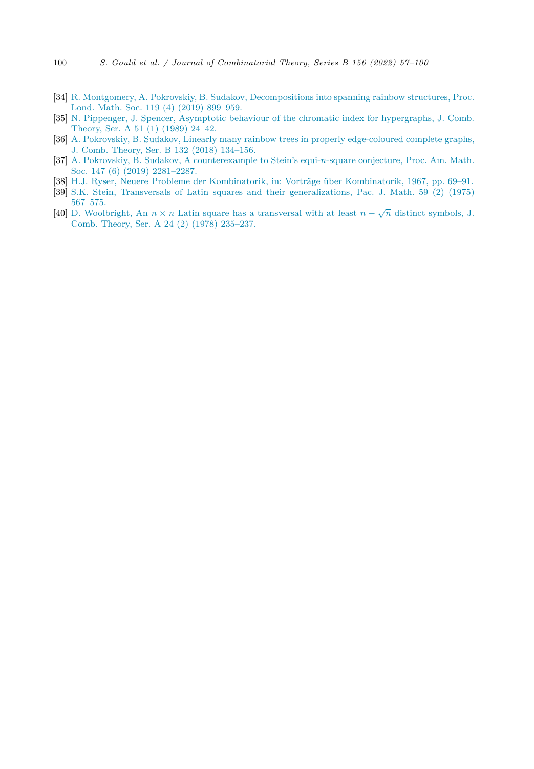[34] R. Montgomery, A. Pokrovskiy, B. Sudakov, Decompositions into spanning rainbow structures, Proc. Lond. Math. Soc. 119 (4) (2019) 899–959.

[35] N. Pippenger, J. Spencer, Asymptotic behaviour of the chromatic index for hypergraphs, J. Comb. Theory, Ser. A 51 (1) (1989) 24–42.

[36] A. Pokrovskiy, B. Sudakov, Linearly many rainbow trees in properly edge-coloured complete graphs, J. Comb. Theory, Ser. B 132 (2018) 134–156.

[37] A. Pokrovskiy, B. Sudakov, A counterexample to Stein's equi-$n$-square conjecture, Proc. Am. Math. Soc. 147 (6) (2019) 2281–2287.

[38] H.J. Ryser, Neuere Probleme der Kombinatorik, in: Vorträge über Kombinatorik, 1967, pp. 69–91.

[39] S.K. Stein, Transversals of Latin squares and their generalizations, Pac. J. Math. 59 (2) (1975) 567–575.

[40] D. Woolbright, An $n \times n$ Latin square has a transversal with at least $n - \sqrt{n}$ distinct symbols, J. Comb. Theory, Ser. A 24 (2) (1978) 235–237.